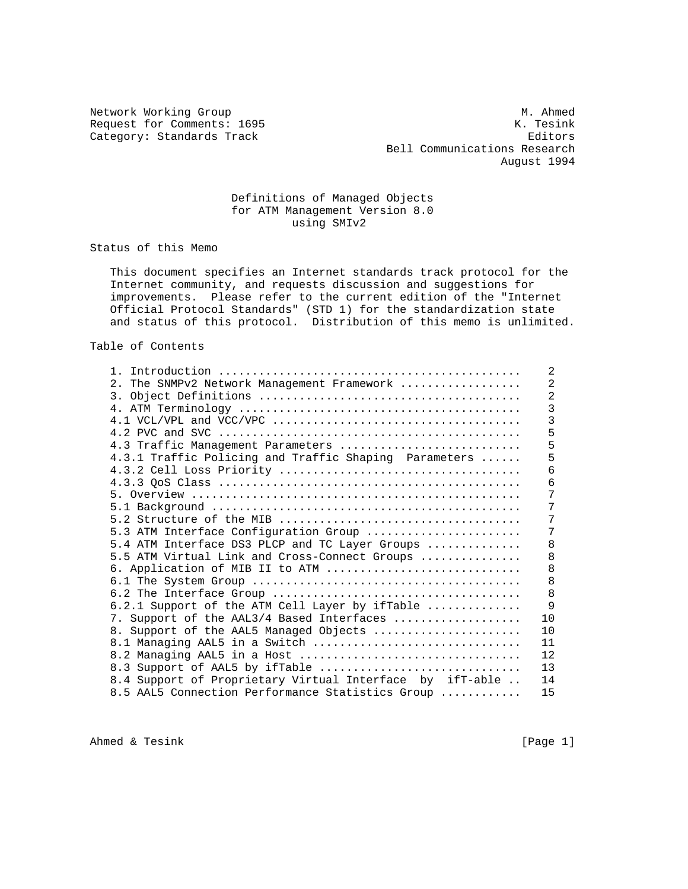Network Working Group                                          M. Ahmed
Request for Comments: 1695                                    K. Tesink
Category: Standards Track                                       Editors
                                          Bell Communications Research
                                                            August 1994

# Definitions of Managed Objects for ATM Management Version 8.0 using SMIv2

## Status of this Memo

This document specifies an Internet standards track protocol for the Internet community, and requests discussion and suggestions for improvements. Please refer to the current edition of the "Internet Official Protocol Standards" (STD 1) for the standardization state and status of this protocol. Distribution of this memo is unlimited.

## Table of Contents

| Section | Page |
|---|---|
| 1. Introduction | 2 |
| 2. The SNMPv2 Network Management Framework | 2 |
| 3. Object Definitions | 2 |
| 4. ATM Terminology | 3 |
| 4.1 VCL/VPL and VCC/VPC | 3 |
| 4.2 PVC and SVC | 5 |
| 4.3 Traffic Management Parameters | 5 |
| 4.3.1 Traffic Policing and Traffic Shaping Parameters | 5 |
| 4.3.2 Cell Loss Priority | 6 |
| 4.3.3 QoS Class | 6 |
| 5. Overview | 7 |
| 5.1 Background | 7 |
| 5.2 Structure of the MIB | 7 |
| 5.3 ATM Interface Configuration Group | 7 |
| 5.4 ATM Interface DS3 PLCP and TC Layer Groups | 8 |
| 5.5 ATM Virtual Link and Cross-Connect Groups | 8 |
| 6. Application of MIB II to ATM | 8 |
| 6.1 The System Group | 8 |
| 6.2 The Interface Group | 8 |
| 6.2.1 Support of the ATM Cell Layer by ifTable | 9 |
| 7. Support of the AAL3/4 Based Interfaces | 10 |
| 8. Support of the AAL5 Managed Objects | 10 |
| 8.1 Managing AAL5 in a Switch | 11 |
| 8.2 Managing AAL5 in a Host | 12 |
| 8.3 Support of AAL5 by ifTable | 13 |
| 8.4 Support of Proprietary Virtual Interface by ifT-able | 14 |
| 8.5 AAL5 Connection Performance Statistics Group | 15 |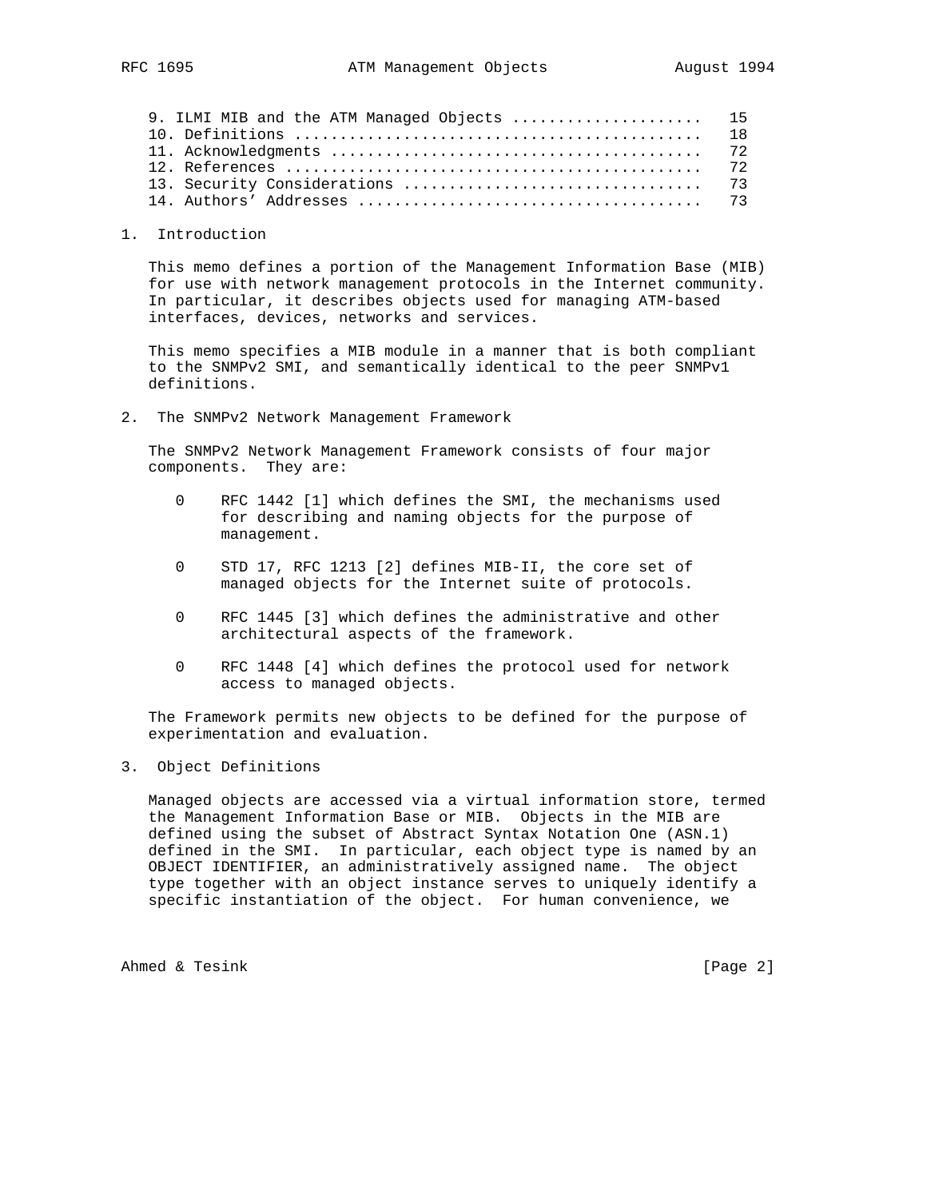| | |
|---|---|
| 9. ILMI MIB and the ATM Managed Objects | 15 |
| 10. Definitions | 18 |
| 11. Acknowledgments | 72 |
| 12. References | 72 |
| 13. Security Considerations | 73 |
| 14. Authors' Addresses | 73 |

## 1. Introduction

This memo defines a portion of the Management Information Base (MIB) for use with network management protocols in the Internet community. In particular, it describes objects used for managing ATM-based interfaces, devices, networks and services.

This memo specifies a MIB module in a manner that is both compliant to the SNMPv2 SMI, and semantically identical to the peer SNMPv1 definitions.

## 2. The SNMPv2 Network Management Framework

The SNMPv2 Network Management Framework consists of four major components. They are:

- RFC 1442 [1] which defines the SMI, the mechanisms used for describing and naming objects for the purpose of management.
- STD 17, RFC 1213 [2] defines MIB-II, the core set of managed objects for the Internet suite of protocols.
- RFC 1445 [3] which defines the administrative and other architectural aspects of the framework.
- RFC 1448 [4] which defines the protocol used for network access to managed objects.

The Framework permits new objects to be defined for the purpose of experimentation and evaluation.

## 3. Object Definitions

Managed objects are accessed via a virtual information store, termed the Management Information Base or MIB. Objects in the MIB are defined using the subset of Abstract Syntax Notation One (ASN.1) defined in the SMI. In particular, each object type is named by an OBJECT IDENTIFIER, an administratively assigned name. The object type together with an object instance serves to uniquely identify a specific instantiation of the object. For human convenience, we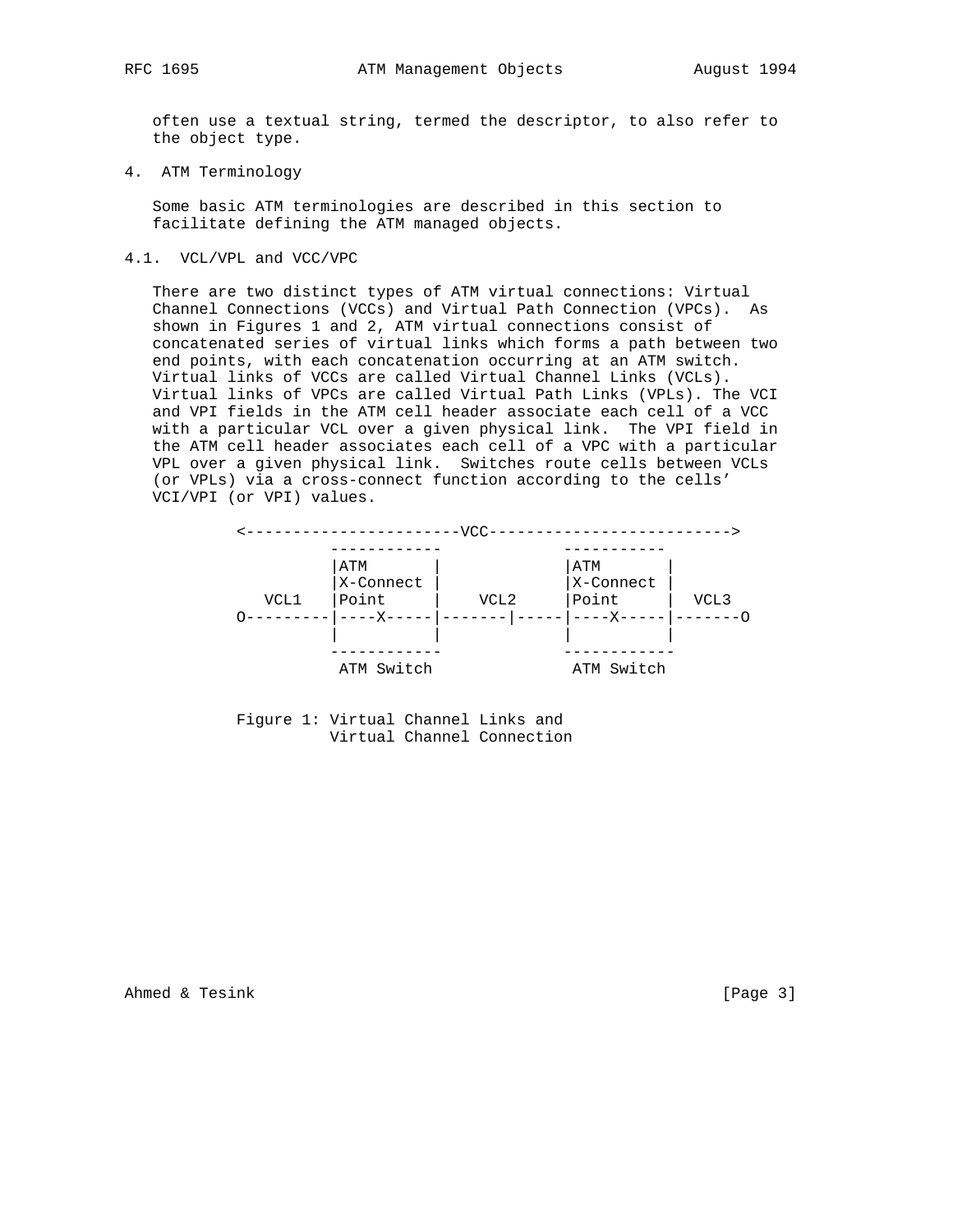often use a textual string, termed the descriptor, to also refer to the object type.

## 4. ATM Terminology

Some basic ATM terminologies are described in this section to facilitate defining the ATM managed objects.

### 4.1. VCL/VPL and VCC/VPC

There are two distinct types of ATM virtual connections: Virtual Channel Connections (VCCs) and Virtual Path Connection (VPCs). As shown in Figures 1 and 2, ATM virtual connections consist of concatenated series of virtual links which forms a path between two end points, with each concatenation occurring at an ATM switch. Virtual links of VCCs are called Virtual Channel Links (VCLs). Virtual links of VPCs are called Virtual Path Links (VPLs). The VCI and VPI fields in the ATM cell header associate each cell of a VCC with a particular VCL over a given physical link. The VPI field in the ATM cell header associates each cell of a VPC with a particular VPL over a given physical link. Switches route cells between VCLs (or VPLs) via a cross-connect function according to the cells' VCI/VPI (or VPI) values.

```
<-----------------------VCC-------------------------->
          ------------            -----------
          |ATM       |            |ATM       |
          |X-Connect |            |X-Connect |
   VCL1   |Point     |    VCL2    |Point     |  VCL3
O---------|----X-----|-------|-----|----X-----|-------O
          |          |            |          |
          ------------            ------------
           ATM Switch              ATM Switch


Figure 1: Virtual Channel Links and
          Virtual Channel Connection
```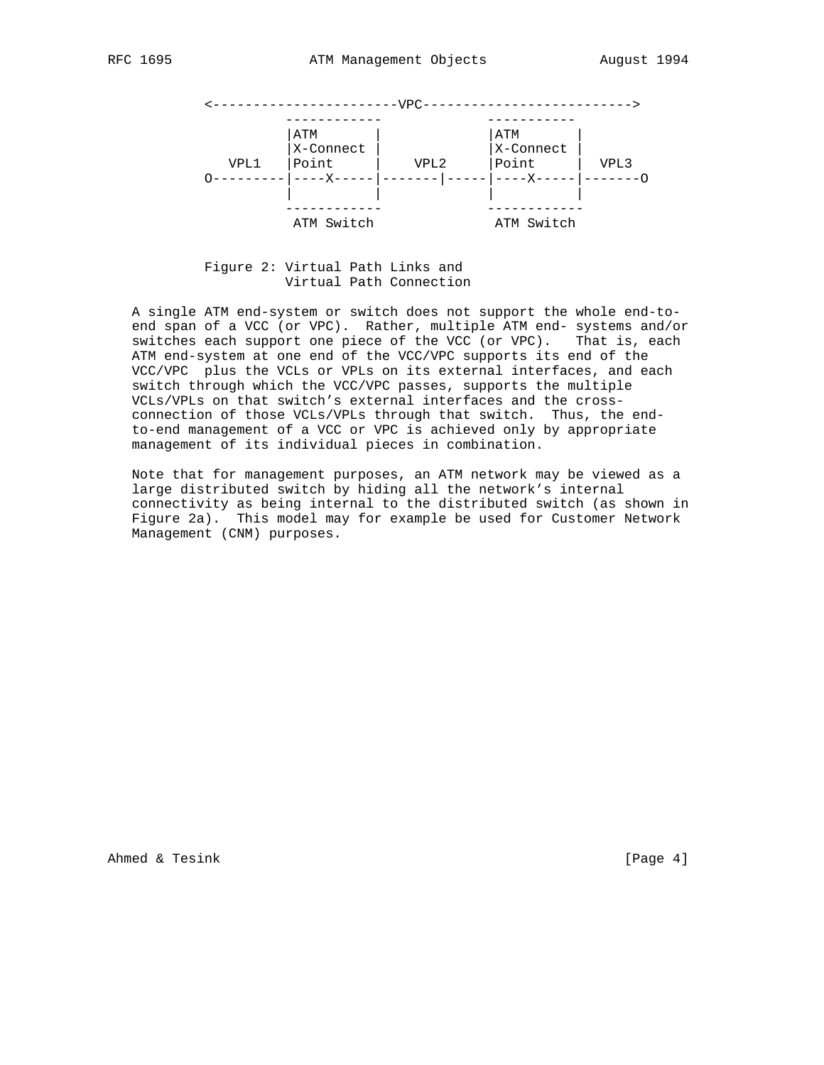```
<-----------------------VPC------------------------->
          ------------           -----------
          |ATM       |           |ATM       |
          |X-Connect |           |X-Connect |
   VPL1   |Point     |   VPL2    |Point     |  VPL3
O---------|----X-----|-------|-----|----X-----|-------O
          |          |           |          |
          ------------           ------------
           ATM Switch             ATM Switch
```

Figure 2: Virtual Path Links and
Virtual Path Connection

A single ATM end-system or switch does not support the whole end-to-end span of a VCC (or VPC). Rather, multiple ATM end- systems and/or switches each support one piece of the VCC (or VPC). That is, each ATM end-system at one end of the VCC/VPC supports its end of the VCC/VPC plus the VCLs or VPLs on its external interfaces, and each switch through which the VCC/VPC passes, supports the multiple VCLs/VPLs on that switch's external interfaces and the cross-connection of those VCLs/VPLs through that switch. Thus, the end-to-end management of a VCC or VPC is achieved only by appropriate management of its individual pieces in combination.

Note that for management purposes, an ATM network may be viewed as a large distributed switch by hiding all the network's internal connectivity as being internal to the distributed switch (as shown in Figure 2a). This model may for example be used for Customer Network Management (CNM) purposes.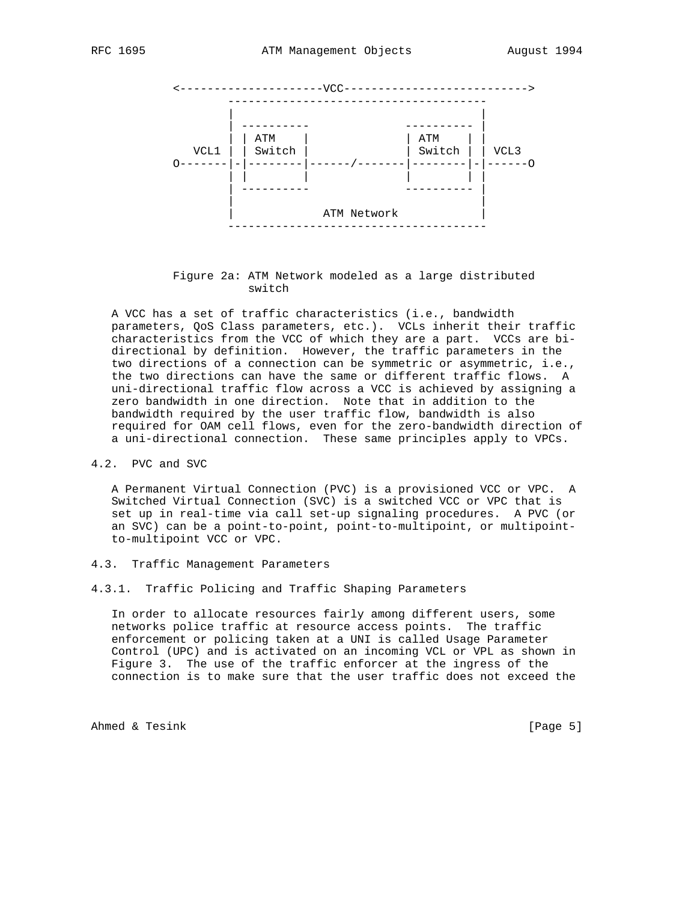```
      <---------------------VCC-------------------------->
              -------------------------------------
              |                                   |
              | ----------              ---------- |
              | | ATM    |              | ATM    | |
         VCL1 | | Switch |              | Switch | | VCL3
      O-------|-|--------|------/-------|--------|-|------O
              | |        |              |        | |
              | ----------              ---------- |
              |                                   |
              |            ATM Network            |
              -------------------------------------
```

Figure 2a: ATM Network modeled as a large distributed switch

A VCC has a set of traffic characteristics (i.e., bandwidth parameters, QoS Class parameters, etc.). VCLs inherit their traffic characteristics from the VCC of which they are a part. VCCs are bi-directional by definition. However, the traffic parameters in the two directions of a connection can be symmetric or asymmetric, i.e., the two directions can have the same or different traffic flows. A uni-directional traffic flow across a VCC is achieved by assigning a zero bandwidth in one direction. Note that in addition to the bandwidth required by the user traffic flow, bandwidth is also required for OAM cell flows, even for the zero-bandwidth direction of a uni-directional connection. These same principles apply to VPCs.

## 4.2. PVC and SVC

A Permanent Virtual Connection (PVC) is a provisioned VCC or VPC. A Switched Virtual Connection (SVC) is a switched VCC or VPC that is set up in real-time via call set-up signaling procedures. A PVC (or an SVC) can be a point-to-point, point-to-multipoint, or multipoint-to-multipoint VCC or VPC.

## 4.3. Traffic Management Parameters

### 4.3.1. Traffic Policing and Traffic Shaping Parameters

In order to allocate resources fairly among different users, some networks police traffic at resource access points. The traffic enforcement or policing taken at a UNI is called Usage Parameter Control (UPC) and is activated on an incoming VCL or VPL as shown in Figure 3. The use of the traffic enforcer at the ingress of the connection is to make sure that the user traffic does not exceed the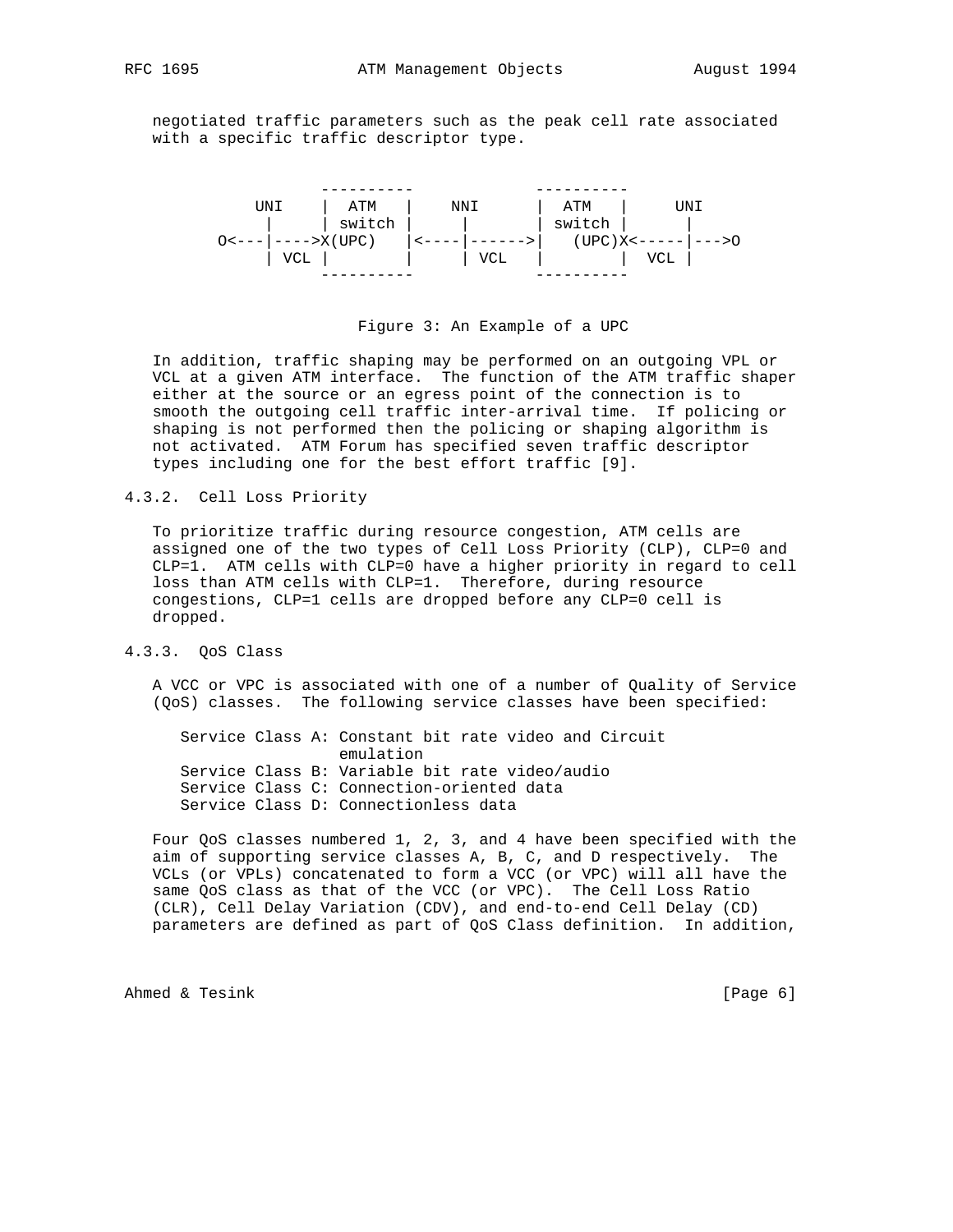negotiated traffic parameters such as the peak cell rate associated with a specific traffic descriptor type.

```
               ----------          ----------
      UNI     |  ATM    |    NNI    |  ATM    |     UNI
       |      | switch  |     |     | switch  |      |
  O<---|----->X(UPC)    |<----|------>|  (UPC)X<-----|--->O
       | VCL  |         |     | VCL   |         |  VCL |
               ----------          ----------
```

Figure 3: An Example of a UPC

In addition, traffic shaping may be performed on an outgoing VPL or VCL at a given ATM interface. The function of the ATM traffic shaper either at the source or an egress point of the connection is to smooth the outgoing cell traffic inter-arrival time. If policing or shaping is not performed then the policing or shaping algorithm is not activated. ATM Forum has specified seven traffic descriptor types including one for the best effort traffic [9].

### 4.3.2. Cell Loss Priority

To prioritize traffic during resource congestion, ATM cells are assigned one of the two types of Cell Loss Priority (CLP), CLP=0 and CLP=1. ATM cells with CLP=0 have a higher priority in regard to cell loss than ATM cells with CLP=1. Therefore, during resource congestions, CLP=1 cells are dropped before any CLP=0 cell is dropped.

### 4.3.3. QoS Class

A VCC or VPC is associated with one of a number of Quality of Service (QoS) classes. The following service classes have been specified:

- Service Class A: Constant bit rate video and Circuit emulation
- Service Class B: Variable bit rate video/audio
- Service Class C: Connection-oriented data
- Service Class D: Connectionless data

Four QoS classes numbered 1, 2, 3, and 4 have been specified with the aim of supporting service classes A, B, C, and D respectively. The VCLs (or VPLs) concatenated to form a VCC (or VPC) will all have the same QoS class as that of the VCC (or VPC). The Cell Loss Ratio (CLR), Cell Delay Variation (CDV), and end-to-end Cell Delay (CD) parameters are defined as part of QoS Class definition. In addition,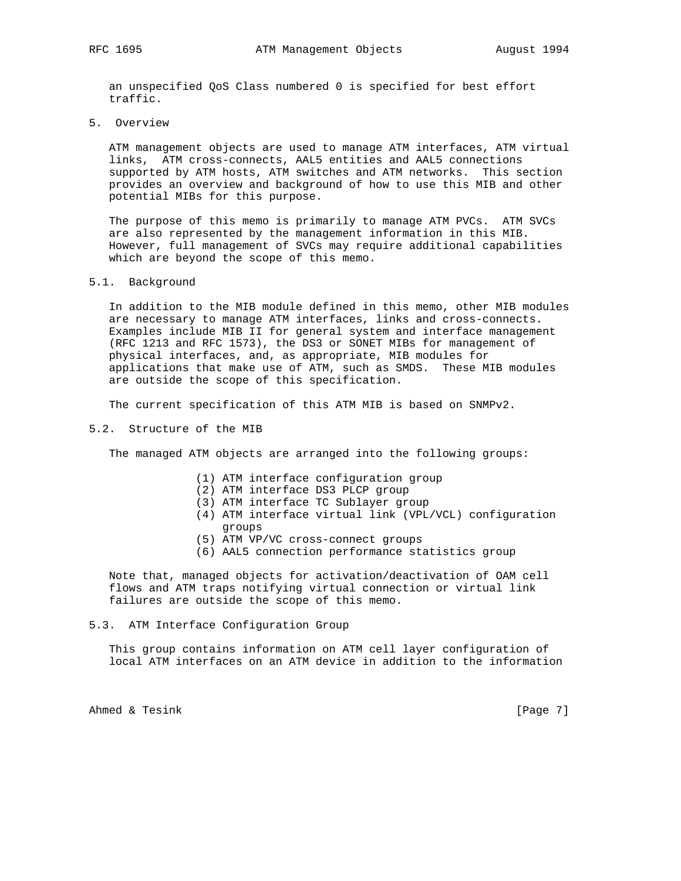an unspecified QoS Class numbered 0 is specified for best effort traffic.

## 5. Overview

ATM management objects are used to manage ATM interfaces, ATM virtual links, ATM cross-connects, AAL5 entities and AAL5 connections supported by ATM hosts, ATM switches and ATM networks. This section provides an overview and background of how to use this MIB and other potential MIBs for this purpose.

The purpose of this memo is primarily to manage ATM PVCs. ATM SVCs are also represented by the management information in this MIB. However, full management of SVCs may require additional capabilities which are beyond the scope of this memo.

### 5.1. Background

In addition to the MIB module defined in this memo, other MIB modules are necessary to manage ATM interfaces, links and cross-connects. Examples include MIB II for general system and interface management (RFC 1213 and RFC 1573), the DS3 or SONET MIBs for management of physical interfaces, and, as appropriate, MIB modules for applications that make use of ATM, such as SMDS. These MIB modules are outside the scope of this specification.

The current specification of this ATM MIB is based on SNMPv2.

### 5.2. Structure of the MIB

The managed ATM objects are arranged into the following groups:

(1) ATM interface configuration group
(2) ATM interface DS3 PLCP group
(3) ATM interface TC Sublayer group
(4) ATM interface virtual link (VPL/VCL) configuration groups
(5) ATM VP/VC cross-connect groups
(6) AAL5 connection performance statistics group

Note that, managed objects for activation/deactivation of OAM cell flows and ATM traps notifying virtual connection or virtual link failures are outside the scope of this memo.

### 5.3. ATM Interface Configuration Group

This group contains information on ATM cell layer configuration of local ATM interfaces on an ATM device in addition to the information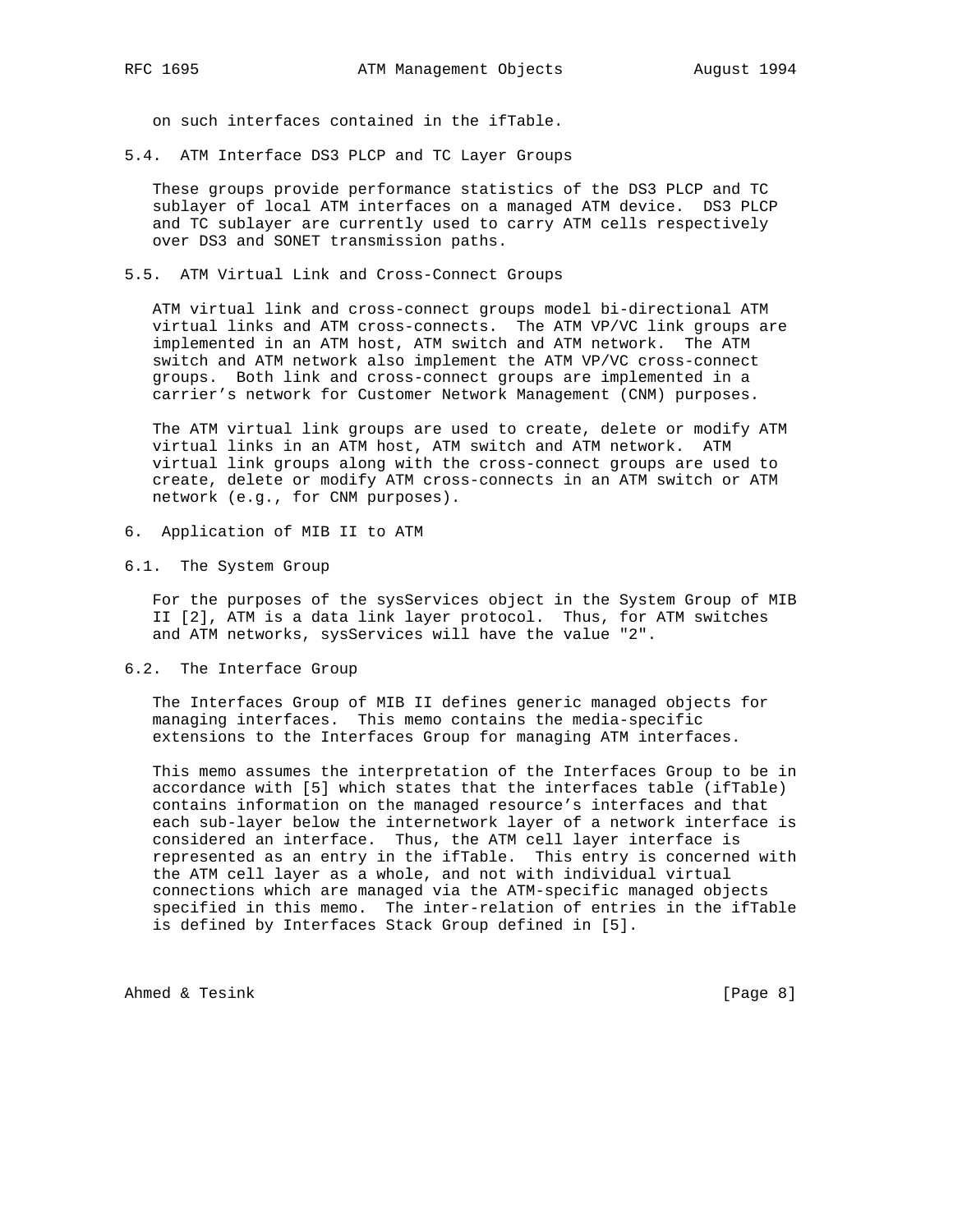on such interfaces contained in the ifTable.

### 5.4. ATM Interface DS3 PLCP and TC Layer Groups

These groups provide performance statistics of the DS3 PLCP and TC sublayer of local ATM interfaces on a managed ATM device. DS3 PLCP and TC sublayer are currently used to carry ATM cells respectively over DS3 and SONET transmission paths.

### 5.5. ATM Virtual Link and Cross-Connect Groups

ATM virtual link and cross-connect groups model bi-directional ATM virtual links and ATM cross-connects. The ATM VP/VC link groups are implemented in an ATM host, ATM switch and ATM network. The ATM switch and ATM network also implement the ATM VP/VC cross-connect groups. Both link and cross-connect groups are implemented in a carrier's network for Customer Network Management (CNM) purposes.

The ATM virtual link groups are used to create, delete or modify ATM virtual links in an ATM host, ATM switch and ATM network. ATM virtual link groups along with the cross-connect groups are used to create, delete or modify ATM cross-connects in an ATM switch or ATM network (e.g., for CNM purposes).

## 6. Application of MIB II to ATM

### 6.1. The System Group

For the purposes of the sysServices object in the System Group of MIB II [2], ATM is a data link layer protocol. Thus, for ATM switches and ATM networks, sysServices will have the value "2".

### 6.2. The Interface Group

The Interfaces Group of MIB II defines generic managed objects for managing interfaces. This memo contains the media-specific extensions to the Interfaces Group for managing ATM interfaces.

This memo assumes the interpretation of the Interfaces Group to be in accordance with [5] which states that the interfaces table (ifTable) contains information on the managed resource's interfaces and that each sub-layer below the internetwork layer of a network interface is considered an interface. Thus, the ATM cell layer interface is represented as an entry in the ifTable. This entry is concerned with the ATM cell layer as a whole, and not with individual virtual connections which are managed via the ATM-specific managed objects specified in this memo. The inter-relation of entries in the ifTable is defined by Interfaces Stack Group defined in [5].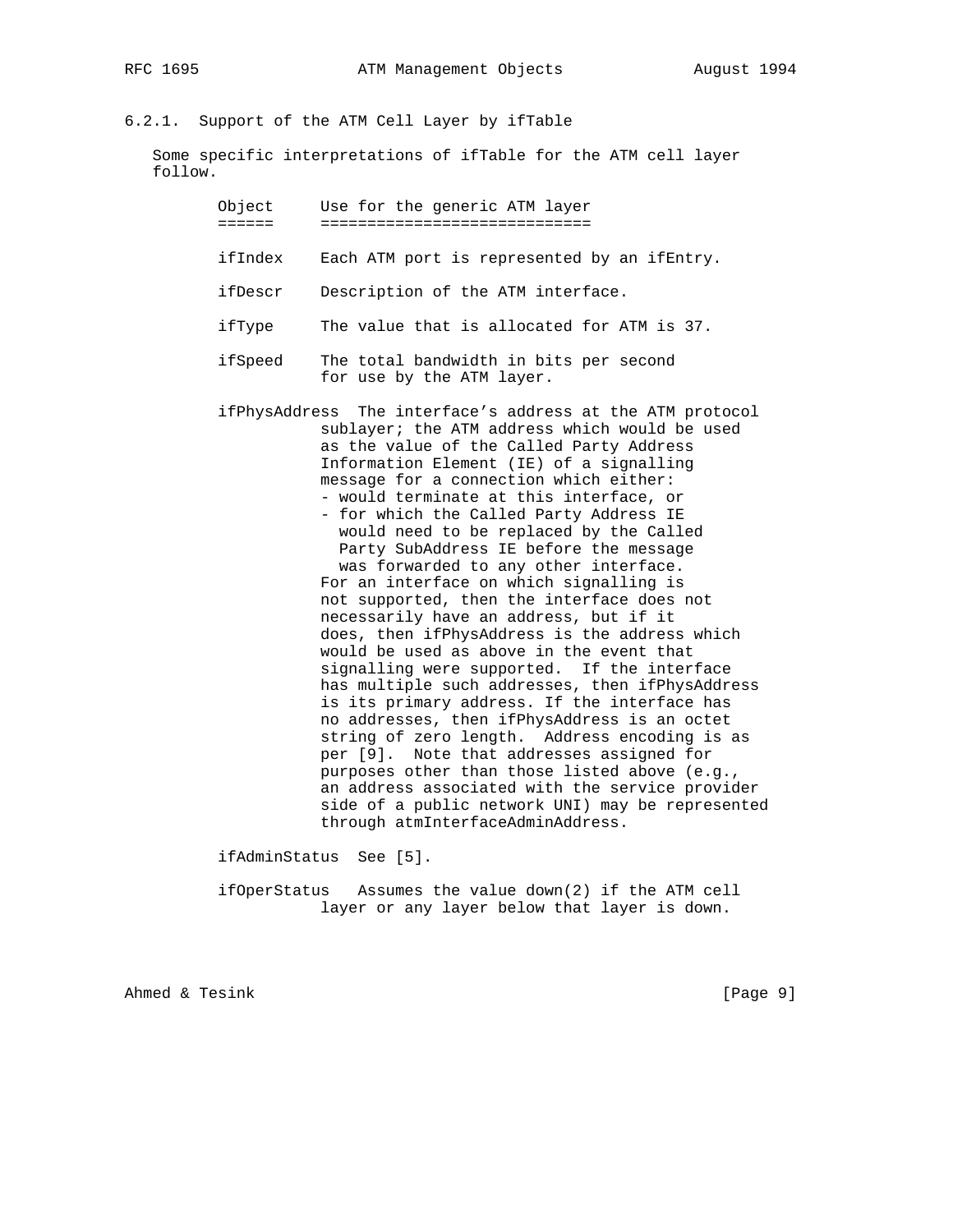### 6.2.1. Support of the ATM Cell Layer by ifTable

Some specific interpretations of ifTable for the ATM cell layer follow.

| Object | Use for the generic ATM layer |
| --- | --- |
| ifIndex | Each ATM port is represented by an ifEntry. |
| ifDescr | Description of the ATM interface. |
| ifType | The value that is allocated for ATM is 37. |
| ifSpeed | The total bandwidth in bits per second for use by the ATM layer. |
| ifPhysAddress | The interface's address at the ATM protocol sublayer; the ATM address which would be used as the value of the Called Party Address Information Element (IE) of a signalling message for a connection which either: - would terminate at this interface, or - for which the Called Party Address IE would need to be replaced by the Called Party SubAddress IE before the message was forwarded to any other interface. For an interface on which signalling is not supported, then the interface does not necessarily have an address, but if it does, then ifPhysAddress is the address which would be used as above in the event that signalling were supported. If the interface has multiple such addresses, then ifPhysAddress is its primary address. If the interface has no addresses, then ifPhysAddress is an octet string of zero length. Address encoding is as per [9]. Note that addresses assigned for purposes other than those listed above (e.g., an address associated with the service provider side of a public network UNI) may be represented through atmInterfaceAdminAddress. |
| ifAdminStatus | See [5]. |
| ifOperStatus | Assumes the value down(2) if the ATM cell layer or any layer below that layer is down. |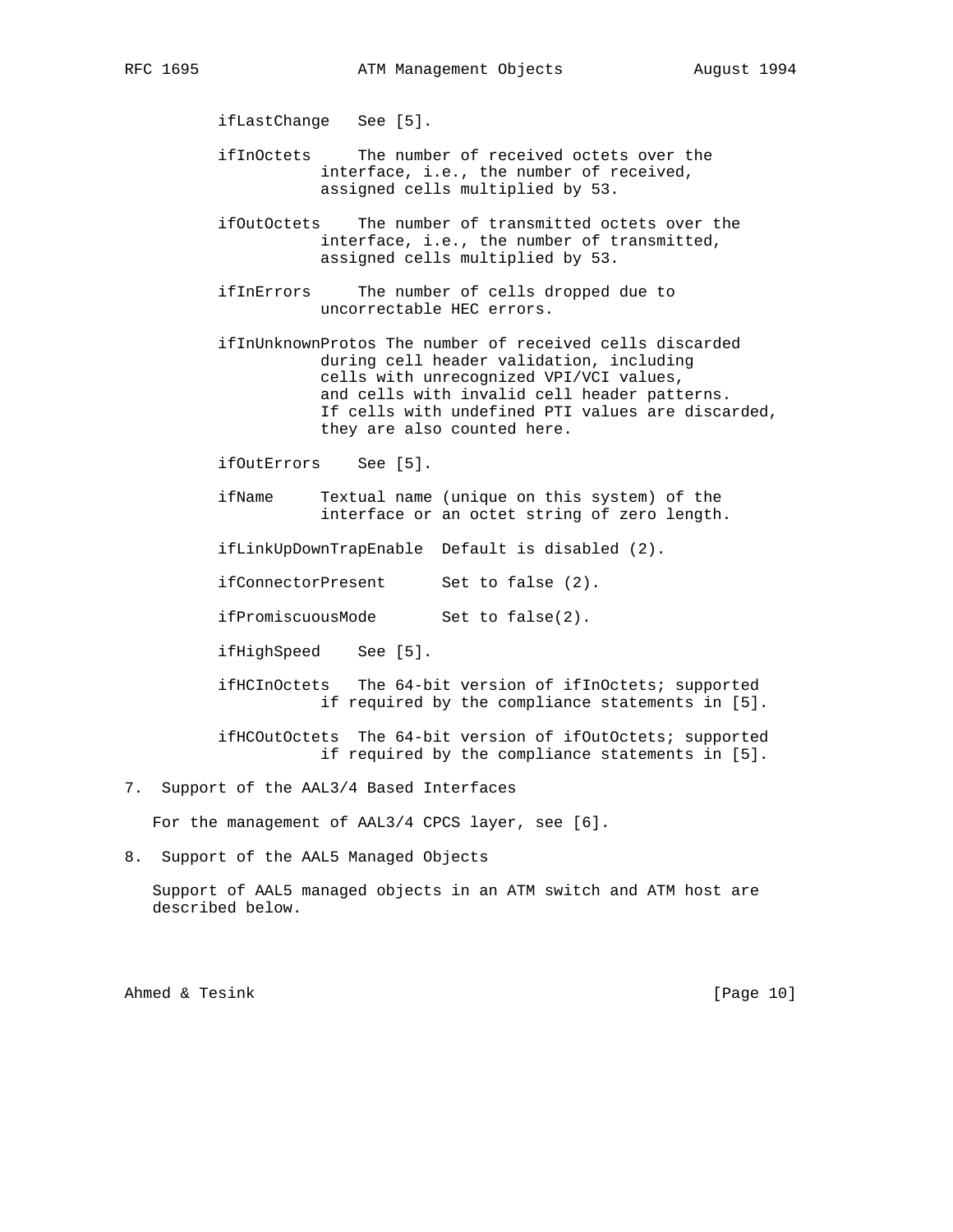ifLastChange   See [5].

ifInOctets     The number of received octets over the interface, i.e., the number of received, assigned cells multiplied by 53.

ifOutOctets    The number of transmitted octets over the interface, i.e., the number of transmitted, assigned cells multiplied by 53.

ifInErrors     The number of cells dropped due to uncorrectable HEC errors.

ifInUnknownProtos The number of received cells discarded during cell header validation, including cells with unrecognized VPI/VCI values, and cells with invalid cell header patterns. If cells with undefined PTI values are discarded, they are also counted here.

ifOutErrors    See [5].

ifName     Textual name (unique on this system) of the interface or an octet string of zero length.

ifLinkUpDownTrapEnable  Default is disabled (2).

ifConnectorPresent      Set to false (2).

ifPromiscuousMode       Set to false(2).

ifHighSpeed    See [5].

ifHCInOctets   The 64-bit version of ifInOctets; supported if required by the compliance statements in [5].

ifHCOutOctets  The 64-bit version of ifOutOctets; supported if required by the compliance statements in [5].

## 7. Support of the AAL3/4 Based Interfaces

For the management of AAL3/4 CPCS layer, see [6].

## 8. Support of the AAL5 Managed Objects

Support of AAL5 managed objects in an ATM switch and ATM host are described below.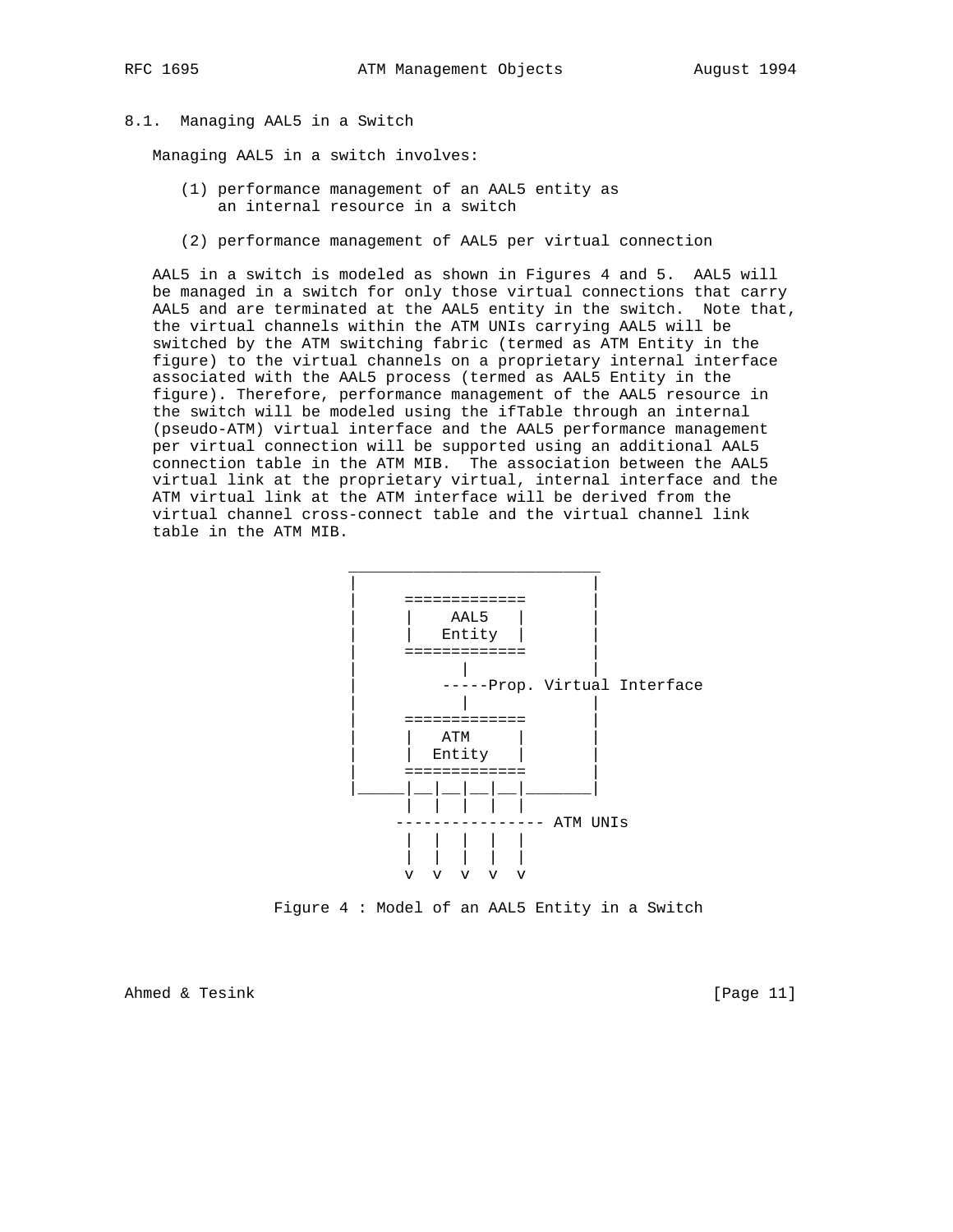## 8.1. Managing AAL5 in a Switch

Managing AAL5 in a switch involves:

(1) performance management of an AAL5 entity as an internal resource in a switch

(2) performance management of AAL5 per virtual connection

AAL5 in a switch is modeled as shown in Figures 4 and 5. AAL5 will be managed in a switch for only those virtual connections that carry AAL5 and are terminated at the AAL5 entity in the switch. Note that, the virtual channels within the ATM UNIs carrying AAL5 will be switched by the ATM switching fabric (termed as ATM Entity in the figure) to the virtual channels on a proprietary internal interface associated with the AAL5 process (termed as AAL5 Entity in the figure). Therefore, performance management of the AAL5 resource in the switch will be modeled using the ifTable through an internal (pseudo-ATM) virtual interface and the AAL5 performance management per virtual connection will be supported using an additional AAL5 connection table in the ATM MIB. The association between the AAL5 virtual link at the proprietary virtual, internal interface and the ATM virtual link at the ATM interface will be derived from the virtual channel cross-connect table and the virtual channel link table in the ATM MIB.

```
 ___________________________
|                          |
|     =============        |
|     |    AAL5   |        |
|     |   Entity  |        |
|     =============        |
|           |              |
|        -----Prop. Virtual Interface
|           |              |
|     =============        |
|     |   ATM     |        |
|     |  Entity   |        |
|     =============        |
|_____|__|__|__|__|________|
      |  |  |  |  |
     ---------------- ATM UNIs
      |  |  |  |  |
      |  |  |  |  |
      v  v  v  v  v
```

Figure 4 : Model of an AAL5 Entity in a Switch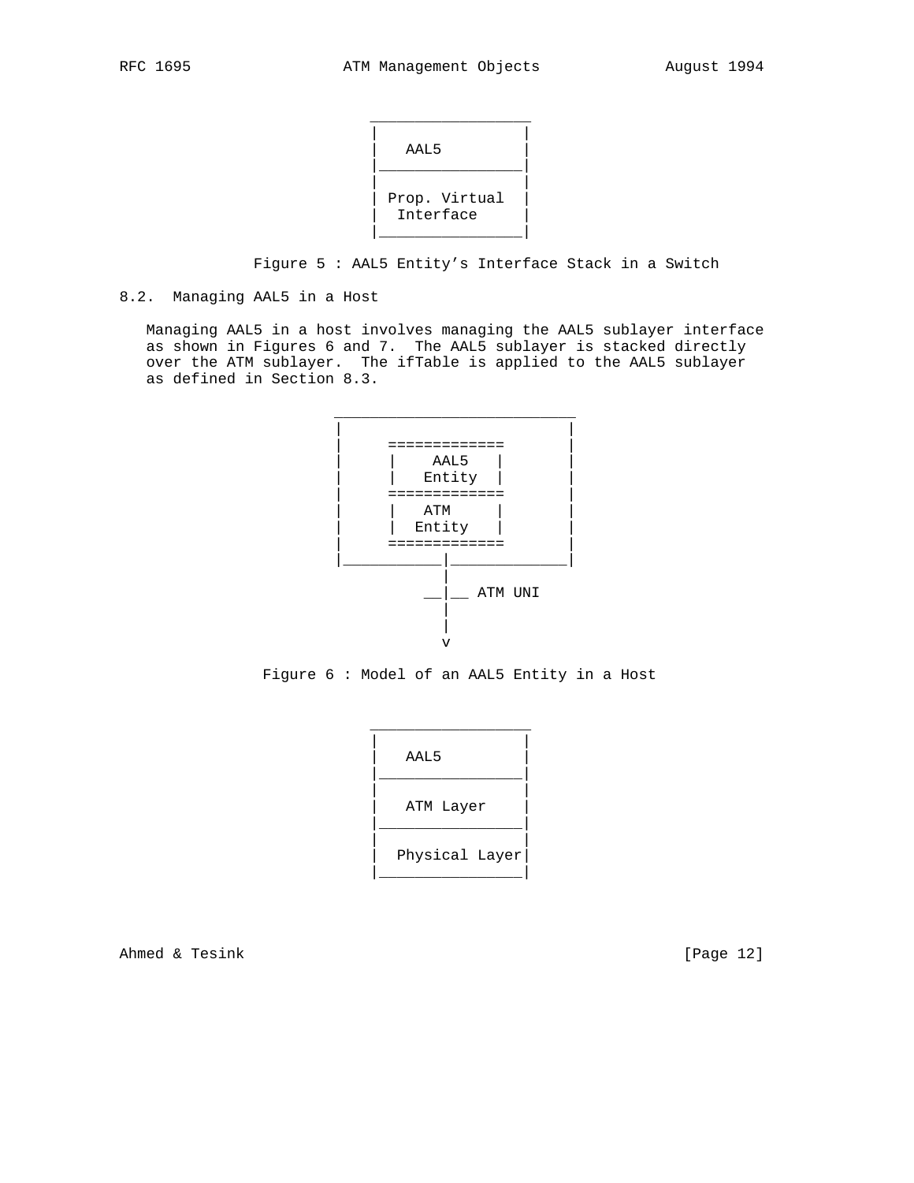```
 _________________
|                 |
|   AAL5          |
|_________________|
|                 |
| Prop. Virtual   |
|  Interface      |
|_________________|
```

Figure 5 : AAL5 Entity's Interface Stack in a Switch

## 8.2. Managing AAL5 in a Host

Managing AAL5 in a host involves managing the AAL5 sublayer interface as shown in Figures 6 and 7. The AAL5 sublayer is stacked directly over the ATM sublayer. The ifTable is applied to the AAL5 sublayer as defined in Section 8.3.

```
 ___________________________
|                           |
|      =============        |
|      |    AAL5   |        |
|      |   Entity  |        |
|      =============        |
|      |   ATM     |        |
|      |  Entity   |        |
|      =============        |
|____________|______________|
             |
           __|__ ATM UNI
             |
             |
             v
```

Figure 6 : Model of an AAL5 Entity in a Host

```
 _________________
|                 |
|   AAL5          |
|_________________|
|                 |
|   ATM Layer     |
|_________________|
|                 |
|  Physical Layer |
|_________________|
```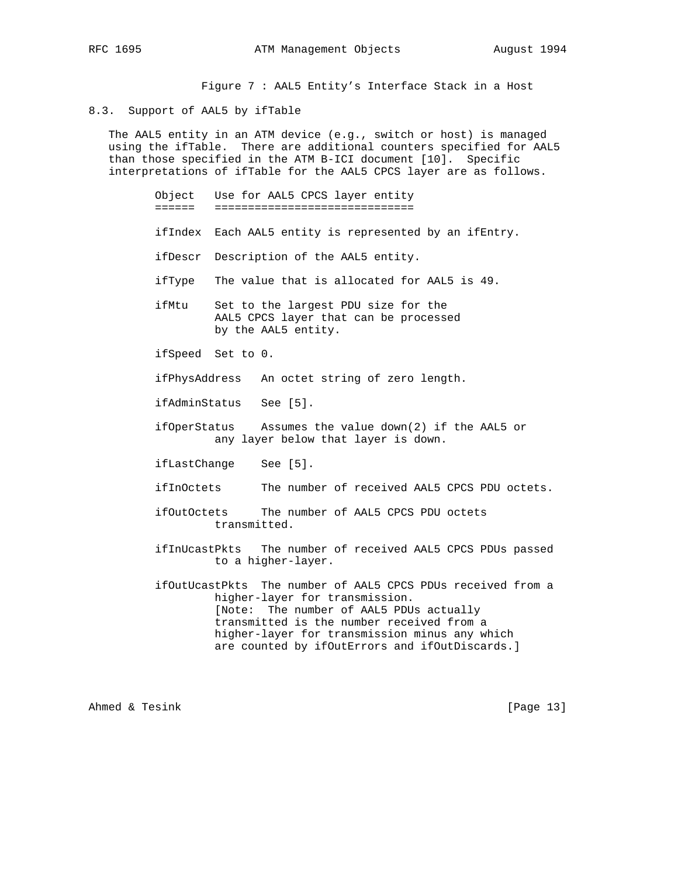Figure 7 : AAL5 Entity's Interface Stack in a Host

## 8.3. Support of AAL5 by ifTable

The AAL5 entity in an ATM device (e.g., switch or host) is managed using the ifTable. There are additional counters specified for AAL5 than those specified in the ATM B-ICI document [10]. Specific interpretations of ifTable for the AAL5 CPCS layer are as follows.

| Object | Use for AAL5 CPCS layer entity |
|---|---|
| ifIndex | Each AAL5 entity is represented by an ifEntry. |
| ifDescr | Description of the AAL5 entity. |
| ifType | The value that is allocated for AAL5 is 49. |
| ifMtu | Set to the largest PDU size for the AAL5 CPCS layer that can be processed by the AAL5 entity. |
| ifSpeed | Set to 0. |
| ifPhysAddress | An octet string of zero length. |
| ifAdminStatus | See [5]. |
| ifOperStatus | Assumes the value down(2) if the AAL5 or any layer below that layer is down. |
| ifLastChange | See [5]. |
| ifInOctets | The number of received AAL5 CPCS PDU octets. |
| ifOutOctets | The number of AAL5 CPCS PDU octets transmitted. |
| ifInUcastPkts | The number of received AAL5 CPCS PDUs passed to a higher-layer. |
| ifOutUcastPkts | The number of AAL5 CPCS PDUs received from a higher-layer for transmission. [Note: The number of AAL5 PDUs actually transmitted is the number received from a higher-layer for transmission minus any which are counted by ifOutErrors and ifOutDiscards.] |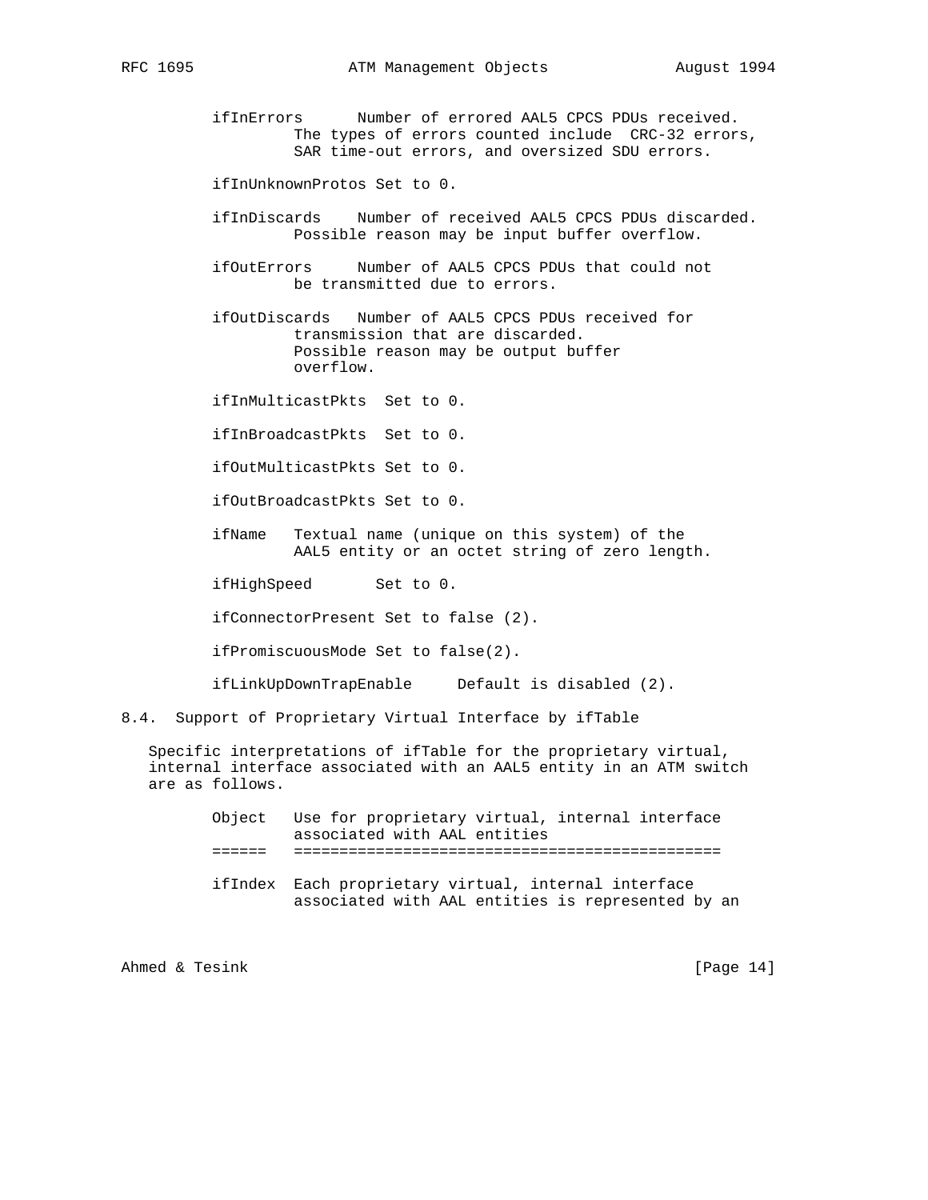ifInErrors      Number of errored AAL5 CPCS PDUs received. The types of errors counted include CRC-32 errors, SAR time-out errors, and oversized SDU errors.

ifInUnknownProtos Set to 0.

ifInDiscards    Number of received AAL5 CPCS PDUs discarded. Possible reason may be input buffer overflow.

ifOutErrors     Number of AAL5 CPCS PDUs that could not be transmitted due to errors.

ifOutDiscards   Number of AAL5 CPCS PDUs received for transmission that are discarded. Possible reason may be output buffer overflow.

ifInMulticastPkts  Set to 0.

ifInBroadcastPkts  Set to 0.

ifOutMulticastPkts Set to 0.

ifOutBroadcastPkts Set to 0.

ifName   Textual name (unique on this system) of the AAL5 entity or an octet string of zero length.

ifHighSpeed       Set to 0.

ifConnectorPresent Set to false (2).

ifPromiscuousMode Set to false(2).

ifLinkUpDownTrapEnable     Default is disabled (2).

## 8.4. Support of Proprietary Virtual Interface by ifTable

Specific interpretations of ifTable for the proprietary virtual, internal interface associated with an AAL5 entity in an ATM switch are as follows.

| Object | Use for proprietary virtual, internal interface associated with AAL entities |
|---|---|
| ifIndex | Each proprietary virtual, internal interface associated with AAL entities is represented by an |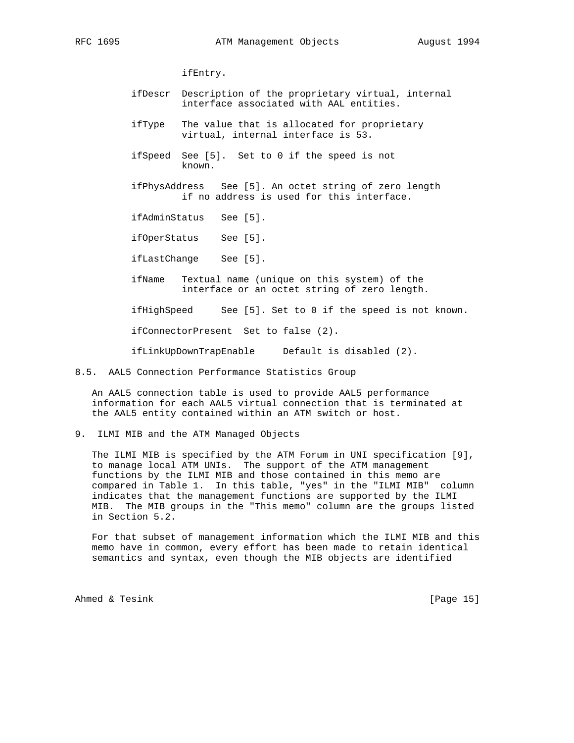ifEntry.

ifDescr Description of the proprietary virtual, internal interface associated with AAL entities.

ifType The value that is allocated for proprietary virtual, internal interface is 53.

ifSpeed See [5]. Set to 0 if the speed is not known.

ifPhysAddress See [5]. An octet string of zero length if no address is used for this interface.

ifAdminStatus See [5].

ifOperStatus See [5].

ifLastChange See [5].

ifName Textual name (unique on this system) of the interface or an octet string of zero length.

ifHighSpeed See [5]. Set to 0 if the speed is not known.

ifConnectorPresent Set to false (2).

ifLinkUpDownTrapEnable Default is disabled (2).

### 8.5. AAL5 Connection Performance Statistics Group

An AAL5 connection table is used to provide AAL5 performance information for each AAL5 virtual connection that is terminated at the AAL5 entity contained within an ATM switch or host.

## 9. ILMI MIB and the ATM Managed Objects

The ILMI MIB is specified by the ATM Forum in UNI specification [9], to manage local ATM UNIs. The support of the ATM management functions by the ILMI MIB and those contained in this memo are compared in Table 1. In this table, "yes" in the "ILMI MIB" column indicates that the management functions are supported by the ILMI MIB. The MIB groups in the "This memo" column are the groups listed in Section 5.2.

For that subset of management information which the ILMI MIB and this memo have in common, every effort has been made to retain identical semantics and syntax, even though the MIB objects are identified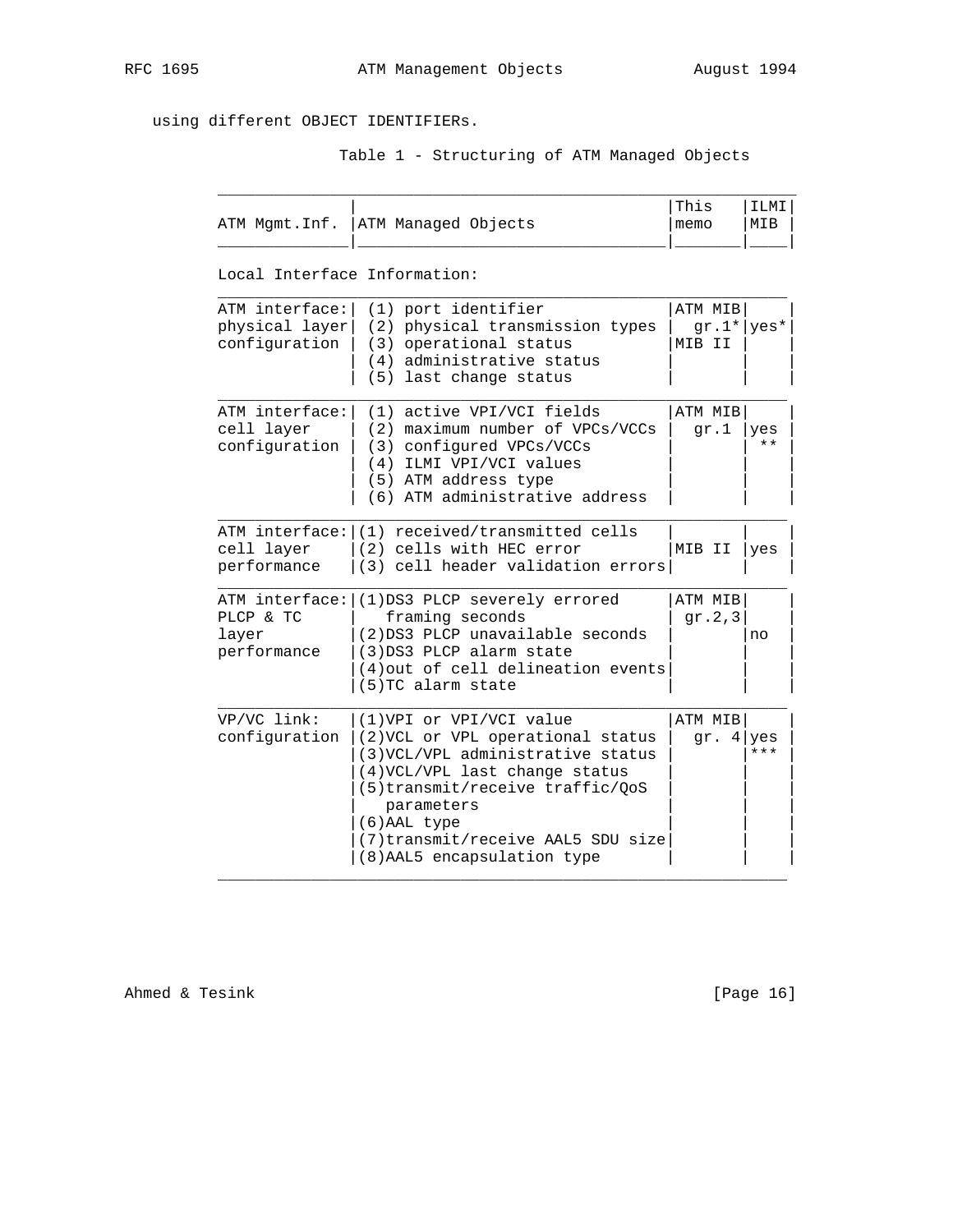using different OBJECT IDENTIFIERs.

Table 1 - Structuring of ATM Managed Objects

| ATM Mgmt.Inf. | ATM Managed Objects | This memo | ILMI MIB |
|---|---|---|---|
| **Local Interface Information:** | | | |
| ATM interface: physical layer configuration | (1) port identifier<br>(2) physical transmission types<br>(3) operational status<br>(4) administrative status<br>(5) last change status | ATM MIB gr.1*<br>MIB II | yes* |
| ATM interface: cell layer configuration | (1) active VPI/VCI fields<br>(2) maximum number of VPCs/VCCs<br>(3) configured VPCs/VCCs<br>(4) ILMI VPI/VCI values<br>(5) ATM address type<br>(6) ATM administrative address | ATM MIB gr.1 | yes ** |
| ATM interface: cell layer performance | (1) received/transmitted cells<br>(2) cells with HEC error<br>(3) cell header validation errors | MIB II | yes |
| ATM interface: PLCP & TC layer performance | (1)DS3 PLCP severely errored framing seconds<br>(2)DS3 PLCP unavailable seconds<br>(3)DS3 PLCP alarm state<br>(4)out of cell delineation events<br>(5)TC alarm state | ATM MIB gr.2,3 | no |
| VP/VC link: configuration | (1)VPI or VPI/VCI value<br>(2)VCL or VPL operational status<br>(3)VCL/VPL administrative status<br>(4)VCL/VPL last change status<br>(5)transmit/receive traffic/QoS parameters<br>(6)AAL type<br>(7)transmit/receive AAL5 SDU size<br>(8)AAL5 encapsulation type | ATM MIB gr. 4 | yes *** |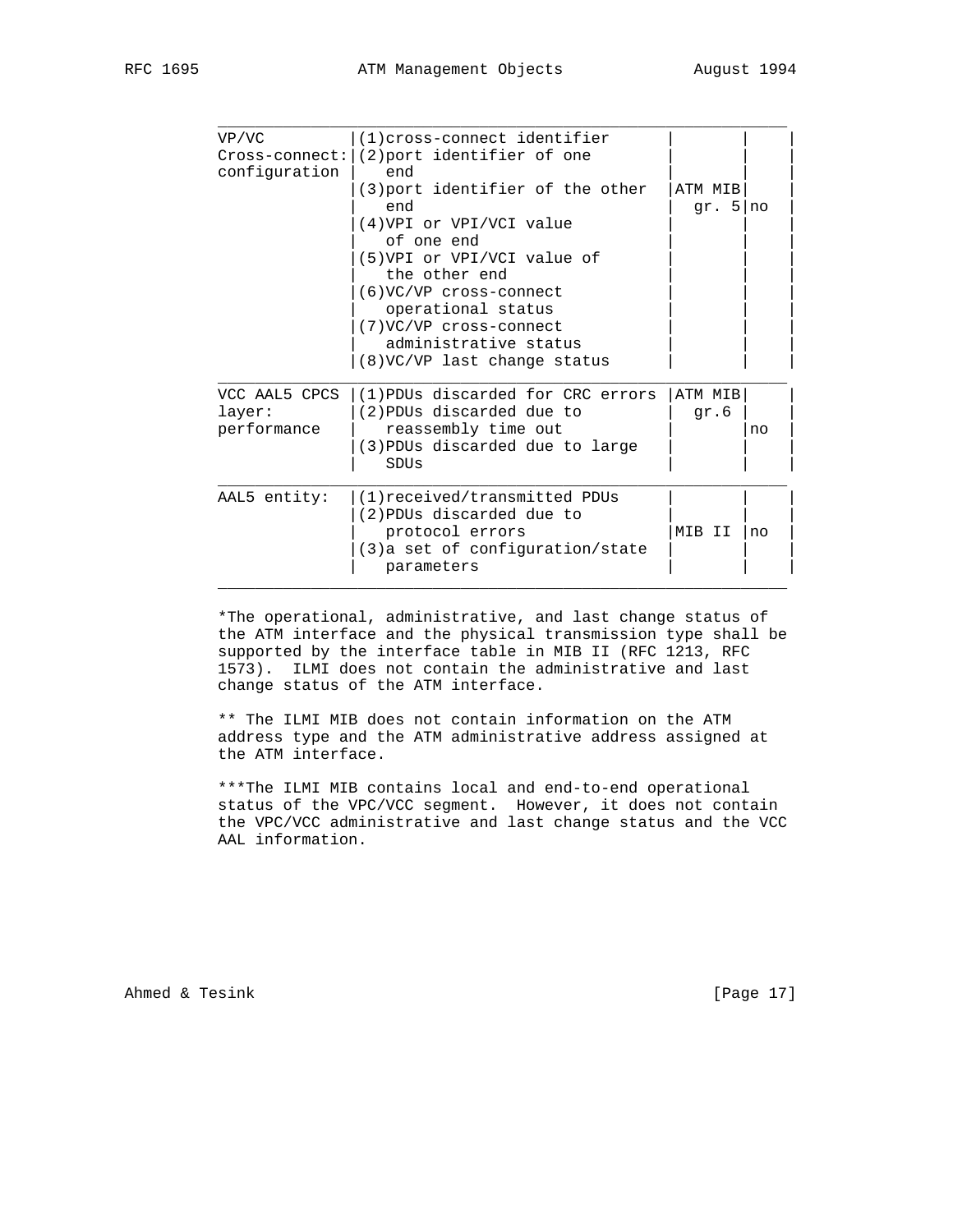| | | | |
|---|---|---|---|
| VP/VC Cross-connect: configuration | (1)cross-connect identifier<br>(2)port identifier of one end<br>(3)port identifier of the other end<br>(4)VPI or VPI/VCI value of one end<br>(5)VPI or VPI/VCI value of the other end<br>(6)VC/VP cross-connect operational status<br>(7)VC/VP cross-connect administrative status<br>(8)VC/VP last change status | ATM MIB gr. 5 | no |
| VCC AAL5 CPCS layer: performance | (1)PDUs discarded for CRC errors<br>(2)PDUs discarded due to reassembly time out<br>(3)PDUs discarded due to large SDUs | ATM MIB gr.6 | no |
| AAL5 entity: | (1)received/transmitted PDUs<br>(2)PDUs discarded due to protocol errors<br>(3)a set of configuration/state parameters | MIB II | no |

*The operational, administrative, and last change status of the ATM interface and the physical transmission type shall be supported by the interface table in MIB II (RFC 1213, RFC 1573). ILMI does not contain the administrative and last change status of the ATM interface.

** The ILMI MIB does not contain information on the ATM address type and the ATM administrative address assigned at the ATM interface.

***The ILMI MIB contains local and end-to-end operational status of the VPC/VCC segment. However, it does not contain the VPC/VCC administrative and last change status and the VCC AAL information.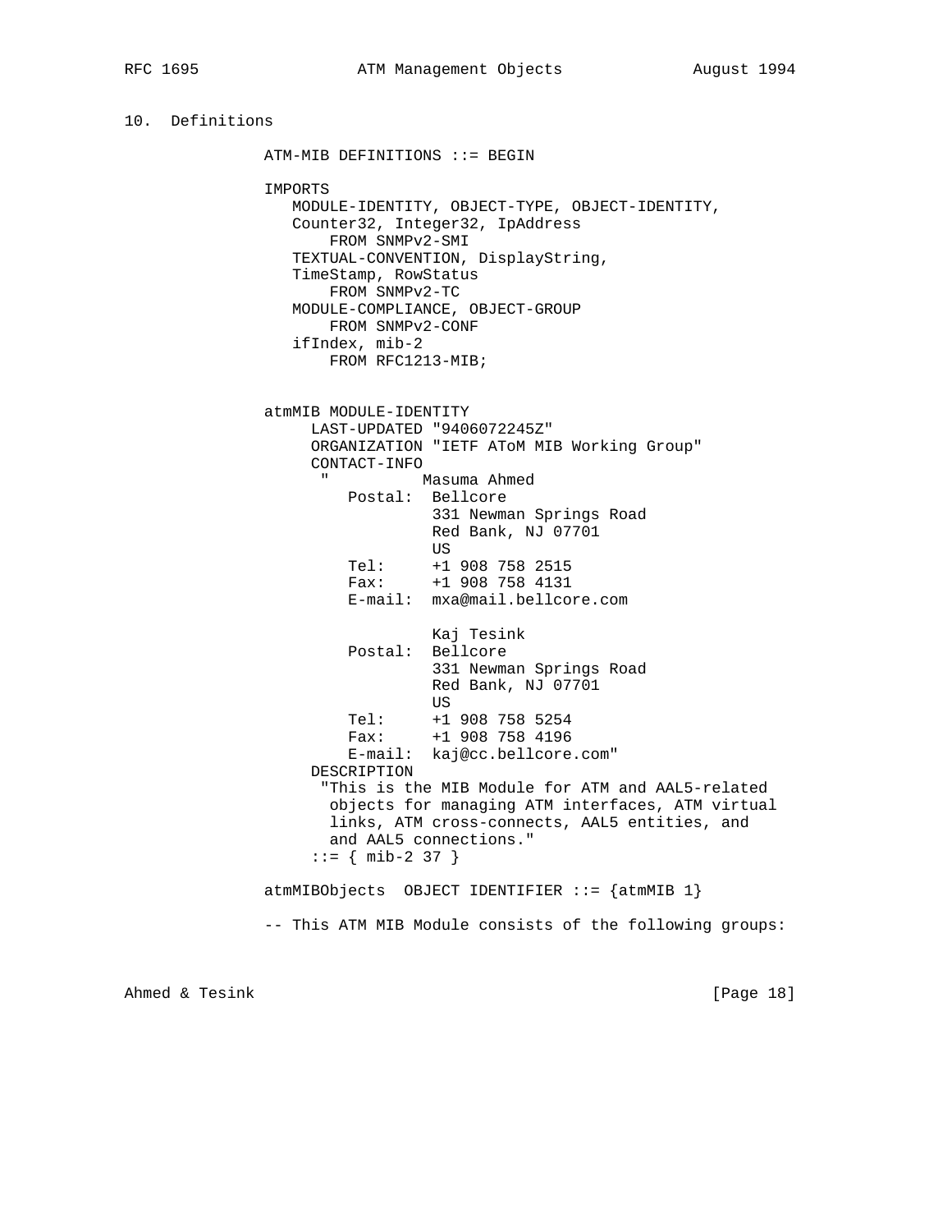## 10. Definitions

```
ATM-MIB DEFINITIONS ::= BEGIN

IMPORTS
   MODULE-IDENTITY, OBJECT-TYPE, OBJECT-IDENTITY,
   Counter32, Integer32, IpAddress
       FROM SNMPv2-SMI
   TEXTUAL-CONVENTION, DisplayString,
   TimeStamp, RowStatus
       FROM SNMPv2-TC
   MODULE-COMPLIANCE, OBJECT-GROUP
       FROM SNMPv2-CONF
   ifIndex, mib-2
       FROM RFC1213-MIB;


atmMIB MODULE-IDENTITY
     LAST-UPDATED "9406072245Z"
     ORGANIZATION "IETF AToM MIB Working Group"
     CONTACT-INFO
      "          Masuma Ahmed
         Postal:  Bellcore
                  331 Newman Springs Road
                  Red Bank, NJ 07701
                  US
         Tel:     +1 908 758 2515
         Fax:     +1 908 758 4131
         E-mail:  mxa@mail.bellcore.com

                  Kaj Tesink
         Postal:  Bellcore
                  331 Newman Springs Road
                  Red Bank, NJ 07701
                  US
         Tel:     +1 908 758 5254
         Fax:     +1 908 758 4196
         E-mail:  kaj@cc.bellcore.com"
     DESCRIPTION
      "This is the MIB Module for ATM and AAL5-related
       objects for managing ATM interfaces, ATM virtual
       links, ATM cross-connects, AAL5 entities, and
       and AAL5 connections."
     ::= { mib-2 37 }

atmMIBObjects  OBJECT IDENTIFIER ::= {atmMIB 1}

-- This ATM MIB Module consists of the following groups:
```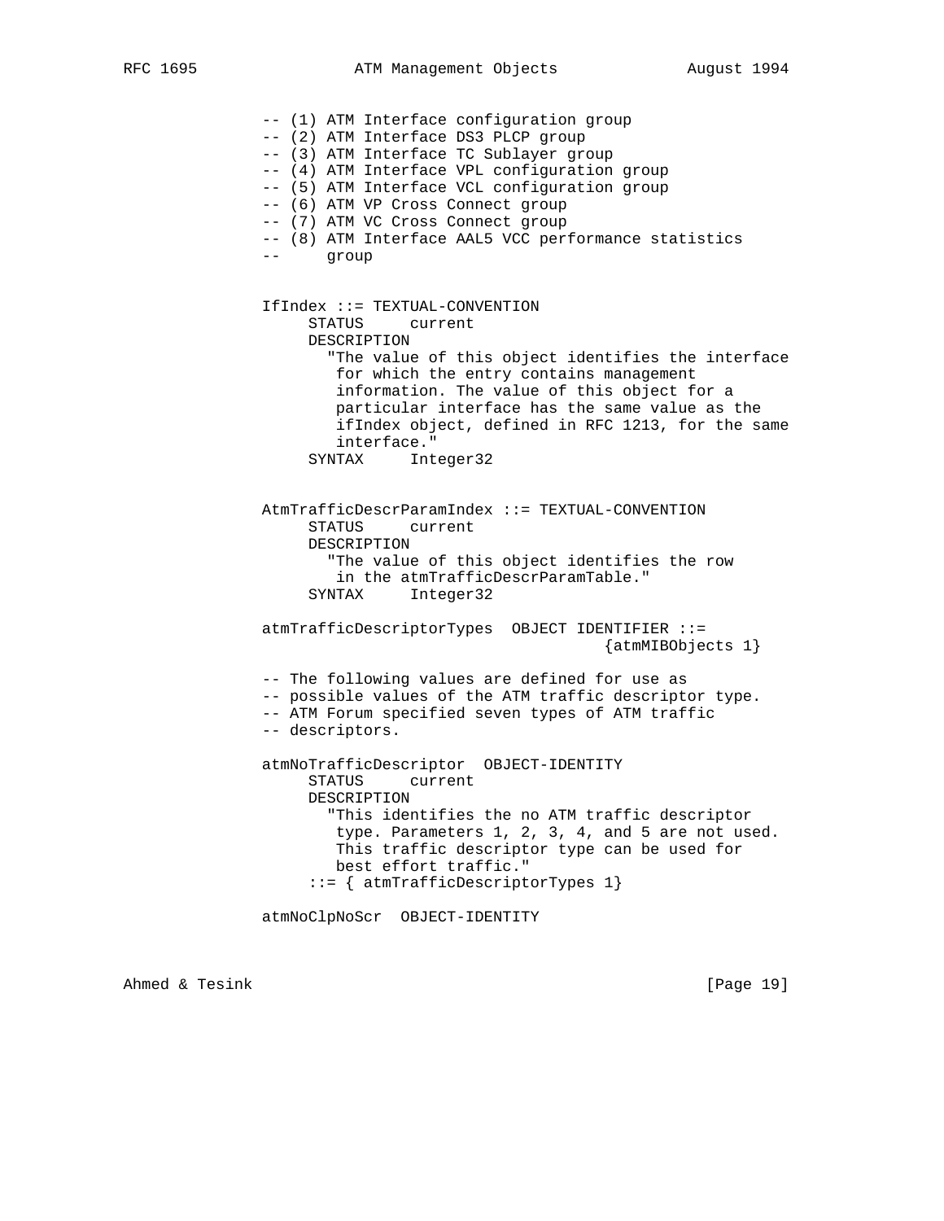```
-- (1) ATM Interface configuration group
-- (2) ATM Interface DS3 PLCP group
-- (3) ATM Interface TC Sublayer group
-- (4) ATM Interface VPL configuration group
-- (5) ATM Interface VCL configuration group
-- (6) ATM VP Cross Connect group
-- (7) ATM VC Cross Connect group
-- (8) ATM Interface AAL5 VCC performance statistics
--     group


IfIndex ::= TEXTUAL-CONVENTION
     STATUS     current
     DESCRIPTION
       "The value of this object identifies the interface
        for which the entry contains management
        information. The value of this object for a
        particular interface has the same value as the
        ifIndex object, defined in RFC 1213, for the same
        interface."
     SYNTAX     Integer32


AtmTrafficDescrParamIndex ::= TEXTUAL-CONVENTION
     STATUS     current
     DESCRIPTION
       "The value of this object identifies the row
        in the atmTrafficDescrParamTable."
     SYNTAX     Integer32

atmTrafficDescriptorTypes  OBJECT IDENTIFIER ::=
                                    {atmMIBObjects 1}

-- The following values are defined for use as
-- possible values of the ATM traffic descriptor type.
-- ATM Forum specified seven types of ATM traffic
-- descriptors.

atmNoTrafficDescriptor  OBJECT-IDENTITY
     STATUS     current
     DESCRIPTION
       "This identifies the no ATM traffic descriptor
        type. Parameters 1, 2, 3, 4, and 5 are not used.
        This traffic descriptor type can be used for
        best effort traffic."
     ::= { atmTrafficDescriptorTypes 1}

atmNoClpNoScr  OBJECT-IDENTITY
```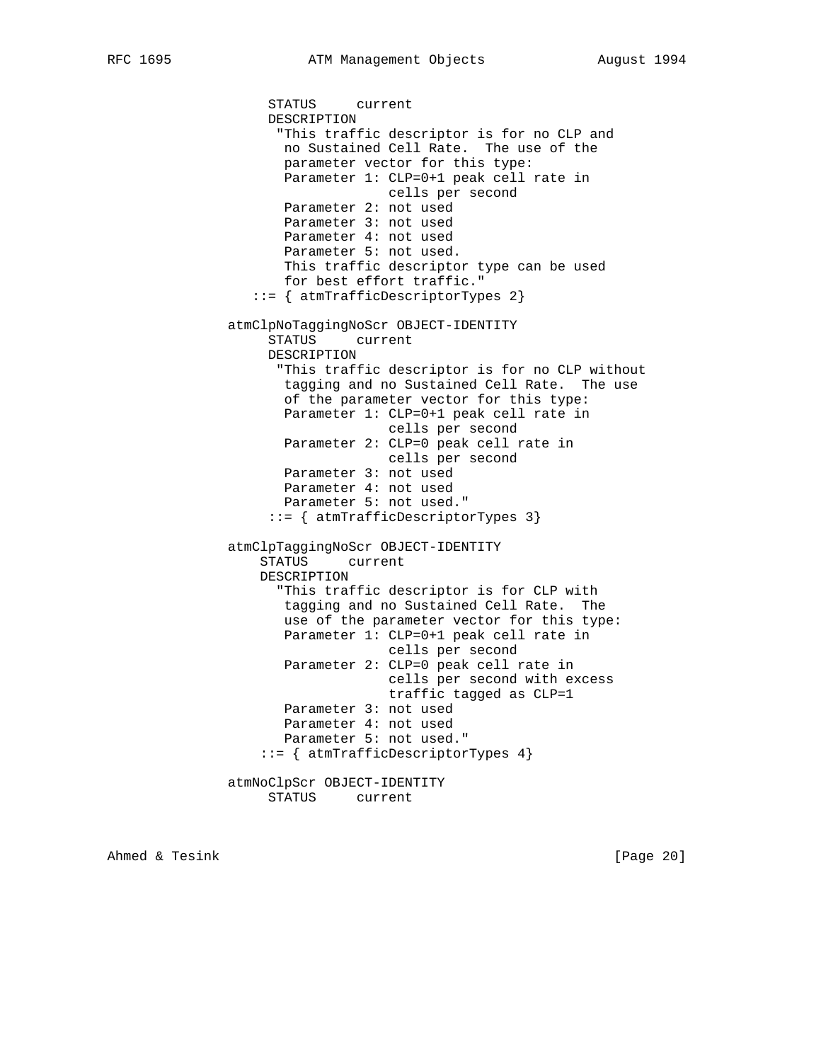```
          STATUS     current
          DESCRIPTION
           "This traffic descriptor is for no CLP and
            no Sustained Cell Rate.  The use of the
            parameter vector for this type:
            Parameter 1: CLP=0+1 peak cell rate in
                         cells per second
            Parameter 2: not used
            Parameter 3: not used
            Parameter 4: not used
            Parameter 5: not used.
            This traffic descriptor type can be used
            for best effort traffic."
       ::= { atmTrafficDescriptorTypes 2}

     atmClpNoTaggingNoScr OBJECT-IDENTITY
          STATUS     current
          DESCRIPTION
           "This traffic descriptor is for no CLP without
            tagging and no Sustained Cell Rate.  The use
            of the parameter vector for this type:
            Parameter 1: CLP=0+1 peak cell rate in
                         cells per second
            Parameter 2: CLP=0 peak cell rate in
                         cells per second
            Parameter 3: not used
            Parameter 4: not used
            Parameter 5: not used."
          ::= { atmTrafficDescriptorTypes 3}

     atmClpTaggingNoScr OBJECT-IDENTITY
         STATUS     current
         DESCRIPTION
           "This traffic descriptor is for CLP with
            tagging and no Sustained Cell Rate.  The
            use of the parameter vector for this type:
            Parameter 1: CLP=0+1 peak cell rate in
                         cells per second
            Parameter 2: CLP=0 peak cell rate in
                         cells per second with excess
                         traffic tagged as CLP=1
            Parameter 3: not used
            Parameter 4: not used
            Parameter 5: not used."
         ::= { atmTrafficDescriptorTypes 4}

     atmNoClpScr OBJECT-IDENTITY
          STATUS     current
```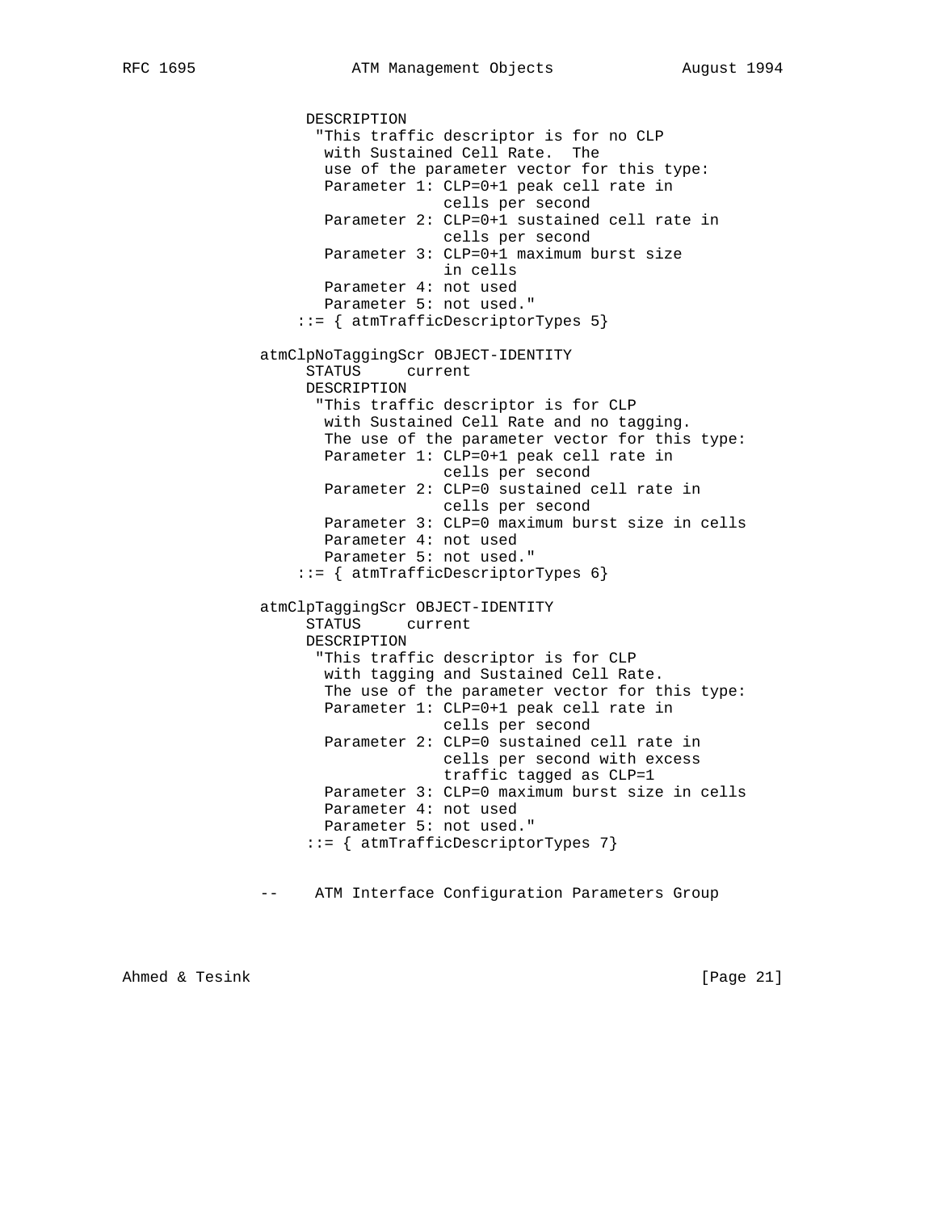```
                  DESCRIPTION
                   "This traffic descriptor is for no CLP
                    with Sustained Cell Rate.  The
                    use of the parameter vector for this type:
                    Parameter 1: CLP=0+1 peak cell rate in
                                 cells per second
                    Parameter 2: CLP=0+1 sustained cell rate in
                                 cells per second
                    Parameter 3: CLP=0+1 maximum burst size
                                 in cells
                    Parameter 4: not used
                    Parameter 5: not used."
                 ::= { atmTrafficDescriptorTypes 5}

             atmClpNoTaggingScr OBJECT-IDENTITY
                  STATUS     current
                  DESCRIPTION
                   "This traffic descriptor is for CLP
                    with Sustained Cell Rate and no tagging.
                    The use of the parameter vector for this type:
                    Parameter 1: CLP=0+1 peak cell rate in
                                 cells per second
                    Parameter 2: CLP=0 sustained cell rate in
                                 cells per second
                    Parameter 3: CLP=0 maximum burst size in cells
                    Parameter 4: not used
                    Parameter 5: not used."
                 ::= { atmTrafficDescriptorTypes 6}

             atmClpTaggingScr OBJECT-IDENTITY
                  STATUS     current
                  DESCRIPTION
                   "This traffic descriptor is for CLP
                    with tagging and Sustained Cell Rate.
                    The use of the parameter vector for this type:
                    Parameter 1: CLP=0+1 peak cell rate in
                                 cells per second
                    Parameter 2: CLP=0 sustained cell rate in
                                 cells per second with excess
                                 traffic tagged as CLP=1
                    Parameter 3: CLP=0 maximum burst size in cells
                    Parameter 4: not used
                    Parameter 5: not used."
                  ::= { atmTrafficDescriptorTypes 7}


             --    ATM Interface Configuration Parameters Group
```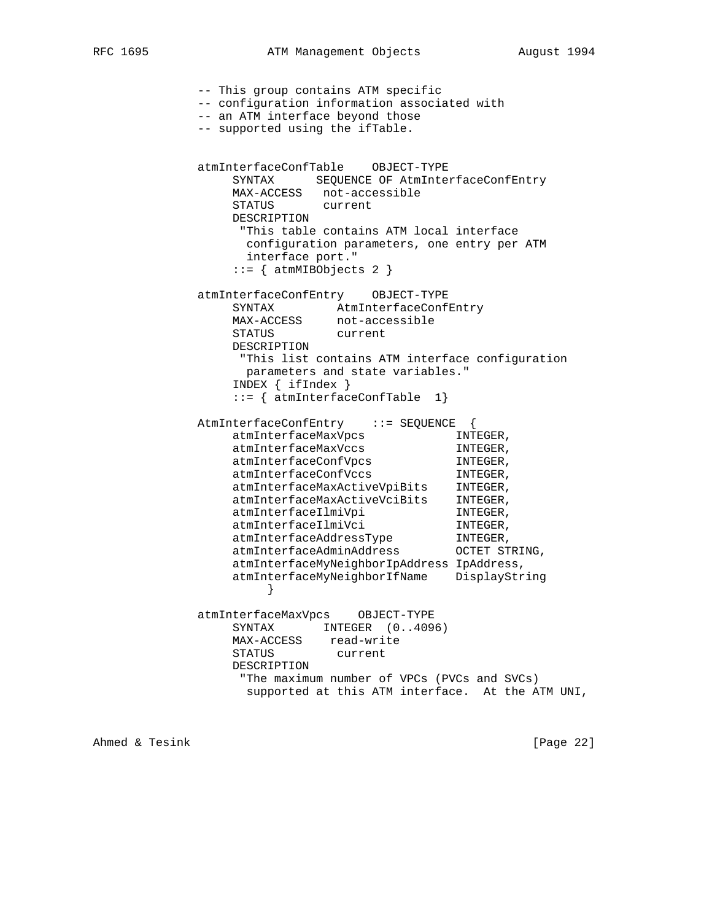```
-- This group contains ATM specific
-- configuration information associated with
-- an ATM interface beyond those
-- supported using the ifTable.


atmInterfaceConfTable    OBJECT-TYPE
     SYNTAX      SEQUENCE OF AtmInterfaceConfEntry
     MAX-ACCESS   not-accessible
     STATUS       current
     DESCRIPTION
      "This table contains ATM local interface
       configuration parameters, one entry per ATM
       interface port."
     ::= { atmMIBObjects 2 }

atmInterfaceConfEntry    OBJECT-TYPE
     SYNTAX         AtmInterfaceConfEntry
     MAX-ACCESS     not-accessible
     STATUS         current
     DESCRIPTION
      "This list contains ATM interface configuration
       parameters and state variables."
     INDEX { ifIndex }
     ::= { atmInterfaceConfTable  1}

AtmInterfaceConfEntry    ::= SEQUENCE  {
     atmInterfaceMaxVpcs             INTEGER,
     atmInterfaceMaxVccs             INTEGER,
     atmInterfaceConfVpcs            INTEGER,
     atmInterfaceConfVccs            INTEGER,
     atmInterfaceMaxActiveVpiBits    INTEGER,
     atmInterfaceMaxActiveVciBits    INTEGER,
     atmInterfaceIlmiVpi             INTEGER,
     atmInterfaceIlmiVci             INTEGER,
     atmInterfaceAddressType         INTEGER,
     atmInterfaceAdminAddress        OCTET STRING,
     atmInterfaceMyNeighborIpAddress IpAddress,
     atmInterfaceMyNeighborIfName    DisplayString
          }

atmInterfaceMaxVpcs    OBJECT-TYPE
     SYNTAX       INTEGER  (0..4096)
     MAX-ACCESS    read-write
     STATUS         current
     DESCRIPTION
      "The maximum number of VPCs (PVCs and SVCs)
       supported at this ATM interface.  At the ATM UNI,
```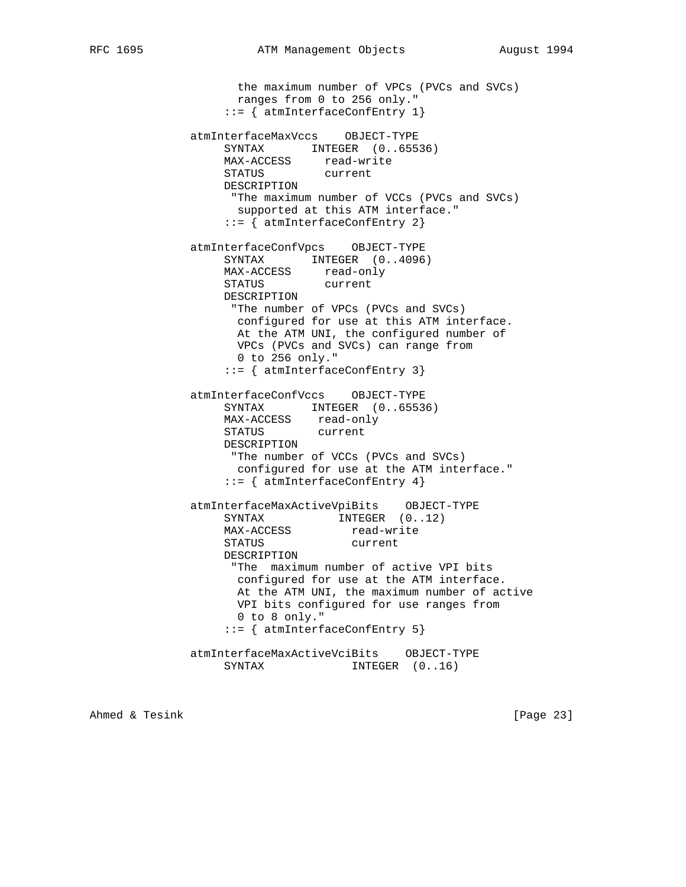```
          the maximum number of VPCs (PVCs and SVCs)
          ranges from 0 to 256 only."
        ::= { atmInterfaceConfEntry 1}

   atmInterfaceMaxVccs    OBJECT-TYPE
        SYNTAX       INTEGER  (0..65536)
        MAX-ACCESS     read-write
        STATUS         current
        DESCRIPTION
         "The maximum number of VCCs (PVCs and SVCs)
          supported at this ATM interface."
        ::= { atmInterfaceConfEntry 2}

   atmInterfaceConfVpcs    OBJECT-TYPE
        SYNTAX       INTEGER  (0..4096)
        MAX-ACCESS     read-only
        STATUS         current
        DESCRIPTION
         "The number of VPCs (PVCs and SVCs)
          configured for use at this ATM interface.
          At the ATM UNI, the configured number of
          VPCs (PVCs and SVCs) can range from
          0 to 256 only."
        ::= { atmInterfaceConfEntry 3}

   atmInterfaceConfVccs    OBJECT-TYPE
        SYNTAX       INTEGER  (0..65536)
        MAX-ACCESS    read-only
        STATUS        current
        DESCRIPTION
         "The number of VCCs (PVCs and SVCs)
          configured for use at the ATM interface."
        ::= { atmInterfaceConfEntry 4}

   atmInterfaceMaxActiveVpiBits    OBJECT-TYPE
        SYNTAX           INTEGER  (0..12)
        MAX-ACCESS         read-write
        STATUS             current
        DESCRIPTION
         "The  maximum number of active VPI bits
          configured for use at the ATM interface.
          At the ATM UNI, the maximum number of active
          VPI bits configured for use ranges from
          0 to 8 only."
        ::= { atmInterfaceConfEntry 5}

   atmInterfaceMaxActiveVciBits    OBJECT-TYPE
        SYNTAX             INTEGER  (0..16)
```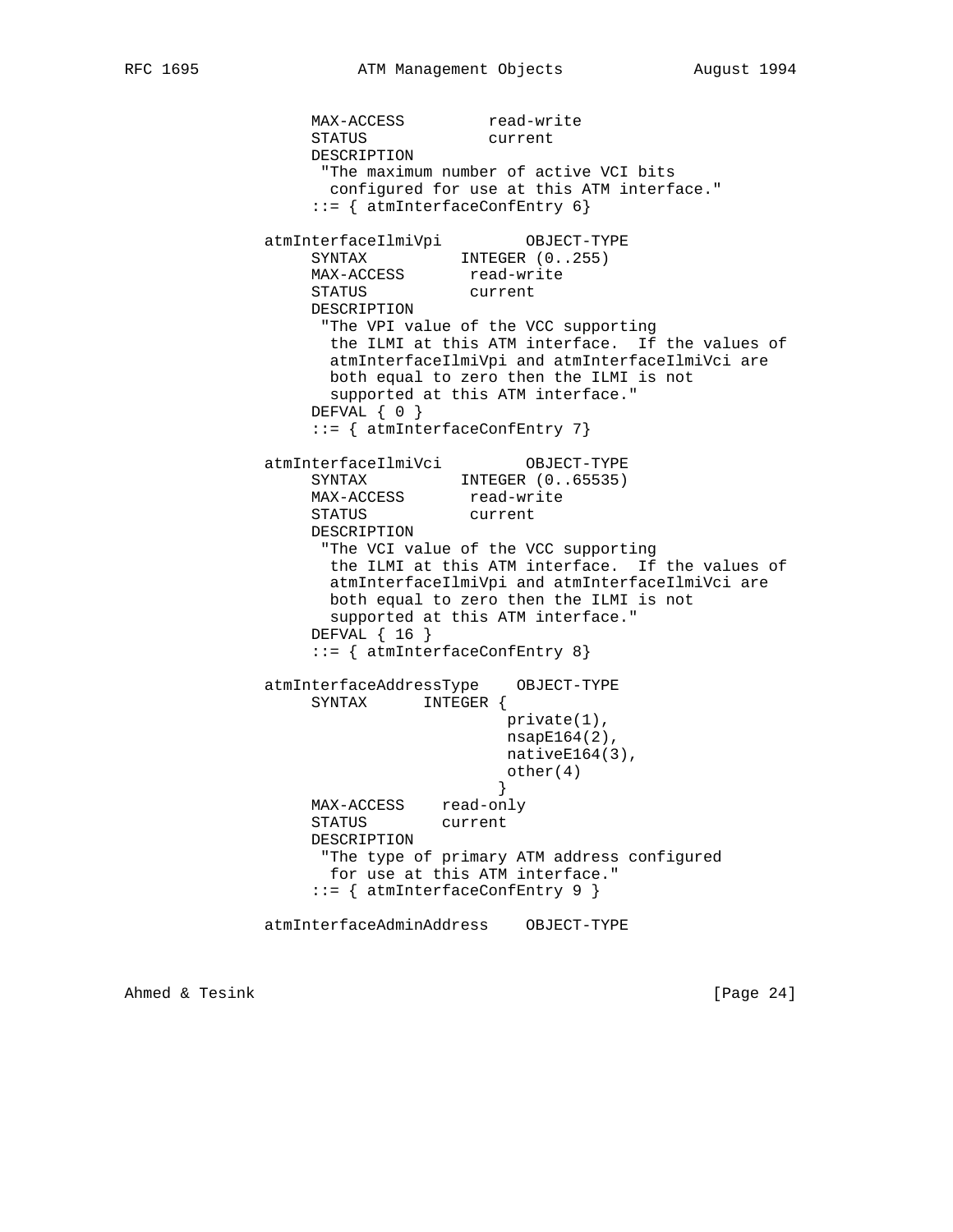```
          MAX-ACCESS         read-write
          STATUS             current
          DESCRIPTION
           "The maximum number of active VCI bits
            configured for use at this ATM interface."
          ::= { atmInterfaceConfEntry 6}

     atmInterfaceIlmiVpi         OBJECT-TYPE
          SYNTAX          INTEGER (0..255)
          MAX-ACCESS       read-write
          STATUS           current
          DESCRIPTION
           "The VPI value of the VCC supporting
            the ILMI at this ATM interface.  If the values of
            atmInterfaceIlmiVpi and atmInterfaceIlmiVci are
            both equal to zero then the ILMI is not
            supported at this ATM interface."
          DEFVAL { 0 }
          ::= { atmInterfaceConfEntry 7}

     atmInterfaceIlmiVci         OBJECT-TYPE
          SYNTAX          INTEGER (0..65535)
          MAX-ACCESS       read-write
          STATUS           current
          DESCRIPTION
           "The VCI value of the VCC supporting
            the ILMI at this ATM interface.  If the values of
            atmInterfaceIlmiVpi and atmInterfaceIlmiVci are
            both equal to zero then the ILMI is not
            supported at this ATM interface."
          DEFVAL { 16 }
          ::= { atmInterfaceConfEntry 8}

     atmInterfaceAddressType    OBJECT-TYPE
          SYNTAX      INTEGER {
                             private(1),
                             nsapE164(2),
                             nativeE164(3),
                             other(4)
                            }
          MAX-ACCESS    read-only
          STATUS        current
          DESCRIPTION
           "The type of primary ATM address configured
            for use at this ATM interface."
          ::= { atmInterfaceConfEntry 9 }

     atmInterfaceAdminAddress    OBJECT-TYPE
```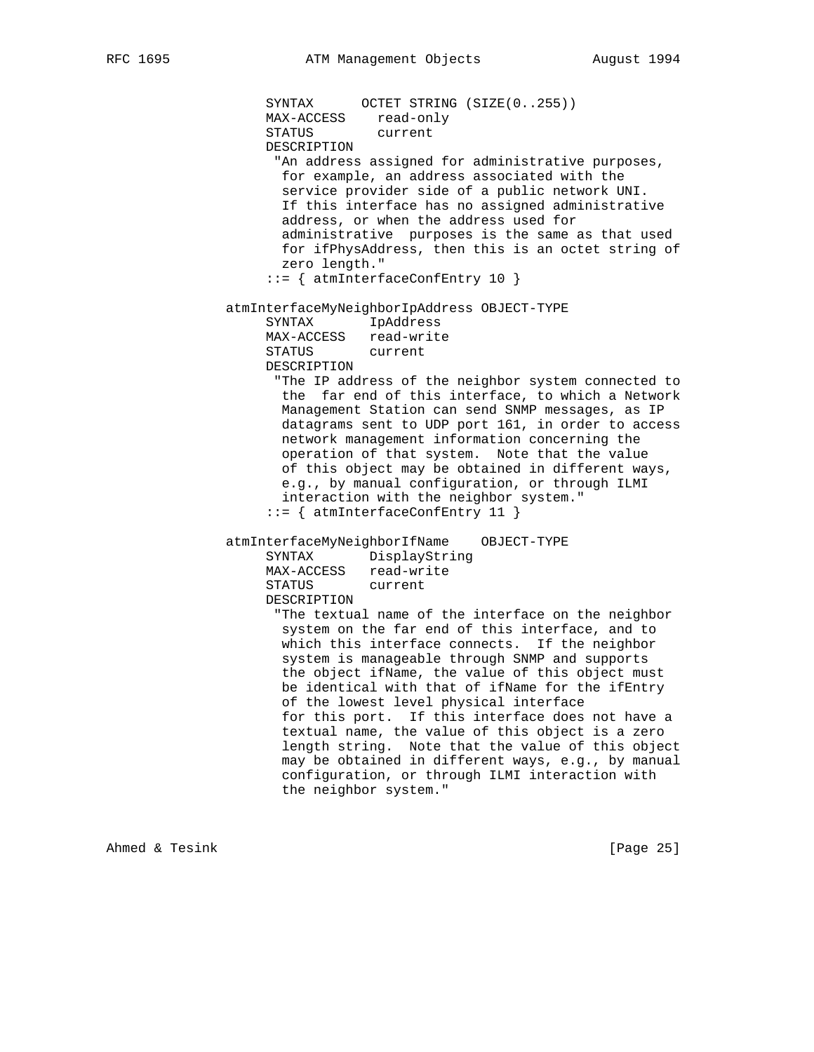```
          SYNTAX      OCTET STRING (SIZE(0..255))
          MAX-ACCESS    read-only
          STATUS        current
          DESCRIPTION
           "An address assigned for administrative purposes,
            for example, an address associated with the
            service provider side of a public network UNI.
            If this interface has no assigned administrative
            address, or when the address used for
            administrative  purposes is the same as that used
            for ifPhysAddress, then this is an octet string of
            zero length."
          ::= { atmInterfaceConfEntry 10 }

     atmInterfaceMyNeighborIpAddress OBJECT-TYPE
          SYNTAX       IpAddress
          MAX-ACCESS   read-write
          STATUS       current
          DESCRIPTION
           "The IP address of the neighbor system connected to
            the  far end of this interface, to which a Network
            Management Station can send SNMP messages, as IP
            datagrams sent to UDP port 161, in order to access
            network management information concerning the
            operation of that system.  Note that the value
            of this object may be obtained in different ways,
            e.g., by manual configuration, or through ILMI
            interaction with the neighbor system."
          ::= { atmInterfaceConfEntry 11 }

     atmInterfaceMyNeighborIfName    OBJECT-TYPE
          SYNTAX       DisplayString
          MAX-ACCESS   read-write
          STATUS       current
          DESCRIPTION
           "The textual name of the interface on the neighbor
            system on the far end of this interface, and to
            which this interface connects.  If the neighbor
            system is manageable through SNMP and supports
            the object ifName, the value of this object must
            be identical with that of ifName for the ifEntry
            of the lowest level physical interface
            for this port.  If this interface does not have a
            textual name, the value of this object is a zero
            length string.  Note that the value of this object
            may be obtained in different ways, e.g., by manual
            configuration, or through ILMI interaction with
            the neighbor system."
```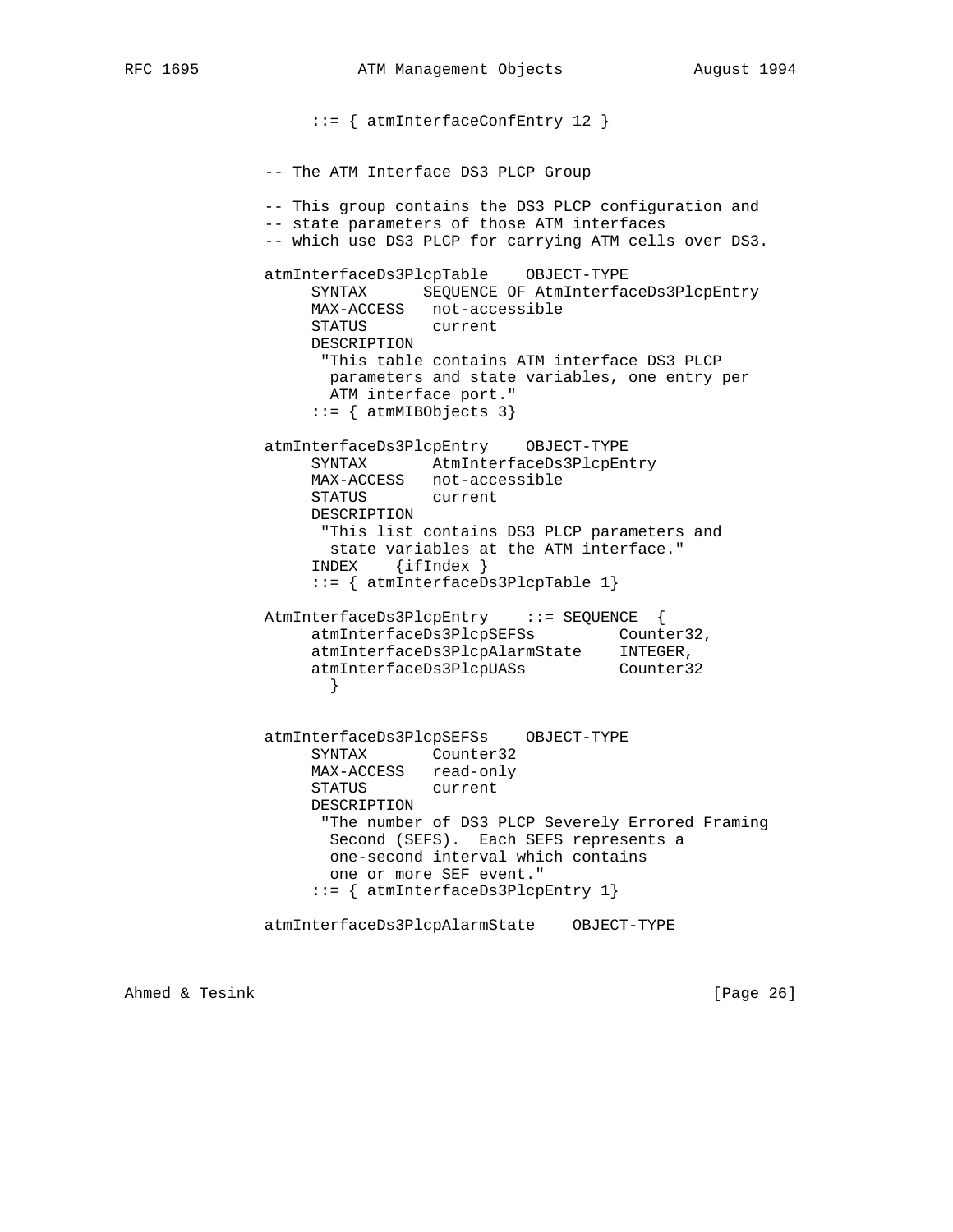```
          ::= { atmInterfaceConfEntry 12 }


     -- The ATM Interface DS3 PLCP Group

     -- This group contains the DS3 PLCP configuration and
     -- state parameters of those ATM interfaces
     -- which use DS3 PLCP for carrying ATM cells over DS3.

     atmInterfaceDs3PlcpTable    OBJECT-TYPE
          SYNTAX      SEQUENCE OF AtmInterfaceDs3PlcpEntry
          MAX-ACCESS   not-accessible
          STATUS       current
          DESCRIPTION
           "This table contains ATM interface DS3 PLCP
            parameters and state variables, one entry per
            ATM interface port."
          ::= { atmMIBObjects 3}

     atmInterfaceDs3PlcpEntry    OBJECT-TYPE
          SYNTAX       AtmInterfaceDs3PlcpEntry
          MAX-ACCESS   not-accessible
          STATUS       current
          DESCRIPTION
           "This list contains DS3 PLCP parameters and
            state variables at the ATM interface."
          INDEX    {ifIndex }
          ::= { atmInterfaceDs3PlcpTable 1}

     AtmInterfaceDs3PlcpEntry    ::= SEQUENCE  {
          atmInterfaceDs3PlcpSEFSs         Counter32,
          atmInterfaceDs3PlcpAlarmState    INTEGER,
          atmInterfaceDs3PlcpUASs          Counter32
            }


     atmInterfaceDs3PlcpSEFSs    OBJECT-TYPE
          SYNTAX       Counter32
          MAX-ACCESS   read-only
          STATUS       current
          DESCRIPTION
           "The number of DS3 PLCP Severely Errored Framing
            Second (SEFS).  Each SEFS represents a
            one-second interval which contains
            one or more SEF event."
          ::= { atmInterfaceDs3PlcpEntry 1}

     atmInterfaceDs3PlcpAlarmState    OBJECT-TYPE
```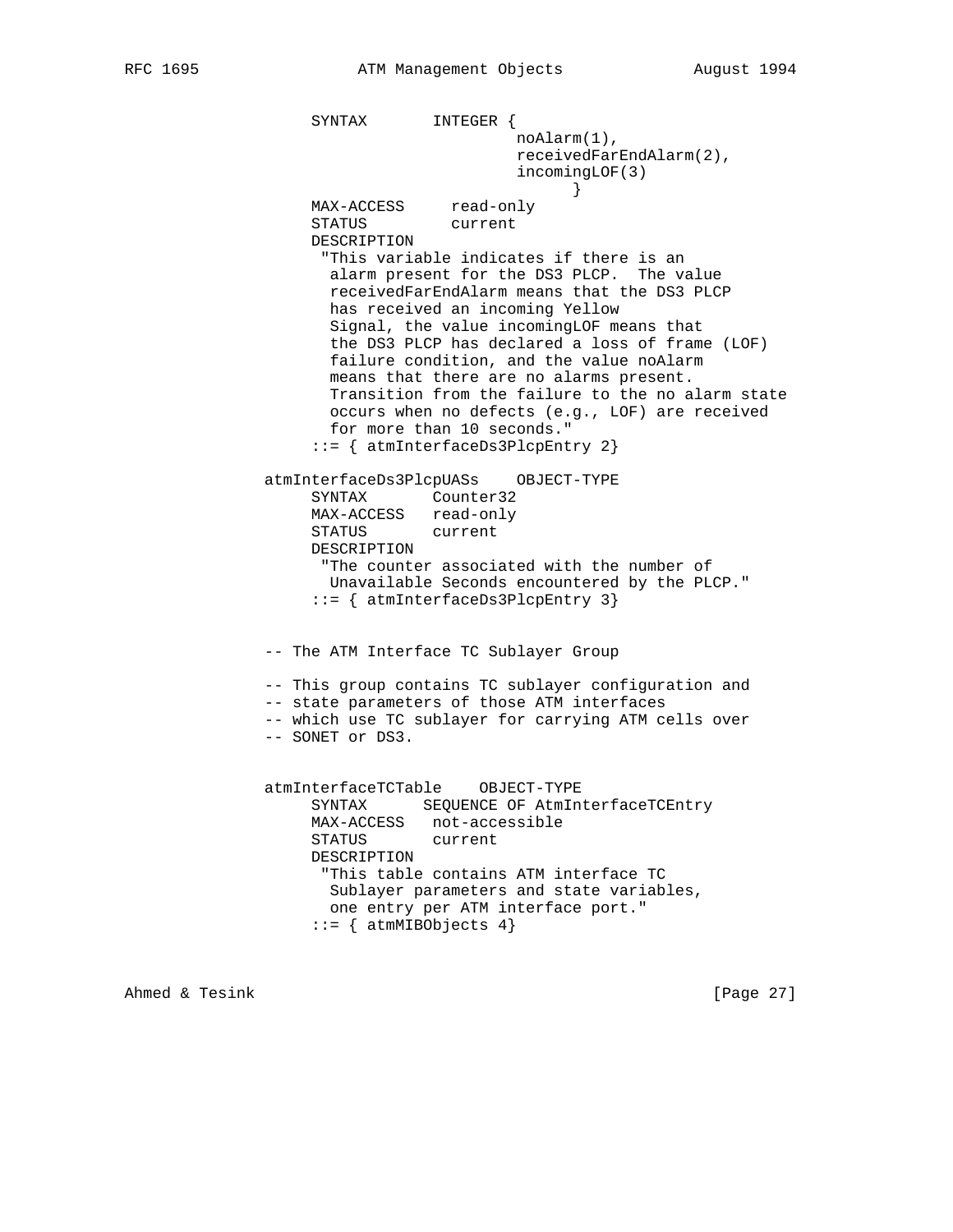```
          SYNTAX       INTEGER {
                           noAlarm(1),
                           receivedFarEndAlarm(2),
                           incomingLOF(3)
                                }
          MAX-ACCESS     read-only
          STATUS         current
          DESCRIPTION
           "This variable indicates if there is an
            alarm present for the DS3 PLCP.  The value
            receivedFarEndAlarm means that the DS3 PLCP
            has received an incoming Yellow
            Signal, the value incomingLOF means that
            the DS3 PLCP has declared a loss of frame (LOF)
            failure condition, and the value noAlarm
            means that there are no alarms present.
            Transition from the failure to the no alarm state
            occurs when no defects (e.g., LOF) are received
            for more than 10 seconds."
          ::= { atmInterfaceDs3PlcpEntry 2}

     atmInterfaceDs3PlcpUASs    OBJECT-TYPE
          SYNTAX       Counter32
          MAX-ACCESS   read-only
          STATUS       current
          DESCRIPTION
           "The counter associated with the number of
            Unavailable Seconds encountered by the PLCP."
          ::= { atmInterfaceDs3PlcpEntry 3}


     -- The ATM Interface TC Sublayer Group

     -- This group contains TC sublayer configuration and
     -- state parameters of those ATM interfaces
     -- which use TC sublayer for carrying ATM cells over
     -- SONET or DS3.


     atmInterfaceTCTable    OBJECT-TYPE
          SYNTAX      SEQUENCE OF AtmInterfaceTCEntry
          MAX-ACCESS   not-accessible
          STATUS       current
          DESCRIPTION
           "This table contains ATM interface TC
            Sublayer parameters and state variables,
            one entry per ATM interface port."
          ::= { atmMIBObjects 4}
```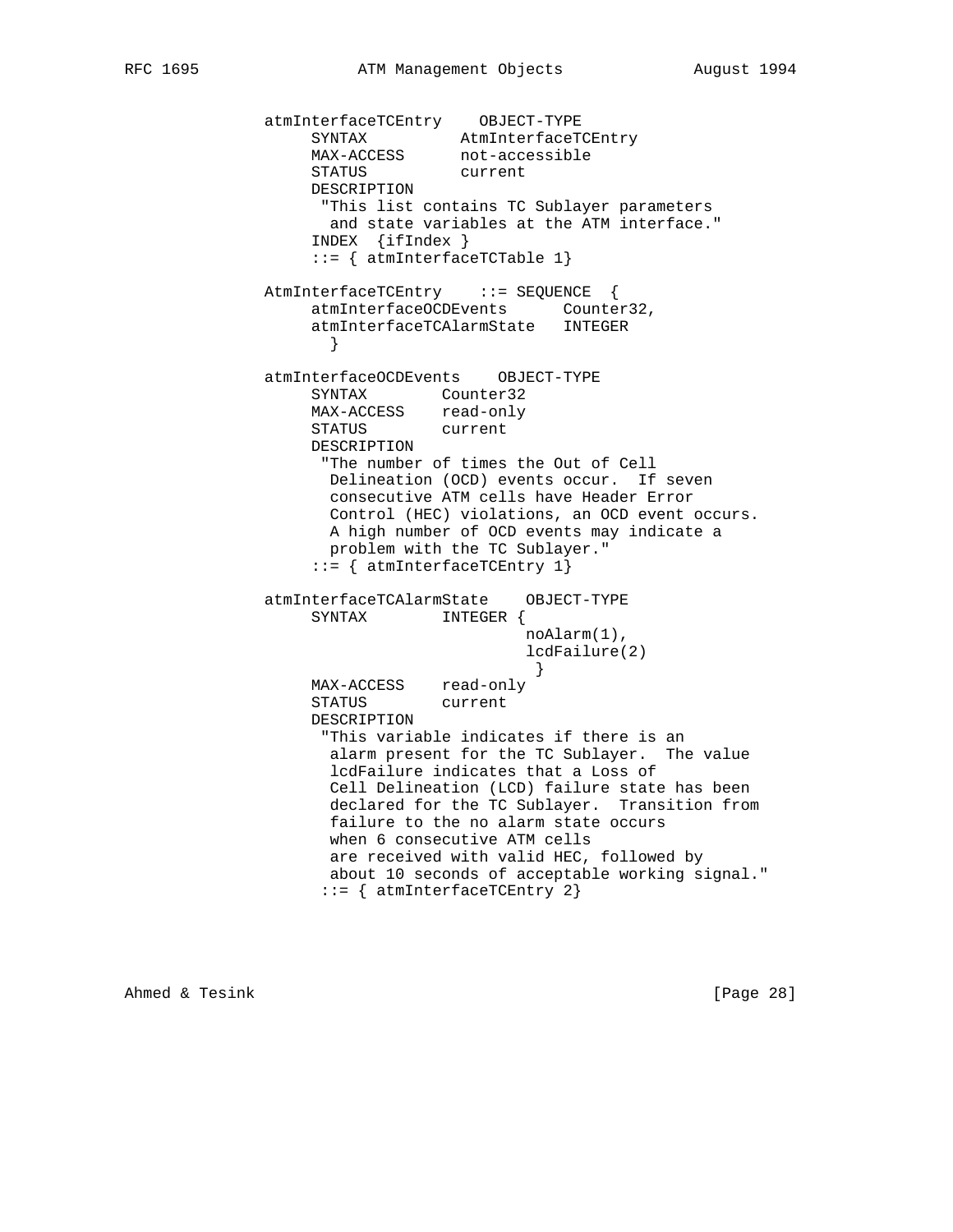```
atmInterfaceTCEntry    OBJECT-TYPE
     SYNTAX          AtmInterfaceTCEntry
     MAX-ACCESS      not-accessible
     STATUS          current
     DESCRIPTION
      "This list contains TC Sublayer parameters
       and state variables at the ATM interface."
     INDEX  {ifIndex }
     ::= { atmInterfaceTCTable 1}

AtmInterfaceTCEntry    ::= SEQUENCE  {
     atmInterfaceOCDEvents      Counter32,
     atmInterfaceTCAlarmState   INTEGER
       }

atmInterfaceOCDEvents    OBJECT-TYPE
     SYNTAX        Counter32
     MAX-ACCESS    read-only
     STATUS        current
     DESCRIPTION
      "The number of times the Out of Cell
       Delineation (OCD) events occur.  If seven
       consecutive ATM cells have Header Error
       Control (HEC) violations, an OCD event occurs.
       A high number of OCD events may indicate a
       problem with the TC Sublayer."
     ::= { atmInterfaceTCEntry 1}

atmInterfaceTCAlarmState    OBJECT-TYPE
     SYNTAX        INTEGER {
                            noAlarm(1),
                            lcdFailure(2)
                             }
     MAX-ACCESS    read-only
     STATUS        current
     DESCRIPTION
      "This variable indicates if there is an
       alarm present for the TC Sublayer.  The value
       lcdFailure indicates that a Loss of
       Cell Delineation (LCD) failure state has been
       declared for the TC Sublayer.  Transition from
       failure to the no alarm state occurs
       when 6 consecutive ATM cells
       are received with valid HEC, followed by
       about 10 seconds of acceptable working signal."
      ::= { atmInterfaceTCEntry 2}
```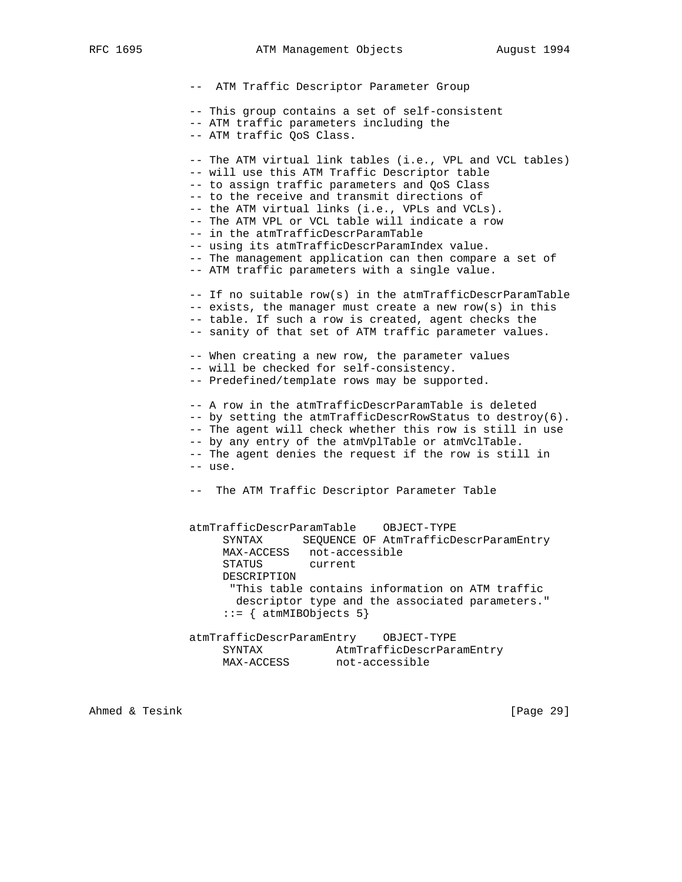```
--  ATM Traffic Descriptor Parameter Group

-- This group contains a set of self-consistent
-- ATM traffic parameters including the
-- ATM traffic QoS Class.

-- The ATM virtual link tables (i.e., VPL and VCL tables)
-- will use this ATM Traffic Descriptor table
-- to assign traffic parameters and QoS Class
-- to the receive and transmit directions of
-- the ATM virtual links (i.e., VPLs and VCLs).
-- The ATM VPL or VCL table will indicate a row
-- in the atmTrafficDescrParamTable
-- using its atmTrafficDescrParamIndex value.
-- The management application can then compare a set of
-- ATM traffic parameters with a single value.

-- If no suitable row(s) in the atmTrafficDescrParamTable
-- exists, the manager must create a new row(s) in this
-- table. If such a row is created, agent checks the
-- sanity of that set of ATM traffic parameter values.

-- When creating a new row, the parameter values
-- will be checked for self-consistency.
-- Predefined/template rows may be supported.

-- A row in the atmTrafficDescrParamTable is deleted
-- by setting the atmTrafficDescrRowStatus to destroy(6).
-- The agent will check whether this row is still in use
-- by any entry of the atmVplTable or atmVclTable.
-- The agent denies the request if the row is still in
-- use.

--  The ATM Traffic Descriptor Parameter Table


atmTrafficDescrParamTable    OBJECT-TYPE
     SYNTAX      SEQUENCE OF AtmTrafficDescrParamEntry
     MAX-ACCESS   not-accessible
     STATUS       current
     DESCRIPTION
      "This table contains information on ATM traffic
       descriptor type and the associated parameters."
     ::= { atmMIBObjects 5}

atmTrafficDescrParamEntry    OBJECT-TYPE
     SYNTAX           AtmTrafficDescrParamEntry
     MAX-ACCESS       not-accessible
```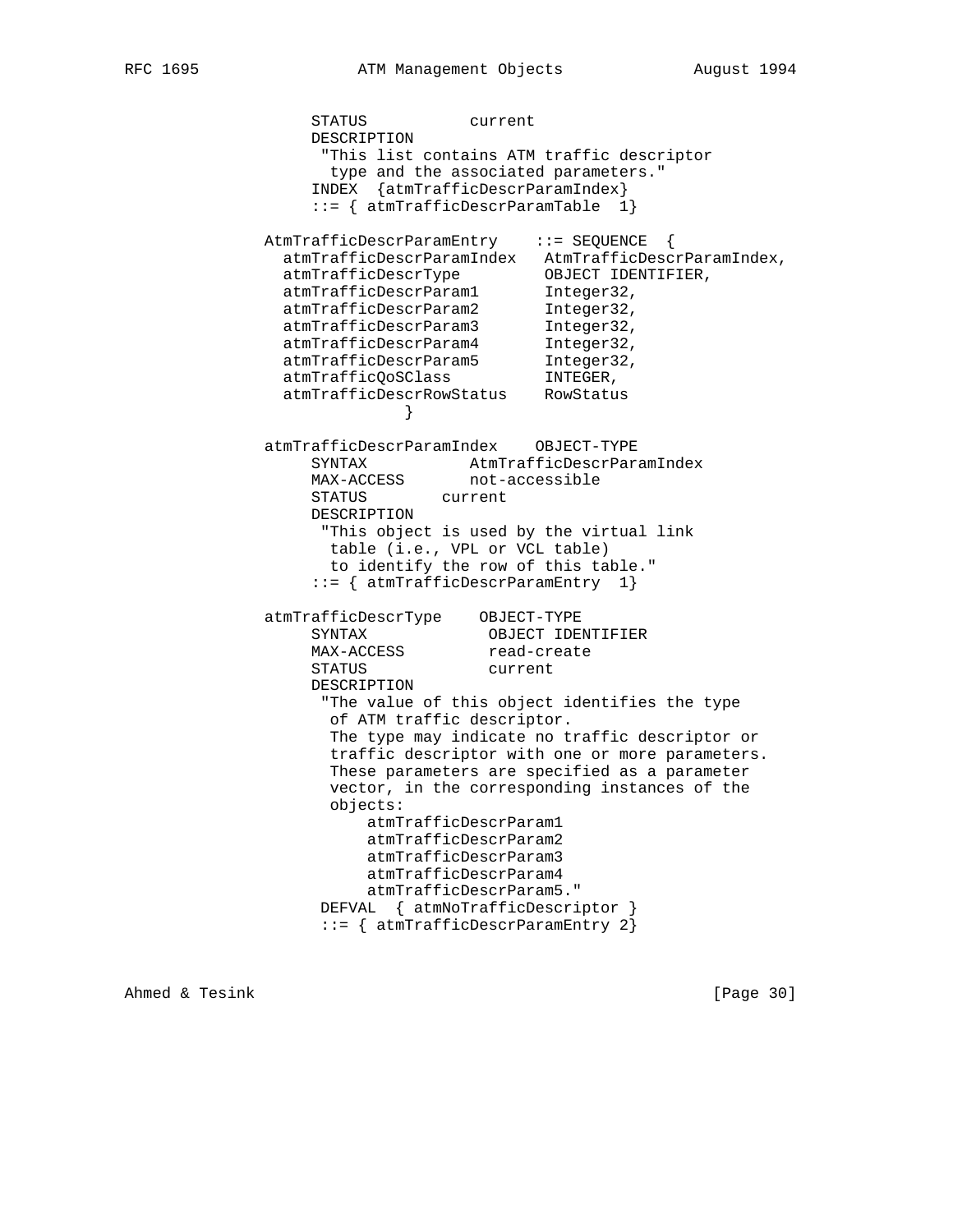```
            STATUS          current
            DESCRIPTION
             "This list contains ATM traffic descriptor
              type and the associated parameters."
            INDEX  {atmTrafficDescrParamIndex}
            ::= { atmTrafficDescrParamTable  1}

       AtmTrafficDescrParamEntry    ::= SEQUENCE  {
         atmTrafficDescrParamIndex   AtmTrafficDescrParamIndex,
         atmTrafficDescrType         OBJECT IDENTIFIER,
         atmTrafficDescrParam1       Integer32,
         atmTrafficDescrParam2       Integer32,
         atmTrafficDescrParam3       Integer32,
         atmTrafficDescrParam4       Integer32,
         atmTrafficDescrParam5       Integer32,
         atmTrafficQoSClass          INTEGER,
         atmTrafficDescrRowStatus    RowStatus
                   }

       atmTrafficDescrParamIndex    OBJECT-TYPE
            SYNTAX          AtmTrafficDescrParamIndex
            MAX-ACCESS      not-accessible
            STATUS       current
            DESCRIPTION
             "This object is used by the virtual link
              table (i.e., VPL or VCL table)
              to identify the row of this table."
            ::= { atmTrafficDescrParamEntry  1}

       atmTrafficDescrType    OBJECT-TYPE
            SYNTAX            OBJECT IDENTIFIER
            MAX-ACCESS        read-create
            STATUS            current
            DESCRIPTION
             "The value of this object identifies the type
              of ATM traffic descriptor.
              The type may indicate no traffic descriptor or
              traffic descriptor with one or more parameters.
              These parameters are specified as a parameter
              vector, in the corresponding instances of the
              objects:
                  atmTrafficDescrParam1
                  atmTrafficDescrParam2
                  atmTrafficDescrParam3
                  atmTrafficDescrParam4
                  atmTrafficDescrParam5."
             DEFVAL  { atmNoTrafficDescriptor }
             ::= { atmTrafficDescrParamEntry 2}
```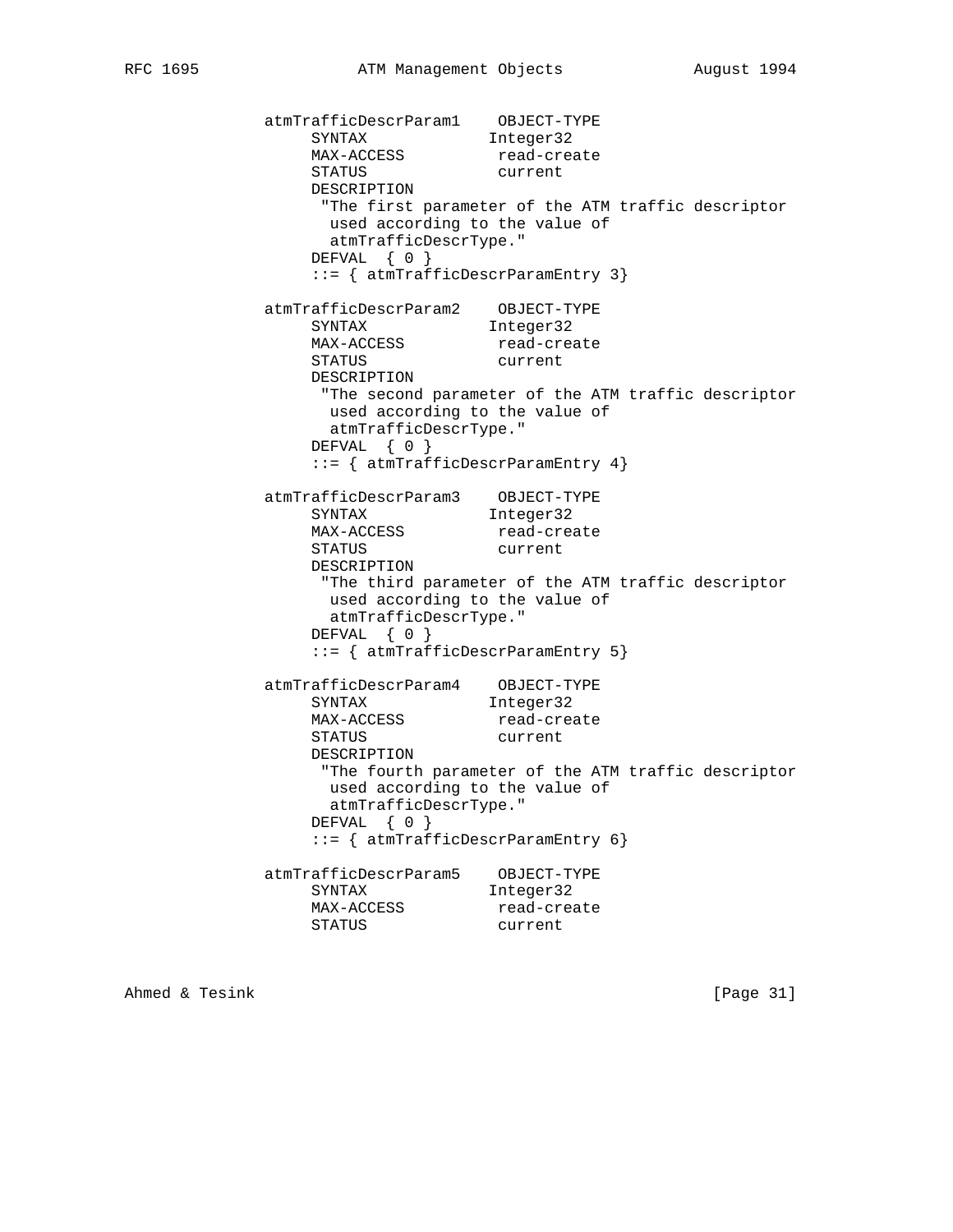```
          atmTrafficDescrParam1    OBJECT-TYPE
               SYNTAX            Integer32
               MAX-ACCESS         read-create
               STATUS             current
               DESCRIPTION
                "The first parameter of the ATM traffic descriptor
                 used according to the value of
                 atmTrafficDescrType."
               DEFVAL  { 0 }
               ::= { atmTrafficDescrParamEntry 3}

          atmTrafficDescrParam2    OBJECT-TYPE
               SYNTAX            Integer32
               MAX-ACCESS         read-create
               STATUS             current
               DESCRIPTION
                "The second parameter of the ATM traffic descriptor
                 used according to the value of
                 atmTrafficDescrType."
               DEFVAL  { 0 }
               ::= { atmTrafficDescrParamEntry 4}

          atmTrafficDescrParam3    OBJECT-TYPE
               SYNTAX            Integer32
               MAX-ACCESS         read-create
               STATUS             current
               DESCRIPTION
                "The third parameter of the ATM traffic descriptor
                 used according to the value of
                 atmTrafficDescrType."
               DEFVAL  { 0 }
               ::= { atmTrafficDescrParamEntry 5}

          atmTrafficDescrParam4    OBJECT-TYPE
               SYNTAX            Integer32
               MAX-ACCESS         read-create
               STATUS             current
               DESCRIPTION
                "The fourth parameter of the ATM traffic descriptor
                 used according to the value of
                 atmTrafficDescrType."
               DEFVAL  { 0 }
               ::= { atmTrafficDescrParamEntry 6}

          atmTrafficDescrParam5    OBJECT-TYPE
               SYNTAX            Integer32
               MAX-ACCESS         read-create
               STATUS             current
```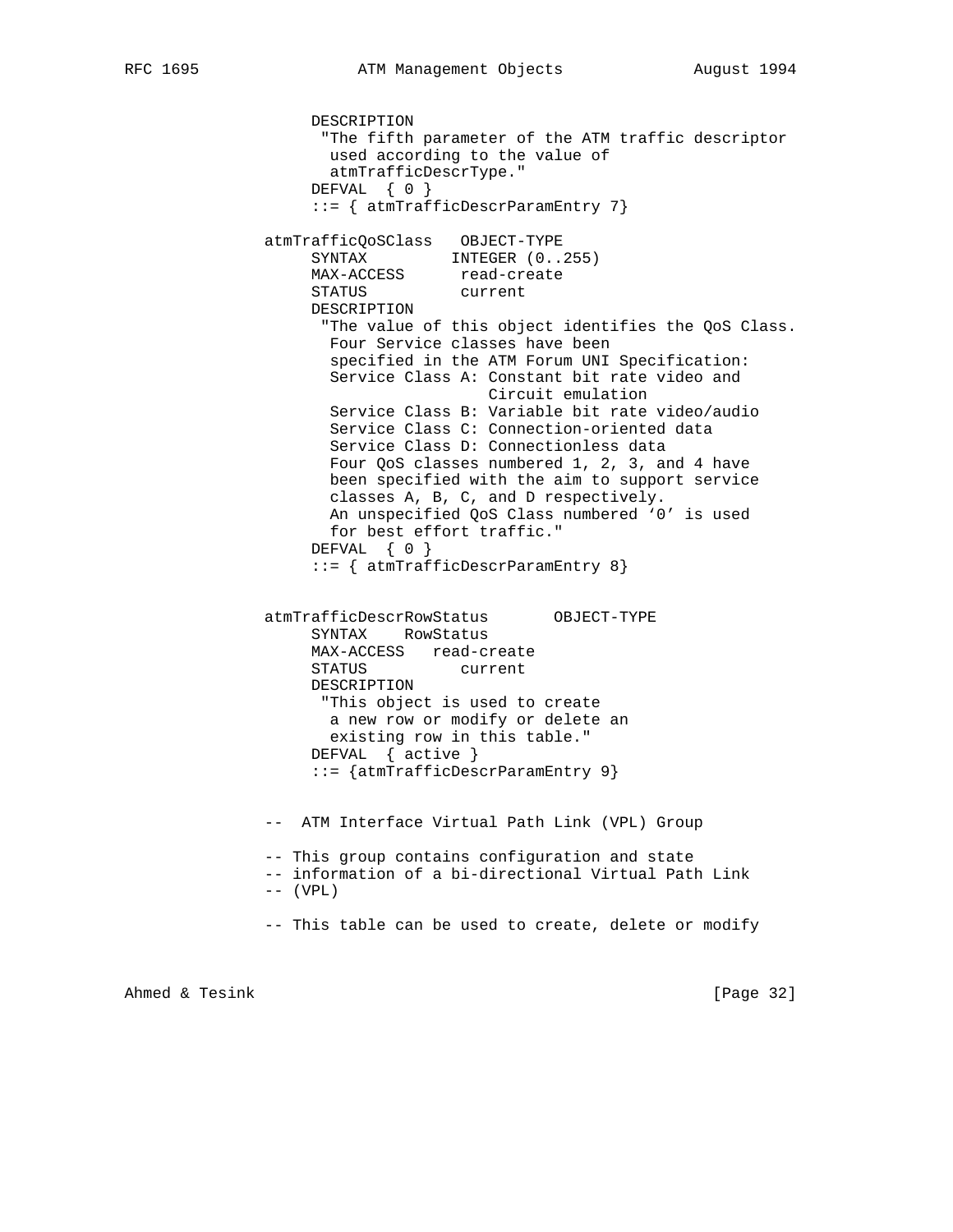```
         DESCRIPTION
          "The fifth parameter of the ATM traffic descriptor
           used according to the value of
           atmTrafficDescrType."
         DEFVAL  { 0 }
         ::= { atmTrafficDescrParamEntry 7}

    atmTrafficQoSClass   OBJECT-TYPE
         SYNTAX         INTEGER (0..255)
         MAX-ACCESS      read-create
         STATUS          current
         DESCRIPTION
          "The value of this object identifies the QoS Class.
           Four Service classes have been
           specified in the ATM Forum UNI Specification:
           Service Class A: Constant bit rate video and
                            Circuit emulation
           Service Class B: Variable bit rate video/audio
           Service Class C: Connection-oriented data
           Service Class D: Connectionless data
           Four QoS classes numbered 1, 2, 3, and 4 have
           been specified with the aim to support service
           classes A, B, C, and D respectively.
           An unspecified QoS Class numbered '0' is used
           for best effort traffic."
         DEFVAL  { 0 }
         ::= { atmTrafficDescrParamEntry 8}


    atmTrafficDescrRowStatus       OBJECT-TYPE
         SYNTAX    RowStatus
         MAX-ACCESS   read-create
         STATUS          current
         DESCRIPTION
          "This object is used to create
           a new row or modify or delete an
           existing row in this table."
         DEFVAL  { active }
         ::= {atmTrafficDescrParamEntry 9}


    --  ATM Interface Virtual Path Link (VPL) Group

    -- This group contains configuration and state
    -- information of a bi-directional Virtual Path Link
    -- (VPL)

    -- This table can be used to create, delete or modify
```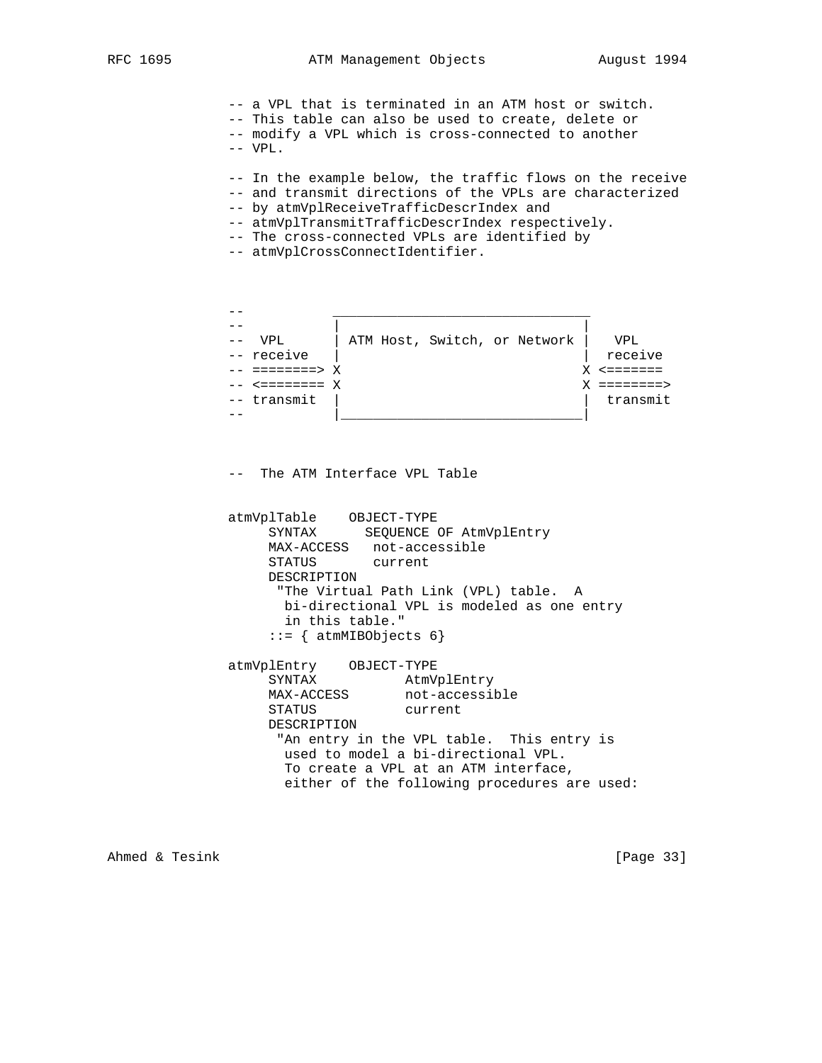```
          -- a VPL that is terminated in an ATM host or switch.
          -- This table can also be used to create, delete or
          -- modify a VPL which is cross-connected to another
          -- VPL.

          -- In the example below, the traffic flows on the receive
          -- and transmit directions of the VPLs are characterized
          -- by atmVplReceiveTrafficDescrIndex and
          -- atmVplTransmitTrafficDescrIndex respectively.
          -- The cross-connected VPLs are identified by
          -- atmVplCrossConnectIdentifier.



          --            ________________________________
          --           |                                |
          --  VPL      | ATM Host, Switch, or Network |   VPL
          -- receive   |                              |  receive
          -- ========> X                              X <=======
          -- <======== X                              X ========>
          -- transmit  |                              |  transmit
          --           |______________________________|



          --  The ATM Interface VPL Table


          atmVplTable    OBJECT-TYPE
               SYNTAX      SEQUENCE OF AtmVplEntry
               MAX-ACCESS   not-accessible
               STATUS       current
               DESCRIPTION
                "The Virtual Path Link (VPL) table.  A
                 bi-directional VPL is modeled as one entry
                 in this table."
               ::= { atmMIBObjects 6}

          atmVplEntry    OBJECT-TYPE
               SYNTAX           AtmVplEntry
               MAX-ACCESS       not-accessible
               STATUS           current
               DESCRIPTION
                "An entry in the VPL table.  This entry is
                 used to model a bi-directional VPL.
                 To create a VPL at an ATM interface,
                 either of the following procedures are used:
```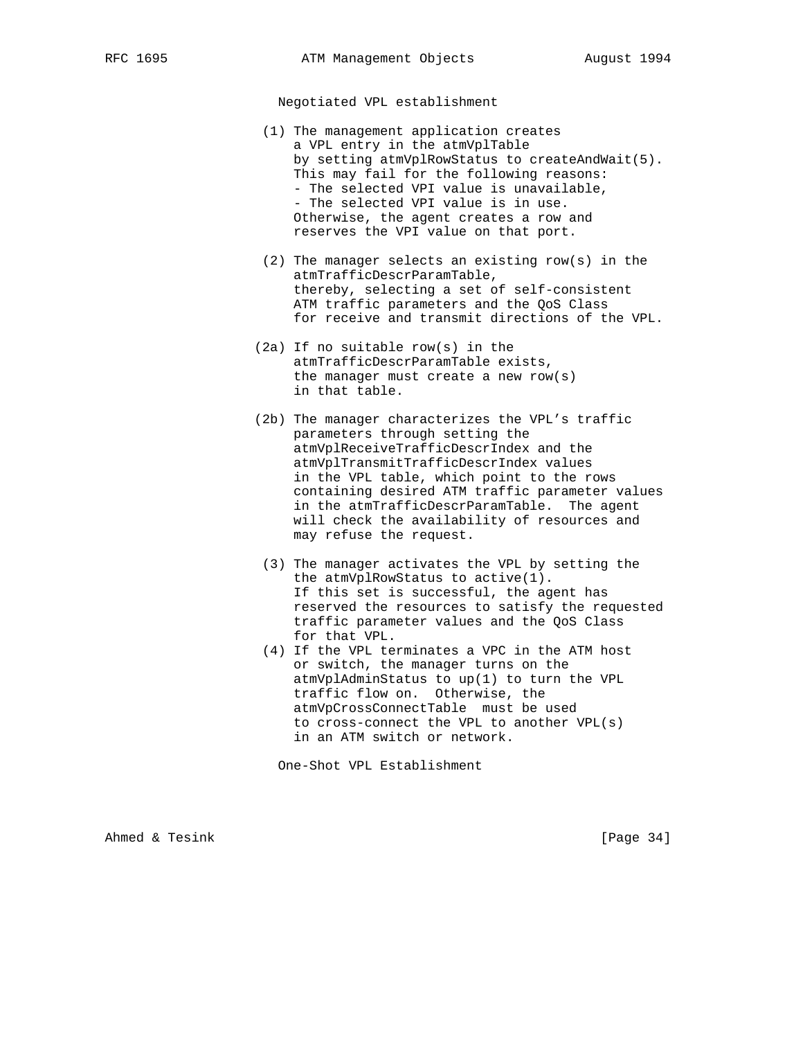Negotiated VPL establishment

(1) The management application creates a VPL entry in the atmVplTable by setting atmVplRowStatus to createAndWait(5). This may fail for the following reasons:
- The selected VPI value is unavailable,
- The selected VPI value is in use.
Otherwise, the agent creates a row and reserves the VPI value on that port.

(2) The manager selects an existing row(s) in the atmTrafficDescrParamTable, thereby, selecting a set of self-consistent ATM traffic parameters and the QoS Class for receive and transmit directions of the VPL.

(2a) If no suitable row(s) in the atmTrafficDescrParamTable exists, the manager must create a new row(s) in that table.

(2b) The manager characterizes the VPL's traffic parameters through setting the atmVplReceiveTrafficDescrIndex and the atmVplTransmitTrafficDescrIndex values in the VPL table, which point to the rows containing desired ATM traffic parameter values in the atmTrafficDescrParamTable. The agent will check the availability of resources and may refuse the request.

(3) The manager activates the VPL by setting the the atmVplRowStatus to active(1). If this set is successful, the agent has reserved the resources to satisfy the requested traffic parameter values and the QoS Class for that VPL.

(4) If the VPL terminates a VPC in the ATM host or switch, the manager turns on the atmVplAdminStatus to up(1) to turn the VPL traffic flow on. Otherwise, the atmVpCrossConnectTable must be used to cross-connect the VPL to another VPL(s) in an ATM switch or network.

One-Shot VPL Establishment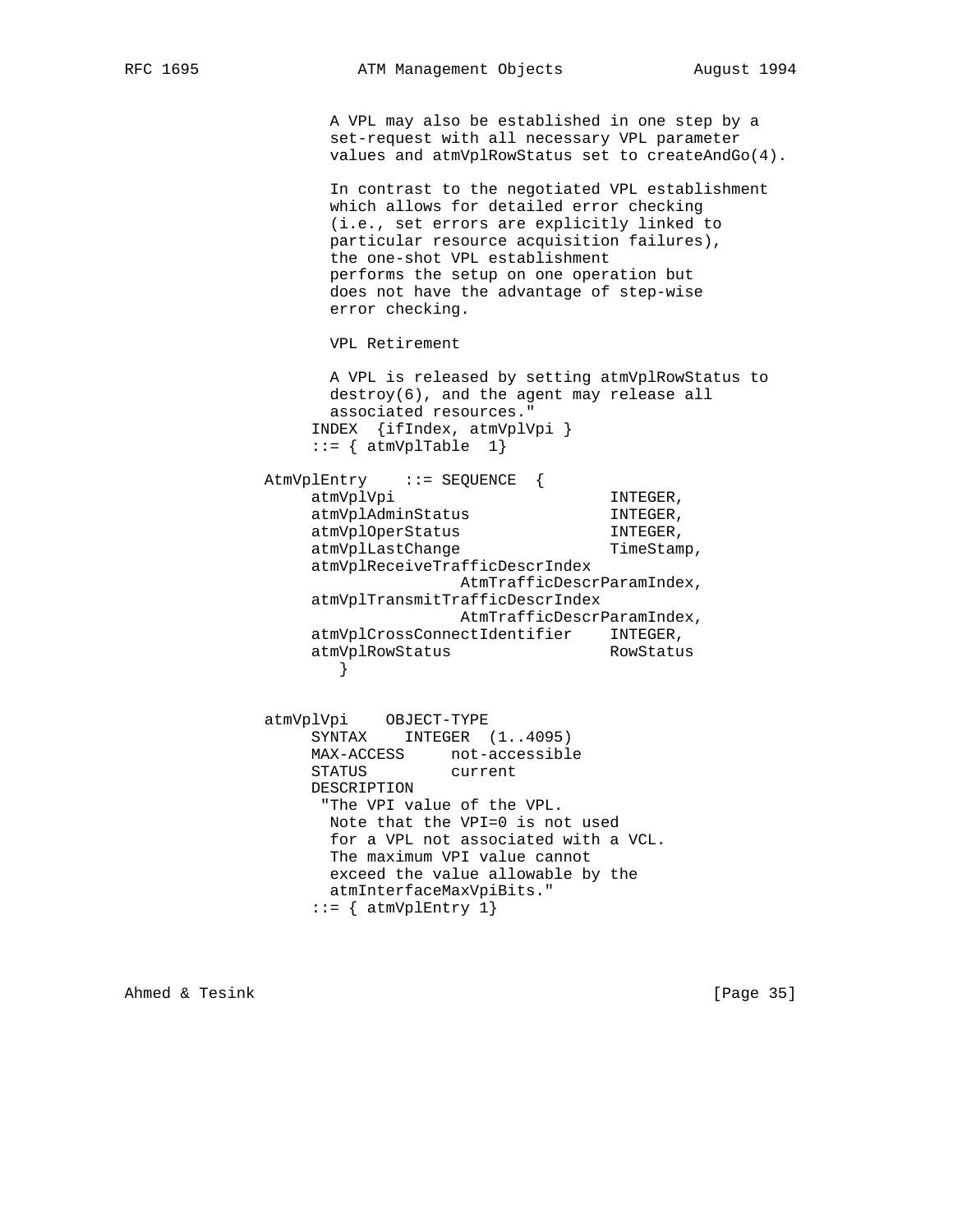```
          A VPL may also be established in one step by a
          set-request with all necessary VPL parameter
          values and atmVplRowStatus set to createAndGo(4).

          In contrast to the negotiated VPL establishment
          which allows for detailed error checking
          (i.e., set errors are explicitly linked to
          particular resource acquisition failures),
          the one-shot VPL establishment
          performs the setup on one operation but
          does not have the advantage of step-wise
          error checking.

          VPL Retirement

          A VPL is released by setting atmVplRowStatus to
          destroy(6), and the agent may release all
          associated resources."
        INDEX  {ifIndex, atmVplVpi }
        ::= { atmVplTable  1}

   AtmVplEntry    ::= SEQUENCE  {
        atmVplVpi                       INTEGER,
        atmVplAdminStatus               INTEGER,
        atmVplOperStatus                INTEGER,
        atmVplLastChange                TimeStamp,
        atmVplReceiveTrafficDescrIndex
                        AtmTrafficDescrParamIndex,
        atmVplTransmitTrafficDescrIndex
                        AtmTrafficDescrParamIndex,
        atmVplCrossConnectIdentifier    INTEGER,
        atmVplRowStatus                 RowStatus
           }


   atmVplVpi    OBJECT-TYPE
        SYNTAX    INTEGER  (1..4095)
        MAX-ACCESS     not-accessible
        STATUS         current
        DESCRIPTION
         "The VPI value of the VPL.
          Note that the VPI=0 is not used
          for a VPL not associated with a VCL.
          The maximum VPI value cannot
          exceed the value allowable by the
          atmInterfaceMaxVpiBits."
        ::= { atmVplEntry 1}
```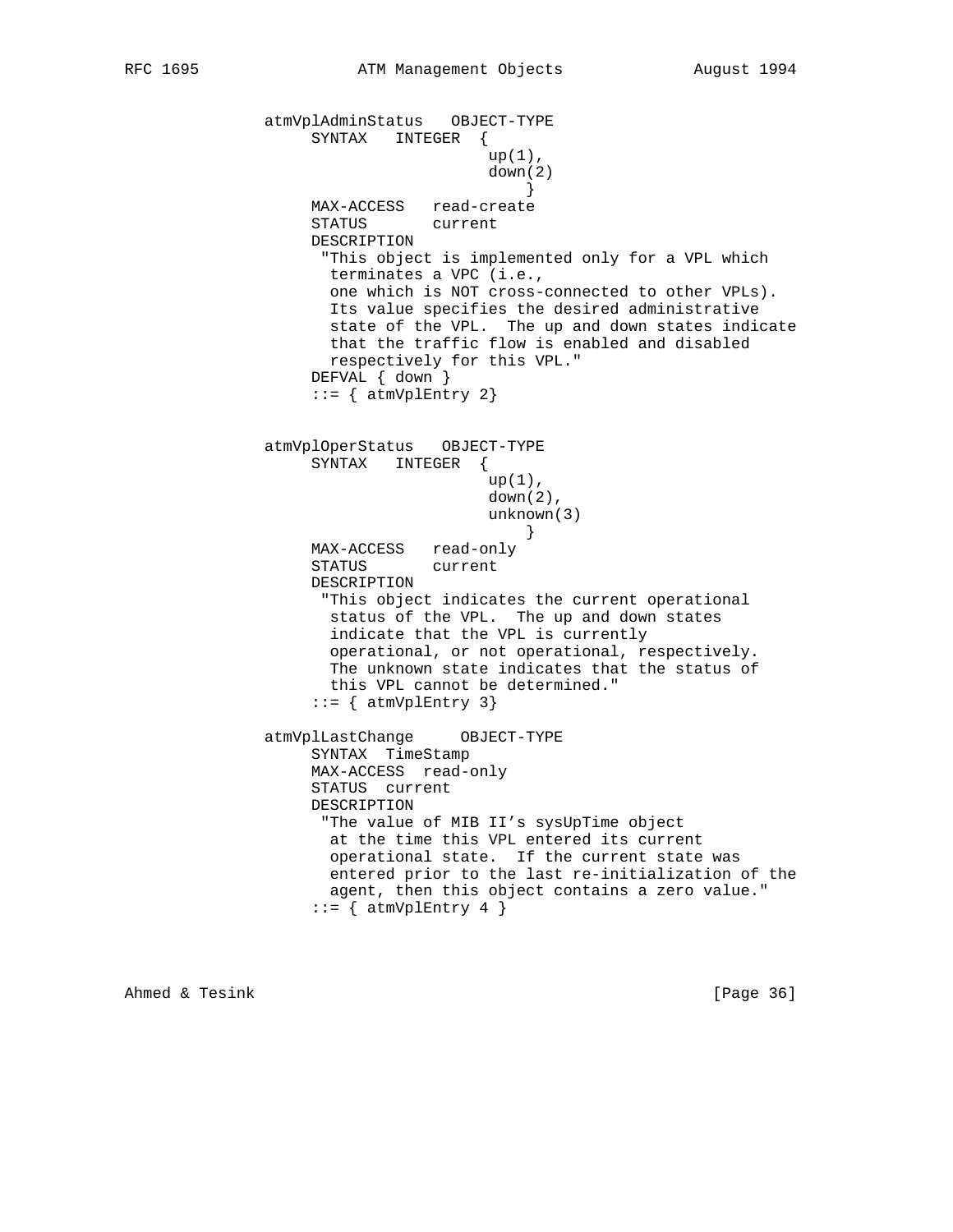```
atmVplAdminStatus   OBJECT-TYPE
     SYNTAX   INTEGER  {
                       up(1),
                       down(2)
                           }
     MAX-ACCESS   read-create
     STATUS       current
     DESCRIPTION
      "This object is implemented only for a VPL which
       terminates a VPC (i.e.,
       one which is NOT cross-connected to other VPLs).
       Its value specifies the desired administrative
       state of the VPL.  The up and down states indicate
       that the traffic flow is enabled and disabled
       respectively for this VPL."
     DEFVAL { down }
     ::= { atmVplEntry 2}


atmVplOperStatus   OBJECT-TYPE
     SYNTAX   INTEGER  {
                       up(1),
                       down(2),
                       unknown(3)
                           }
     MAX-ACCESS   read-only
     STATUS       current
     DESCRIPTION
      "This object indicates the current operational
       status of the VPL.  The up and down states
       indicate that the VPL is currently
       operational, or not operational, respectively.
       The unknown state indicates that the status of
       this VPL cannot be determined."
     ::= { atmVplEntry 3}

atmVplLastChange     OBJECT-TYPE
     SYNTAX  TimeStamp
     MAX-ACCESS  read-only
     STATUS  current
     DESCRIPTION
      "The value of MIB II's sysUpTime object
       at the time this VPL entered its current
       operational state.  If the current state was
       entered prior to the last re-initialization of the
       agent, then this object contains a zero value."
     ::= { atmVplEntry 4 }
```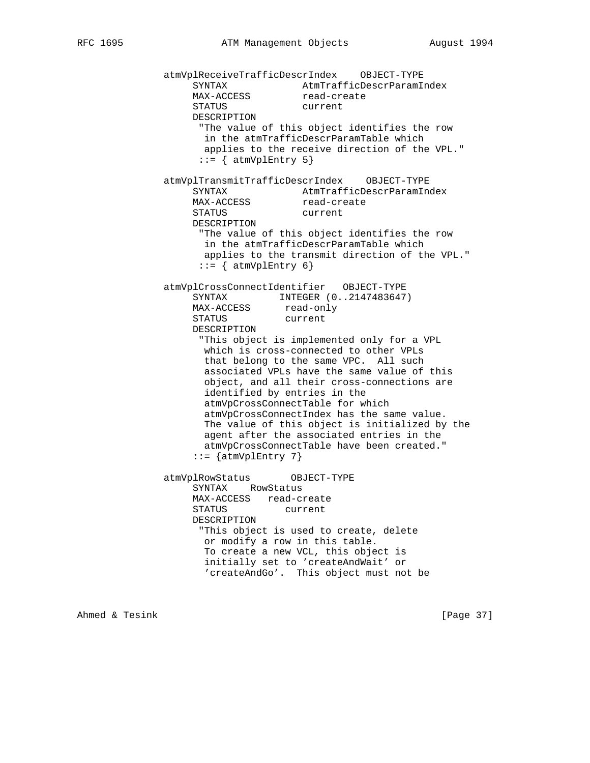```
          atmVplReceiveTrafficDescrIndex    OBJECT-TYPE
               SYNTAX             AtmTrafficDescrParamIndex
               MAX-ACCESS         read-create
               STATUS             current
               DESCRIPTION
                "The value of this object identifies the row
                 in the atmTrafficDescrParamTable which
                 applies to the receive direction of the VPL."
                ::= { atmVplEntry 5}

          atmVplTransmitTrafficDescrIndex    OBJECT-TYPE
               SYNTAX             AtmTrafficDescrParamIndex
               MAX-ACCESS         read-create
               STATUS             current
               DESCRIPTION
                "The value of this object identifies the row
                 in the atmTrafficDescrParamTable which
                 applies to the transmit direction of the VPL."
                ::= { atmVplEntry 6}

          atmVplCrossConnectIdentifier   OBJECT-TYPE
               SYNTAX         INTEGER (0..2147483647)
               MAX-ACCESS      read-only
               STATUS          current
               DESCRIPTION
                "This object is implemented only for a VPL
                 which is cross-connected to other VPLs
                 that belong to the same VPC.  All such
                 associated VPLs have the same value of this
                 object, and all their cross-connections are
                 identified by entries in the
                 atmVpCrossConnectTable for which
                 atmVpCrossConnectIndex has the same value.
                 The value of this object is initialized by the
                 agent after the associated entries in the
                 atmVpCrossConnectTable have been created."
               ::= {atmVplEntry 7}

          atmVplRowStatus       OBJECT-TYPE
               SYNTAX    RowStatus
               MAX-ACCESS   read-create
               STATUS          current
               DESCRIPTION
                "This object is used to create, delete
                 or modify a row in this table.
                 To create a new VCL, this object is
                 initially set to 'createAndWait' or
                 'createAndGo'.  This object must not be
```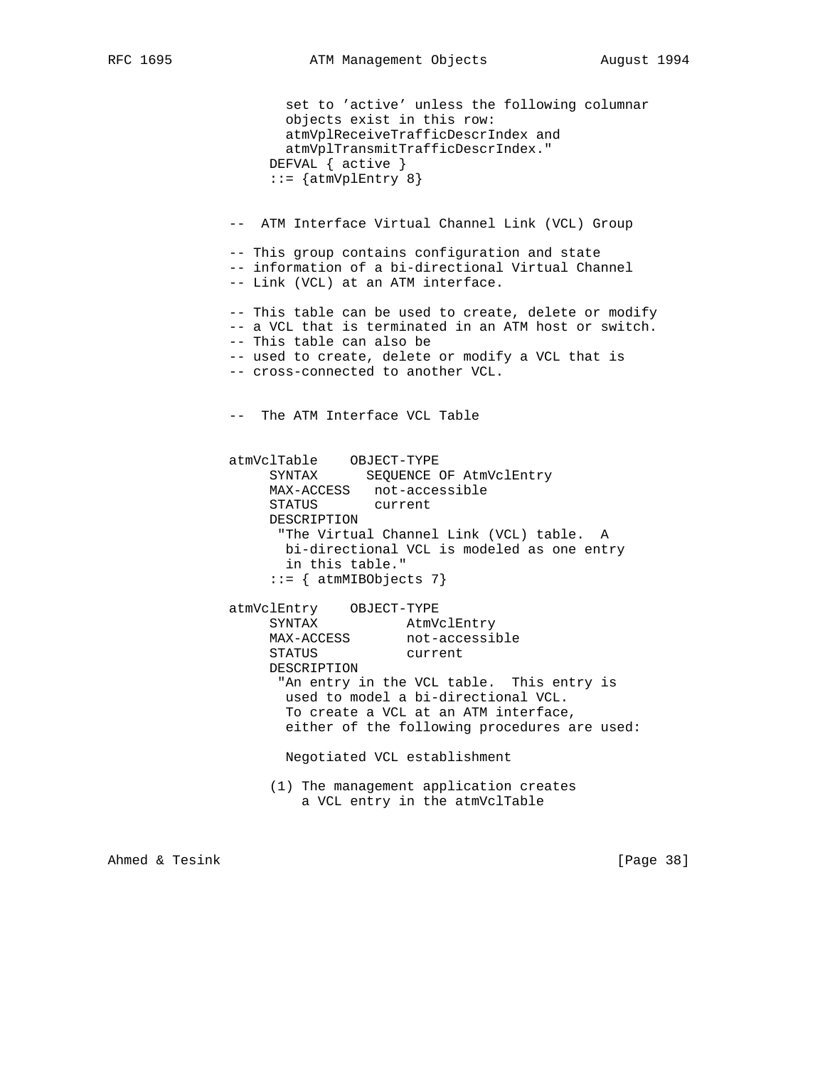```
          set to 'active' unless the following columnar
          objects exist in this row:
          atmVplReceiveTrafficDescrIndex and
          atmVplTransmitTrafficDescrIndex."
       DEFVAL { active }
       ::= {atmVplEntry 8}


--  ATM Interface Virtual Channel Link (VCL) Group

-- This group contains configuration and state
-- information of a bi-directional Virtual Channel
-- Link (VCL) at an ATM interface.

-- This table can be used to create, delete or modify
-- a VCL that is terminated in an ATM host or switch.
-- This table can also be
-- used to create, delete or modify a VCL that is
-- cross-connected to another VCL.


--  The ATM Interface VCL Table


atmVclTable    OBJECT-TYPE
     SYNTAX      SEQUENCE OF AtmVclEntry
     MAX-ACCESS   not-accessible
     STATUS       current
     DESCRIPTION
      "The Virtual Channel Link (VCL) table.  A
       bi-directional VCL is modeled as one entry
       in this table."
     ::= { atmMIBObjects 7}

atmVclEntry    OBJECT-TYPE
     SYNTAX           AtmVclEntry
     MAX-ACCESS       not-accessible
     STATUS           current
     DESCRIPTION
      "An entry in the VCL table.  This entry is
       used to model a bi-directional VCL.
       To create a VCL at an ATM interface,
       either of the following procedures are used:

       Negotiated VCL establishment

     (1) The management application creates
         a VCL entry in the atmVclTable
```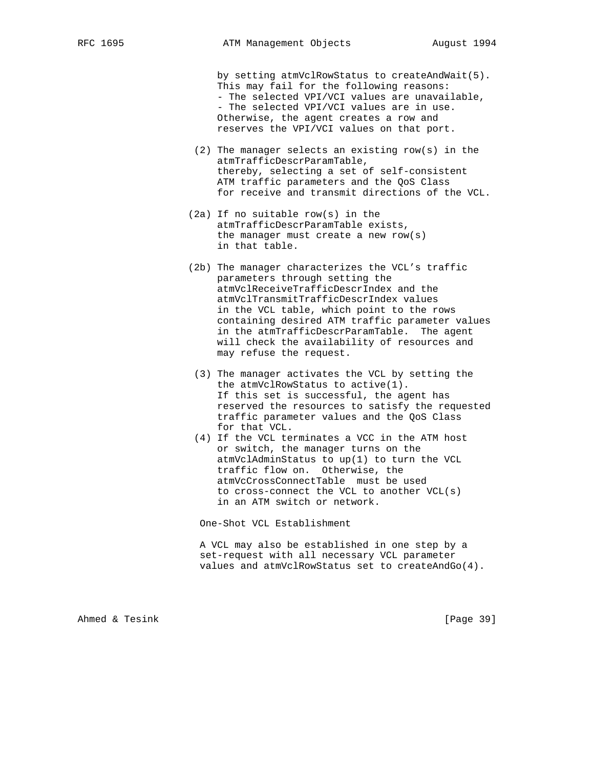by setting atmVclRowStatus to createAndWait(5).
This may fail for the following reasons:
- The selected VPI/VCI values are unavailable,
- The selected VPI/VCI values are in use.
Otherwise, the agent creates a row and
reserves the VPI/VCI values on that port.

(2) The manager selects an existing row(s) in the
atmTrafficDescrParamTable,
thereby, selecting a set of self-consistent
ATM traffic parameters and the QoS Class
for receive and transmit directions of the VCL.

(2a) If no suitable row(s) in the
atmTrafficDescrParamTable exists,
the manager must create a new row(s)
in that table.

(2b) The manager characterizes the VCL's traffic
parameters through setting the
atmVclReceiveTrafficDescrIndex and the
atmVclTransmitTrafficDescrIndex values
in the VCL table, which point to the rows
containing desired ATM traffic parameter values
in the atmTrafficDescrParamTable. The agent
will check the availability of resources and
may refuse the request.

(3) The manager activates the VCL by setting the
the atmVclRowStatus to active(1).
If this set is successful, the agent has
reserved the resources to satisfy the requested
traffic parameter values and the QoS Class
for that VCL.

(4) If the VCL terminates a VCC in the ATM host
or switch, the manager turns on the
atmVclAdminStatus to up(1) to turn the VCL
traffic flow on. Otherwise, the
atmVcCrossConnectTable must be used
to cross-connect the VCL to another VCL(s)
in an ATM switch or network.

One-Shot VCL Establishment

A VCL may also be established in one step by a
set-request with all necessary VCL parameter
values and atmVclRowStatus set to createAndGo(4).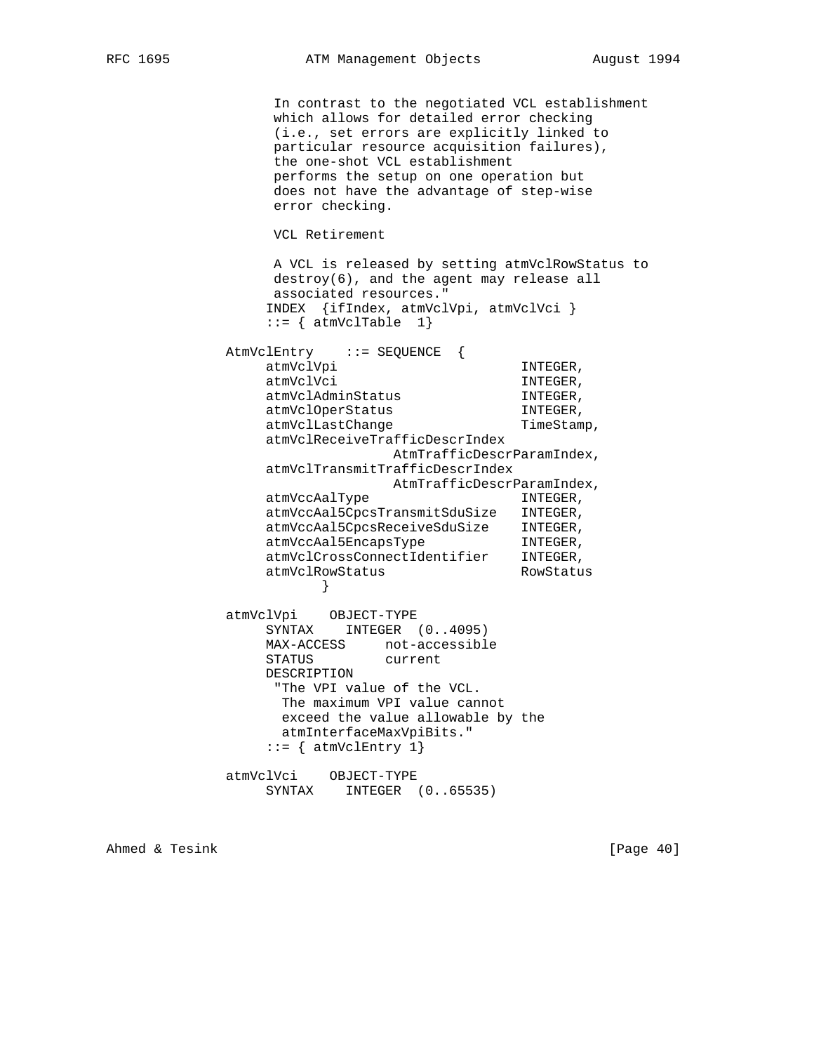```
         In contrast to the negotiated VCL establishment
         which allows for detailed error checking
         (i.e., set errors are explicitly linked to
         particular resource acquisition failures),
         the one-shot VCL establishment
         performs the setup on one operation but
         does not have the advantage of step-wise
         error checking.

         VCL Retirement

         A VCL is released by setting atmVclRowStatus to
         destroy(6), and the agent may release all
         associated resources."
        INDEX  {ifIndex, atmVclVpi, atmVclVci }
        ::= { atmVclTable  1}

   AtmVclEntry    ::= SEQUENCE  {
        atmVclVpi                       INTEGER,
        atmVclVci                       INTEGER,
        atmVclAdminStatus               INTEGER,
        atmVclOperStatus                INTEGER,
        atmVclLastChange                TimeStamp,
        atmVclReceiveTrafficDescrIndex
                        AtmTrafficDescrParamIndex,
        atmVclTransmitTrafficDescrIndex
                        AtmTrafficDescrParamIndex,
        atmVccAalType                   INTEGER,
        atmVccAal5CpcsTransmitSduSize   INTEGER,
        atmVccAal5CpcsReceiveSduSize    INTEGER,
        atmVccAal5EncapsType            INTEGER,
        atmVclCrossConnectIdentifier    INTEGER,
        atmVclRowStatus                 RowStatus
               }

   atmVclVpi    OBJECT-TYPE
        SYNTAX    INTEGER  (0..4095)
        MAX-ACCESS     not-accessible
        STATUS         current
        DESCRIPTION
         "The VPI value of the VCL.
          The maximum VPI value cannot
          exceed the value allowable by the
          atmInterfaceMaxVpiBits."
        ::= { atmVclEntry 1}

   atmVclVci    OBJECT-TYPE
        SYNTAX    INTEGER  (0..65535)
```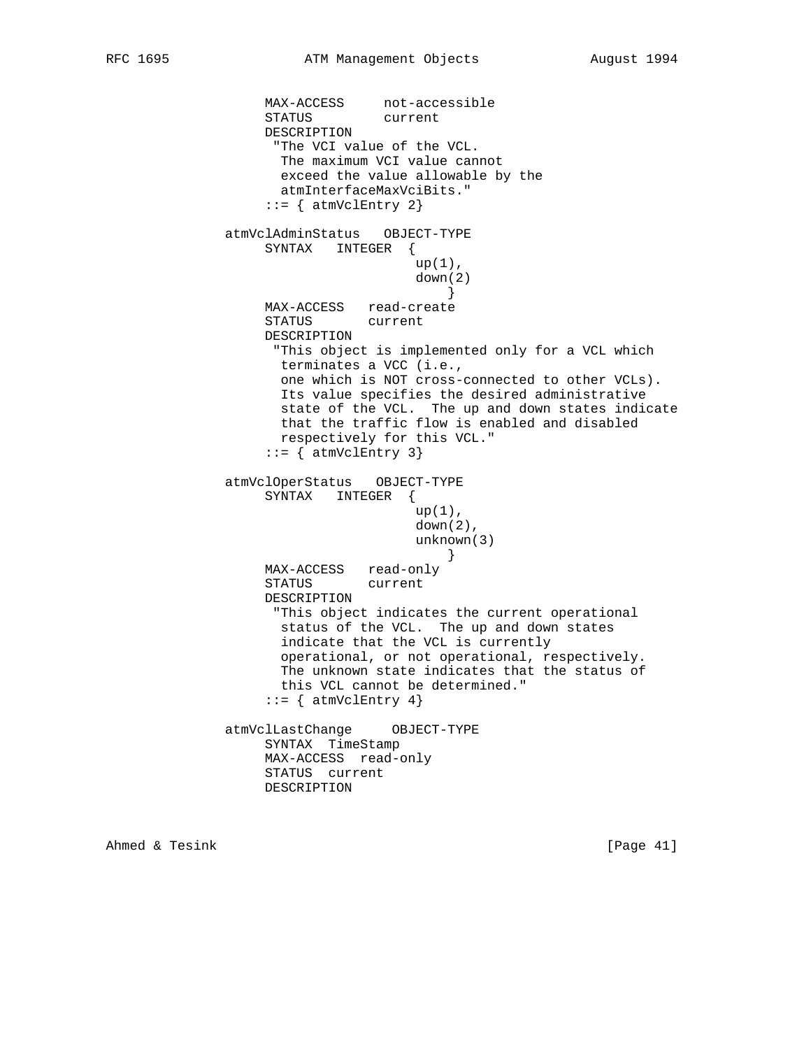```
               MAX-ACCESS     not-accessible
               STATUS         current
               DESCRIPTION
                "The VCI value of the VCL.
                 The maximum VCI value cannot
                 exceed the value allowable by the
                 atmInterfaceMaxVciBits."
               ::= { atmVclEntry 2}

          atmVclAdminStatus   OBJECT-TYPE
               SYNTAX   INTEGER  {
                                  up(1),
                                  down(2)
                                      }
               MAX-ACCESS   read-create
               STATUS       current
               DESCRIPTION
                "This object is implemented only for a VCL which
                 terminates a VCC (i.e.,
                 one which is NOT cross-connected to other VCLs).
                 Its value specifies the desired administrative
                 state of the VCL.  The up and down states indicate
                 that the traffic flow is enabled and disabled
                 respectively for this VCL."
               ::= { atmVclEntry 3}

          atmVclOperStatus   OBJECT-TYPE
               SYNTAX   INTEGER  {
                                  up(1),
                                  down(2),
                                  unknown(3)
                                      }
               MAX-ACCESS   read-only
               STATUS       current
               DESCRIPTION
                "This object indicates the current operational
                 status of the VCL.  The up and down states
                 indicate that the VCL is currently
                 operational, or not operational, respectively.
                 The unknown state indicates that the status of
                 this VCL cannot be determined."
               ::= { atmVclEntry 4}

          atmVclLastChange     OBJECT-TYPE
               SYNTAX  TimeStamp
               MAX-ACCESS  read-only
               STATUS  current
               DESCRIPTION
```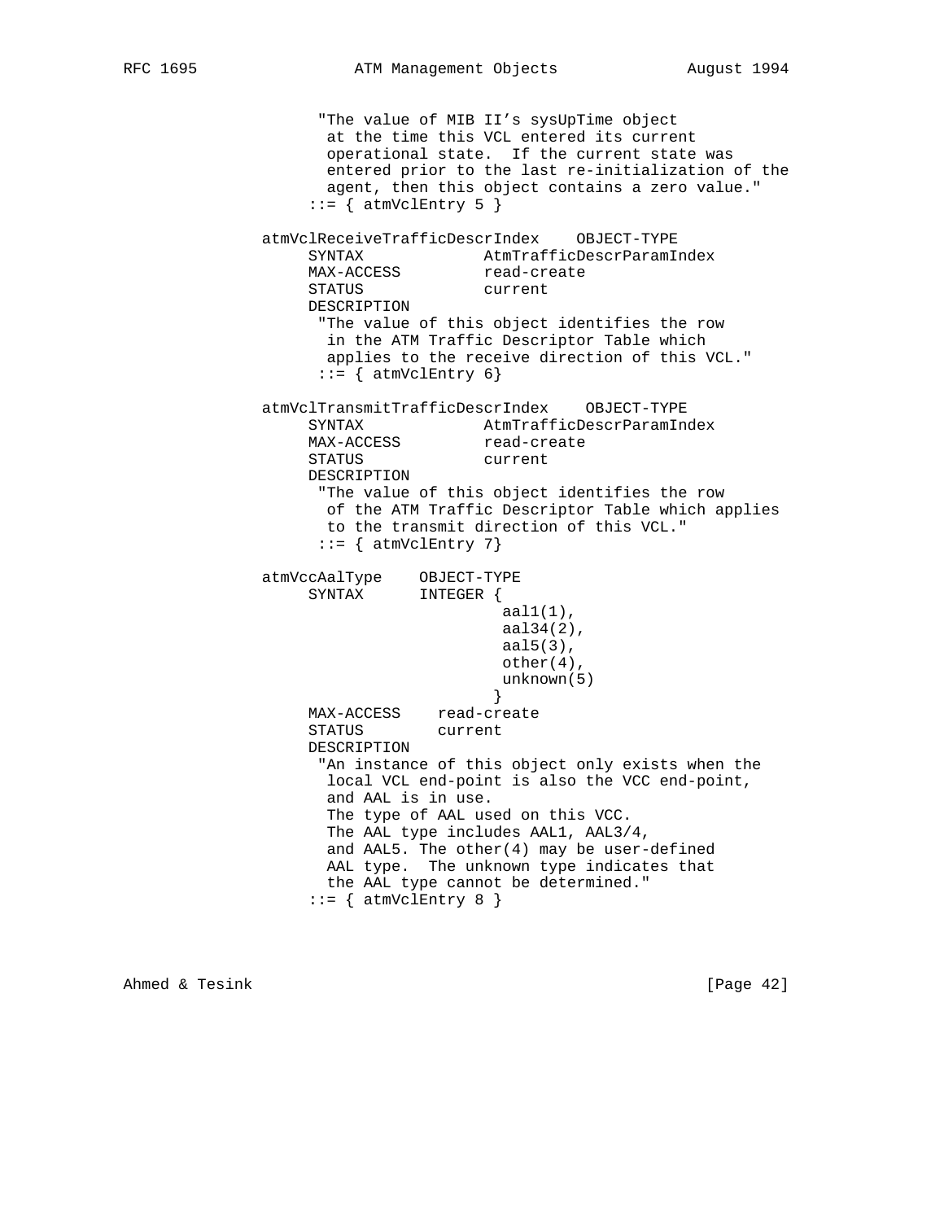```
                "The value of MIB II's sysUpTime object
                 at the time this VCL entered its current
                 operational state.  If the current state was
                 entered prior to the last re-initialization of the
                 agent, then this object contains a zero value."
               ::= { atmVclEntry 5 }

          atmVclReceiveTrafficDescrIndex    OBJECT-TYPE
               SYNTAX             AtmTrafficDescrParamIndex
               MAX-ACCESS         read-create
               STATUS             current
               DESCRIPTION
                "The value of this object identifies the row
                 in the ATM Traffic Descriptor Table which
                 applies to the receive direction of this VCL."
                ::= { atmVclEntry 6}

          atmVclTransmitTrafficDescrIndex    OBJECT-TYPE
               SYNTAX             AtmTrafficDescrParamIndex
               MAX-ACCESS         read-create
               STATUS             current
               DESCRIPTION
                "The value of this object identifies the row
                 of the ATM Traffic Descriptor Table which applies
                 to the transmit direction of this VCL."
                ::= { atmVclEntry 7}

          atmVccAalType    OBJECT-TYPE
               SYNTAX      INTEGER {
                                aal1(1),
                                aal34(2),
                                aal5(3),
                                other(4),
                                unknown(5)
                               }
               MAX-ACCESS    read-create
               STATUS        current
               DESCRIPTION
                "An instance of this object only exists when the
                 local VCL end-point is also the VCC end-point,
                 and AAL is in use.
                 The type of AAL used on this VCC.
                 The AAL type includes AAL1, AAL3/4,
                 and AAL5. The other(4) may be user-defined
                 AAL type.  The unknown type indicates that
                 the AAL type cannot be determined."
               ::= { atmVclEntry 8 }
```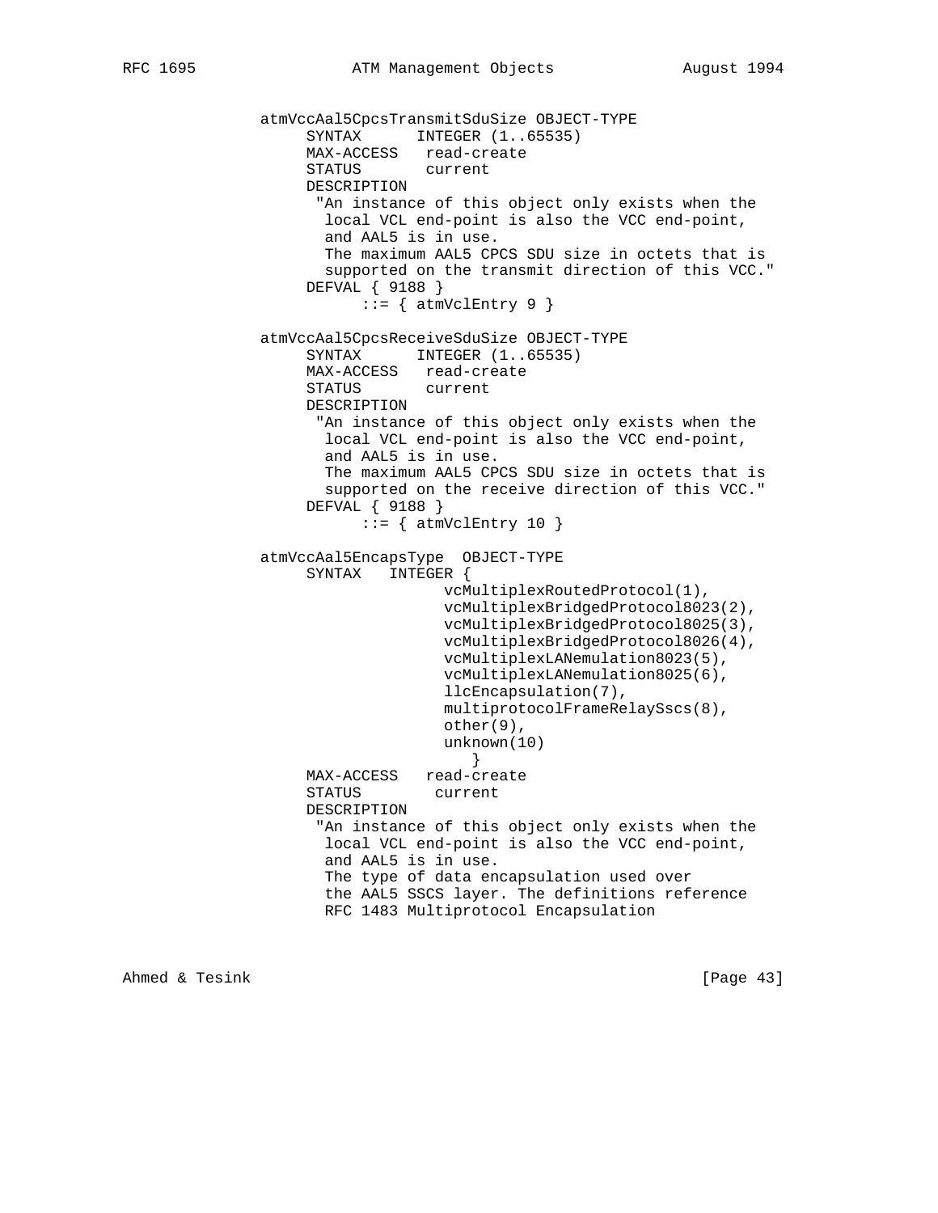```
          atmVccAal5CpcsTransmitSduSize OBJECT-TYPE
               SYNTAX      INTEGER (1..65535)
               MAX-ACCESS   read-create
               STATUS       current
               DESCRIPTION
                "An instance of this object only exists when the
                 local VCL end-point is also the VCC end-point,
                 and AAL5 is in use.
                 The maximum AAL5 CPCS SDU size in octets that is
                 supported on the transmit direction of this VCC."
               DEFVAL { 9188 }
                     ::= { atmVclEntry 9 }

          atmVccAal5CpcsReceiveSduSize OBJECT-TYPE
               SYNTAX      INTEGER (1..65535)
               MAX-ACCESS   read-create
               STATUS       current
               DESCRIPTION
                "An instance of this object only exists when the
                 local VCL end-point is also the VCC end-point,
                 and AAL5 is in use.
                 The maximum AAL5 CPCS SDU size in octets that is
                 supported on the receive direction of this VCC."
               DEFVAL { 9188 }
                     ::= { atmVclEntry 10 }

          atmVccAal5EncapsType  OBJECT-TYPE
               SYNTAX   INTEGER {
                             vcMultiplexRoutedProtocol(1),
                             vcMultiplexBridgedProtocol8023(2),
                             vcMultiplexBridgedProtocol8025(3),
                             vcMultiplexBridgedProtocol8026(4),
                             vcMultiplexLANemulation8023(5),
                             vcMultiplexLANemulation8025(6),
                             llcEncapsulation(7),
                             multiprotocolFrameRelaySscs(8),
                             other(9),
                             unknown(10)
                                }
               MAX-ACCESS   read-create
               STATUS        current
               DESCRIPTION
                "An instance of this object only exists when the
                 local VCL end-point is also the VCC end-point,
                 and AAL5 is in use.
                 The type of data encapsulation used over
                 the AAL5 SSCS layer. The definitions reference
                 RFC 1483 Multiprotocol Encapsulation
```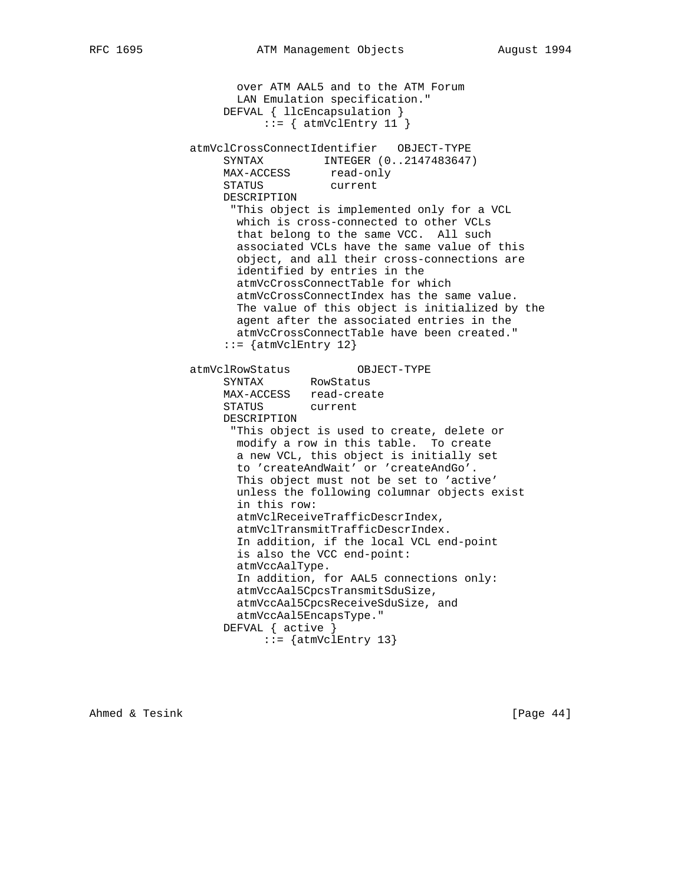```
                 over ATM AAL5 and to the ATM Forum
                 LAN Emulation specification."
               DEFVAL { llcEncapsulation }
                     ::= { atmVclEntry 11 }

          atmVclCrossConnectIdentifier   OBJECT-TYPE
               SYNTAX         INTEGER (0..2147483647)
               MAX-ACCESS      read-only
               STATUS          current
               DESCRIPTION
                "This object is implemented only for a VCL
                 which is cross-connected to other VCLs
                 that belong to the same VCC.  All such
                 associated VCLs have the same value of this
                 object, and all their cross-connections are
                 identified by entries in the
                 atmVcCrossConnectTable for which
                 atmVcCrossConnectIndex has the same value.
                 The value of this object is initialized by the
                 agent after the associated entries in the
                 atmVcCrossConnectTable have been created."
               ::= {atmVclEntry 12}

          atmVclRowStatus          OBJECT-TYPE
               SYNTAX       RowStatus
               MAX-ACCESS   read-create
               STATUS       current
               DESCRIPTION
                "This object is used to create, delete or
                 modify a row in this table.  To create
                 a new VCL, this object is initially set
                 to 'createAndWait' or 'createAndGo'.
                 This object must not be set to 'active'
                 unless the following columnar objects exist
                 in this row:
                 atmVclReceiveTrafficDescrIndex,
                 atmVclTransmitTrafficDescrIndex.
                 In addition, if the local VCL end-point
                 is also the VCC end-point:
                 atmVccAalType.
                 In addition, for AAL5 connections only:
                 atmVccAal5CpcsTransmitSduSize,
                 atmVccAal5CpcsReceiveSduSize, and
                 atmVccAal5EncapsType."
               DEFVAL { active }
                     ::= {atmVclEntry 13}
```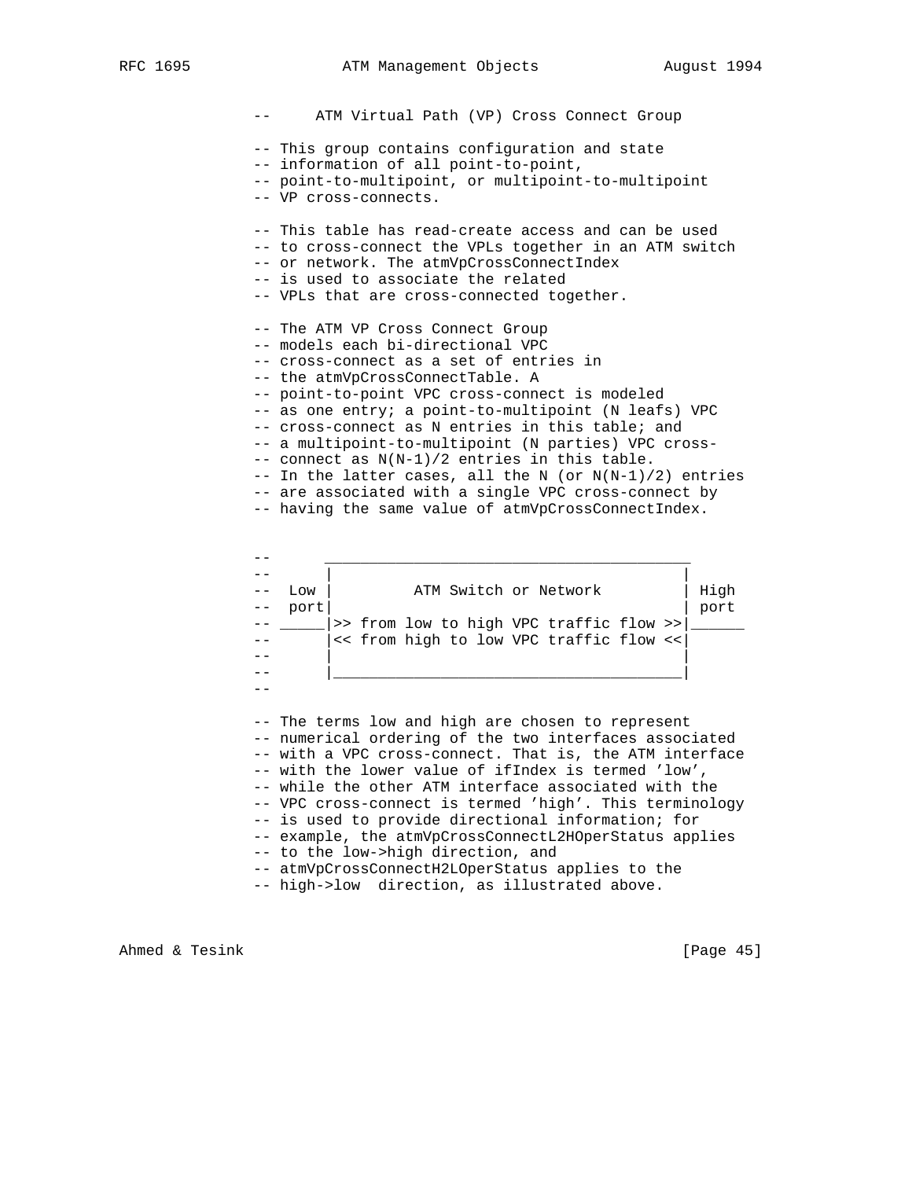```
--     ATM Virtual Path (VP) Cross Connect Group

-- This group contains configuration and state
-- information of all point-to-point,
-- point-to-multipoint, or multipoint-to-multipoint
-- VP cross-connects.

-- This table has read-create access and can be used
-- to cross-connect the VPLs together in an ATM switch
-- or network. The atmVpCrossConnectIndex
-- is used to associate the related
-- VPLs that are cross-connected together.

-- The ATM VP Cross Connect Group
-- models each bi-directional VPC
-- cross-connect as a set of entries in
-- the atmVpCrossConnectTable. A
-- point-to-point VPC cross-connect is modeled
-- as one entry; a point-to-multipoint (N leafs) VPC
-- cross-connect as N entries in this table; and
-- a multipoint-to-multipoint (N parties) VPC cross-
-- connect as N(N-1)/2 entries in this table.
-- In the latter cases, all the N (or N(N-1)/2) entries
-- are associated with a single VPC cross-connect by
-- having the same value of atmVpCrossConnectIndex.


--       _________________________________________
--      |                                        |
--  Low |         ATM Switch or Network         | High
--  port|                                        | port
-- _____|>> from low to high VPC traffic flow >>|______
--      |<< from high to low VPC traffic flow <<|
--      |                                        |
--      |________________________________________|
--

-- The terms low and high are chosen to represent
-- numerical ordering of the two interfaces associated
-- with a VPC cross-connect. That is, the ATM interface
-- with the lower value of ifIndex is termed 'low',
-- while the other ATM interface associated with the
-- VPC cross-connect is termed 'high'. This terminology
-- is used to provide directional information; for
-- example, the atmVpCrossConnectL2HOperStatus applies
-- to the low->high direction, and
-- atmVpCrossConnectH2LOperStatus applies to the
-- high->low  direction, as illustrated above.
```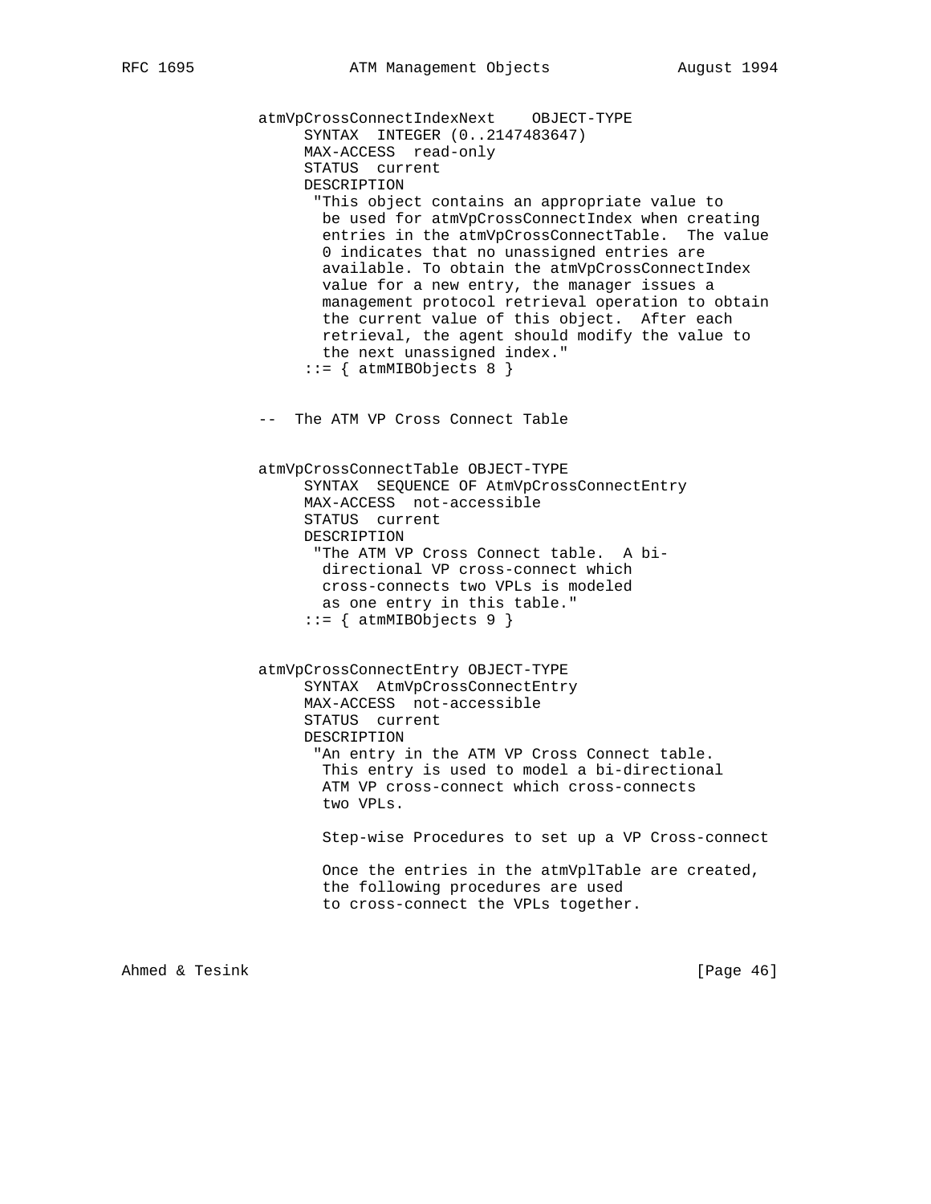```
atmVpCrossConnectIndexNext    OBJECT-TYPE
     SYNTAX  INTEGER (0..2147483647)
     MAX-ACCESS  read-only
     STATUS  current
     DESCRIPTION
      "This object contains an appropriate value to
       be used for atmVpCrossConnectIndex when creating
       entries in the atmVpCrossConnectTable.  The value
       0 indicates that no unassigned entries are
       available. To obtain the atmVpCrossConnectIndex
       value for a new entry, the manager issues a
       management protocol retrieval operation to obtain
       the current value of this object.  After each
       retrieval, the agent should modify the value to
       the next unassigned index."
     ::= { atmMIBObjects 8 }


--  The ATM VP Cross Connect Table


atmVpCrossConnectTable OBJECT-TYPE
     SYNTAX  SEQUENCE OF AtmVpCrossConnectEntry
     MAX-ACCESS  not-accessible
     STATUS  current
     DESCRIPTION
      "The ATM VP Cross Connect table.  A bi-
       directional VP cross-connect which
       cross-connects two VPLs is modeled
       as one entry in this table."
     ::= { atmMIBObjects 9 }


atmVpCrossConnectEntry OBJECT-TYPE
     SYNTAX  AtmVpCrossConnectEntry
     MAX-ACCESS  not-accessible
     STATUS  current
     DESCRIPTION
      "An entry in the ATM VP Cross Connect table.
       This entry is used to model a bi-directional
       ATM VP cross-connect which cross-connects
       two VPLs.

       Step-wise Procedures to set up a VP Cross-connect

       Once the entries in the atmVplTable are created,
       the following procedures are used
       to cross-connect the VPLs together.
```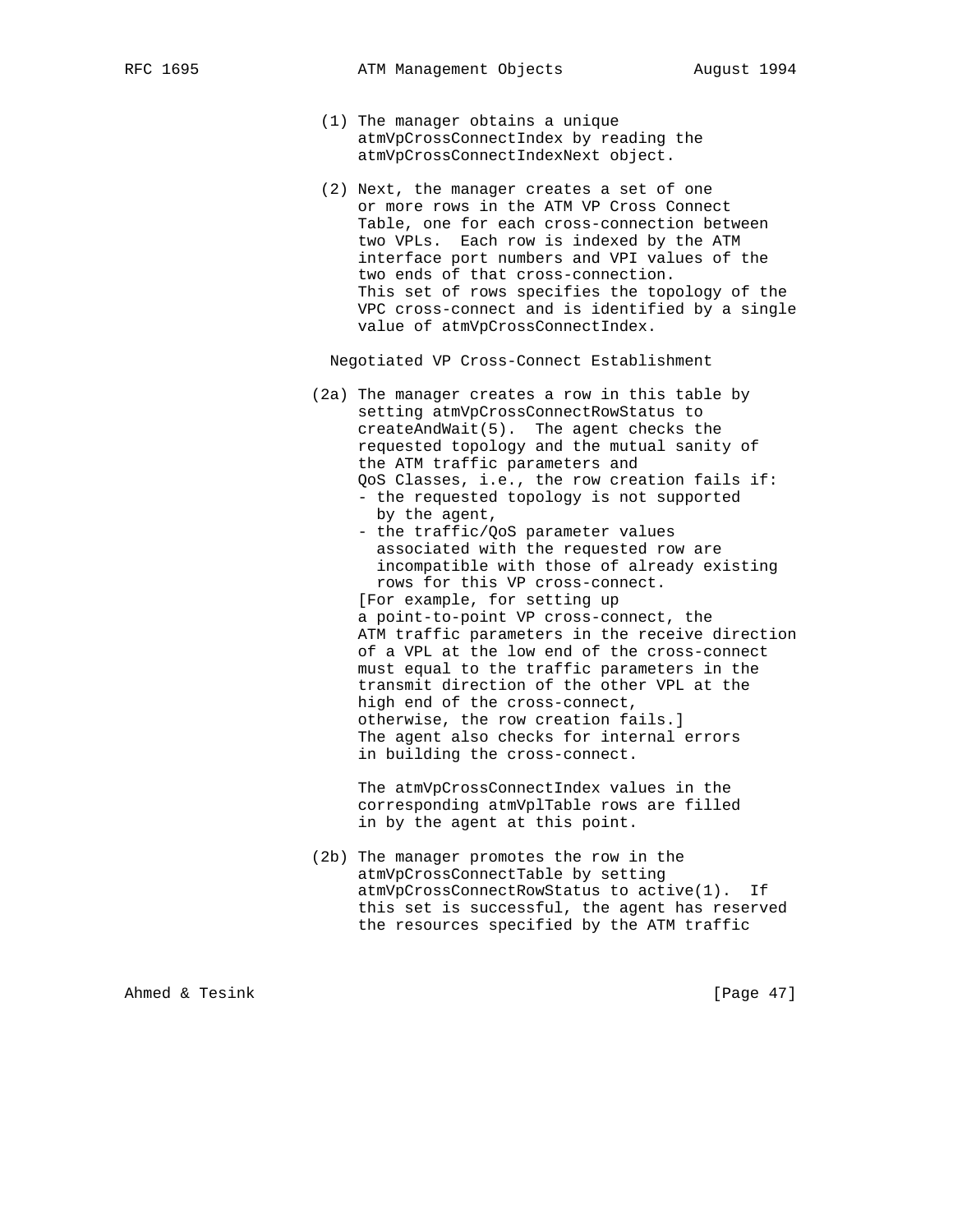(1) The manager obtains a unique atmVpCrossConnectIndex by reading the atmVpCrossConnectIndexNext object.

(2) Next, the manager creates a set of one or more rows in the ATM VP Cross Connect Table, one for each cross-connection between two VPLs. Each row is indexed by the ATM interface port numbers and VPI values of the two ends of that cross-connection. This set of rows specifies the topology of the VPC cross-connect and is identified by a single value of atmVpCrossConnectIndex.

Negotiated VP Cross-Connect Establishment

(2a) The manager creates a row in this table by setting atmVpCrossConnectRowStatus to createAndWait(5). The agent checks the requested topology and the mutual sanity of the ATM traffic parameters and QoS Classes, i.e., the row creation fails if:
- the requested topology is not supported by the agent,
- the traffic/QoS parameter values associated with the requested row are incompatible with those of already existing rows for this VP cross-connect.

[For example, for setting up a point-to-point VP cross-connect, the ATM traffic parameters in the receive direction of a VPL at the low end of the cross-connect must equal to the traffic parameters in the transmit direction of the other VPL at the high end of the cross-connect, otherwise, the row creation fails.] The agent also checks for internal errors in building the cross-connect.

The atmVpCrossConnectIndex values in the corresponding atmVplTable rows are filled in by the agent at this point.

(2b) The manager promotes the row in the atmVpCrossConnectTable by setting atmVpCrossConnectRowStatus to active(1). If this set is successful, the agent has reserved the resources specified by the ATM traffic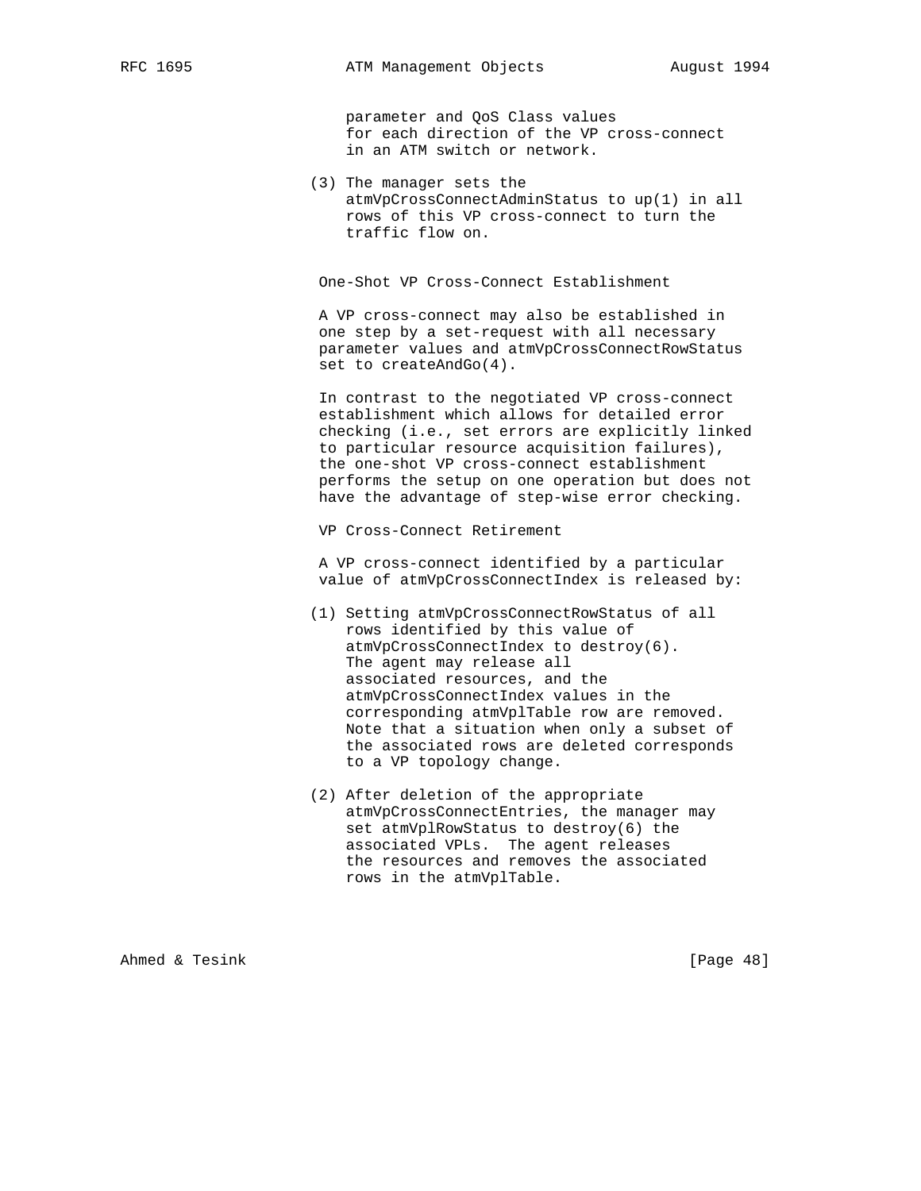parameter and QoS Class values for each direction of the VP cross-connect in an ATM switch or network.

(3) The manager sets the atmVpCrossConnectAdminStatus to up(1) in all rows of this VP cross-connect to turn the traffic flow on.

One-Shot VP Cross-Connect Establishment

A VP cross-connect may also be established in one step by a set-request with all necessary parameter values and atmVpCrossConnectRowStatus set to createAndGo(4).

In contrast to the negotiated VP cross-connect establishment which allows for detailed error checking (i.e., set errors are explicitly linked to particular resource acquisition failures), the one-shot VP cross-connect establishment performs the setup on one operation but does not have the advantage of step-wise error checking.

VP Cross-Connect Retirement

A VP cross-connect identified by a particular value of atmVpCrossConnectIndex is released by:

(1) Setting atmVpCrossConnectRowStatus of all rows identified by this value of atmVpCrossConnectIndex to destroy(6). The agent may release all associated resources, and the atmVpCrossConnectIndex values in the corresponding atmVplTable row are removed. Note that a situation when only a subset of the associated rows are deleted corresponds to a VP topology change.

(2) After deletion of the appropriate atmVpCrossConnectEntries, the manager may set atmVplRowStatus to destroy(6) the associated VPLs. The agent releases the resources and removes the associated rows in the atmVplTable.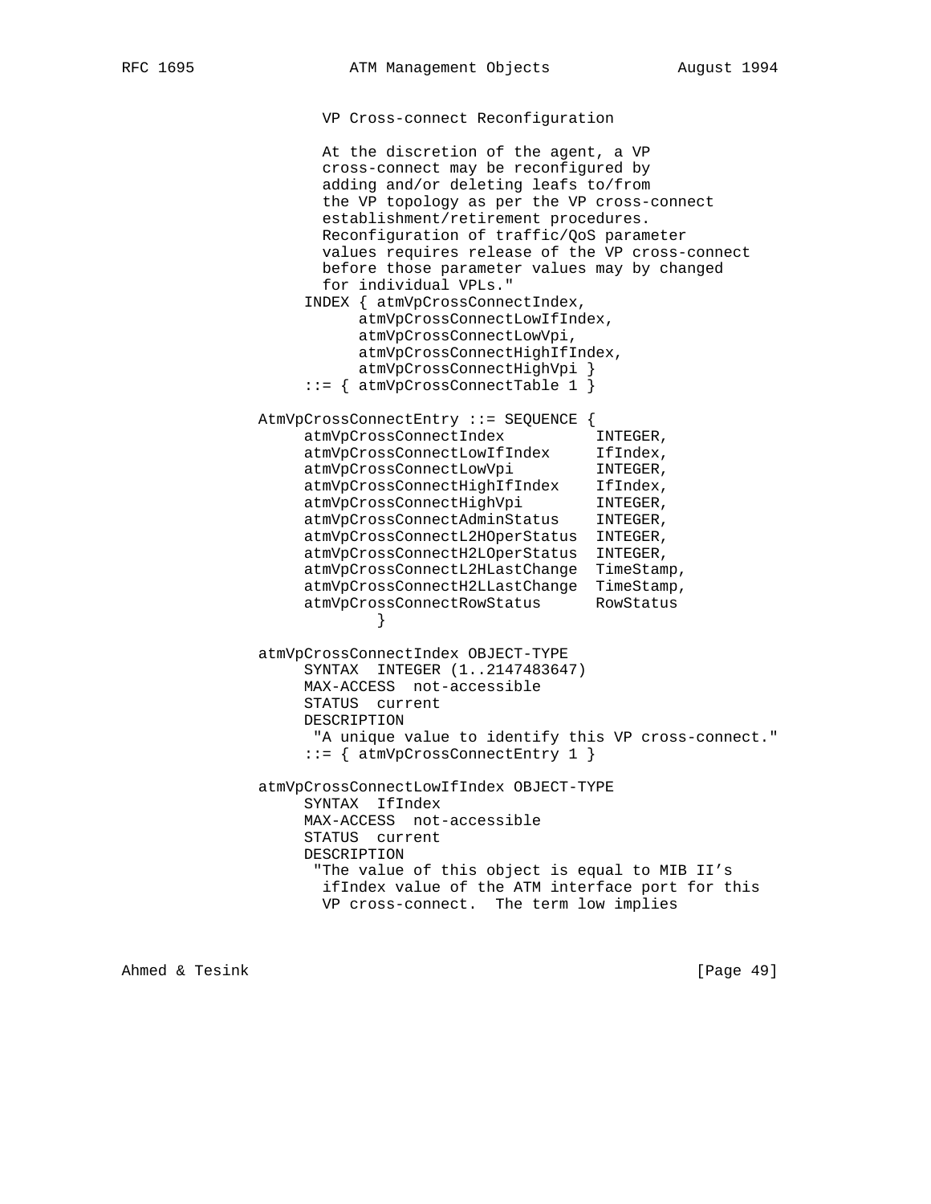```
               VP Cross-connect Reconfiguration

               At the discretion of the agent, a VP
               cross-connect may be reconfigured by
               adding and/or deleting leafs to/from
               the VP topology as per the VP cross-connect
               establishment/retirement procedures.
               Reconfiguration of traffic/QoS parameter
               values requires release of the VP cross-connect
               before those parameter values may by changed
               for individual VPLs."
             INDEX { atmVpCrossConnectIndex,
                   atmVpCrossConnectLowIfIndex,
                   atmVpCrossConnectLowVpi,
                   atmVpCrossConnectHighIfIndex,
                   atmVpCrossConnectHighVpi }
             ::= { atmVpCrossConnectTable 1 }

        AtmVpCrossConnectEntry ::= SEQUENCE {
             atmVpCrossConnectIndex          INTEGER,
             atmVpCrossConnectLowIfIndex     IfIndex,
             atmVpCrossConnectLowVpi         INTEGER,
             atmVpCrossConnectHighIfIndex    IfIndex,
             atmVpCrossConnectHighVpi        INTEGER,
             atmVpCrossConnectAdminStatus    INTEGER,
             atmVpCrossConnectL2HOperStatus  INTEGER,
             atmVpCrossConnectH2LOperStatus  INTEGER,
             atmVpCrossConnectL2HLastChange  TimeStamp,
             atmVpCrossConnectH2LLastChange  TimeStamp,
             atmVpCrossConnectRowStatus      RowStatus
                  }

        atmVpCrossConnectIndex OBJECT-TYPE
             SYNTAX  INTEGER (1..2147483647)
             MAX-ACCESS  not-accessible
             STATUS  current
             DESCRIPTION
              "A unique value to identify this VP cross-connect."
             ::= { atmVpCrossConnectEntry 1 }

        atmVpCrossConnectLowIfIndex OBJECT-TYPE
             SYNTAX  IfIndex
             MAX-ACCESS  not-accessible
             STATUS  current
             DESCRIPTION
              "The value of this object is equal to MIB II's
               ifIndex value of the ATM interface port for this
               VP cross-connect.  The term low implies
```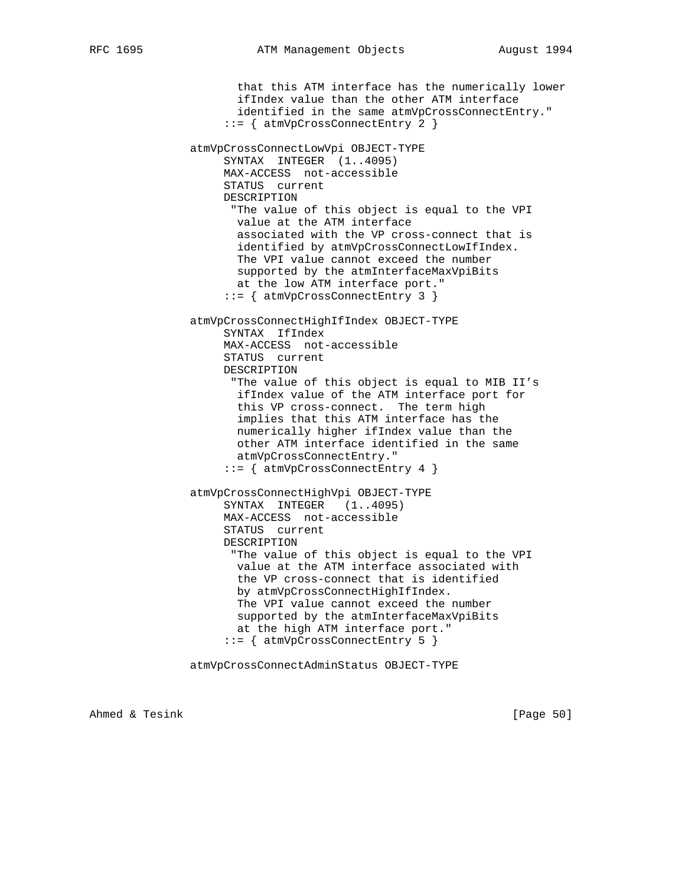```
                that this ATM interface has the numerically lower
                ifIndex value than the other ATM interface
                identified in the same atmVpCrossConnectEntry."
              ::= { atmVpCrossConnectEntry 2 }

       atmVpCrossConnectLowVpi OBJECT-TYPE
              SYNTAX  INTEGER  (1..4095)
              MAX-ACCESS  not-accessible
              STATUS  current
              DESCRIPTION
               "The value of this object is equal to the VPI
                value at the ATM interface
                associated with the VP cross-connect that is
                identified by atmVpCrossConnectLowIfIndex.
                The VPI value cannot exceed the number
                supported by the atmInterfaceMaxVpiBits
                at the low ATM interface port."
              ::= { atmVpCrossConnectEntry 3 }

       atmVpCrossConnectHighIfIndex OBJECT-TYPE
              SYNTAX  IfIndex
              MAX-ACCESS  not-accessible
              STATUS  current
              DESCRIPTION
               "The value of this object is equal to MIB II's
                ifIndex value of the ATM interface port for
                this VP cross-connect.  The term high
                implies that this ATM interface has the
                numerically higher ifIndex value than the
                other ATM interface identified in the same
                atmVpCrossConnectEntry."
              ::= { atmVpCrossConnectEntry 4 }

       atmVpCrossConnectHighVpi OBJECT-TYPE
              SYNTAX  INTEGER   (1..4095)
              MAX-ACCESS  not-accessible
              STATUS  current
              DESCRIPTION
               "The value of this object is equal to the VPI
                value at the ATM interface associated with
                the VP cross-connect that is identified
                by atmVpCrossConnectHighIfIndex.
                The VPI value cannot exceed the number
                supported by the atmInterfaceMaxVpiBits
                at the high ATM interface port."
              ::= { atmVpCrossConnectEntry 5 }

       atmVpCrossConnectAdminStatus OBJECT-TYPE
```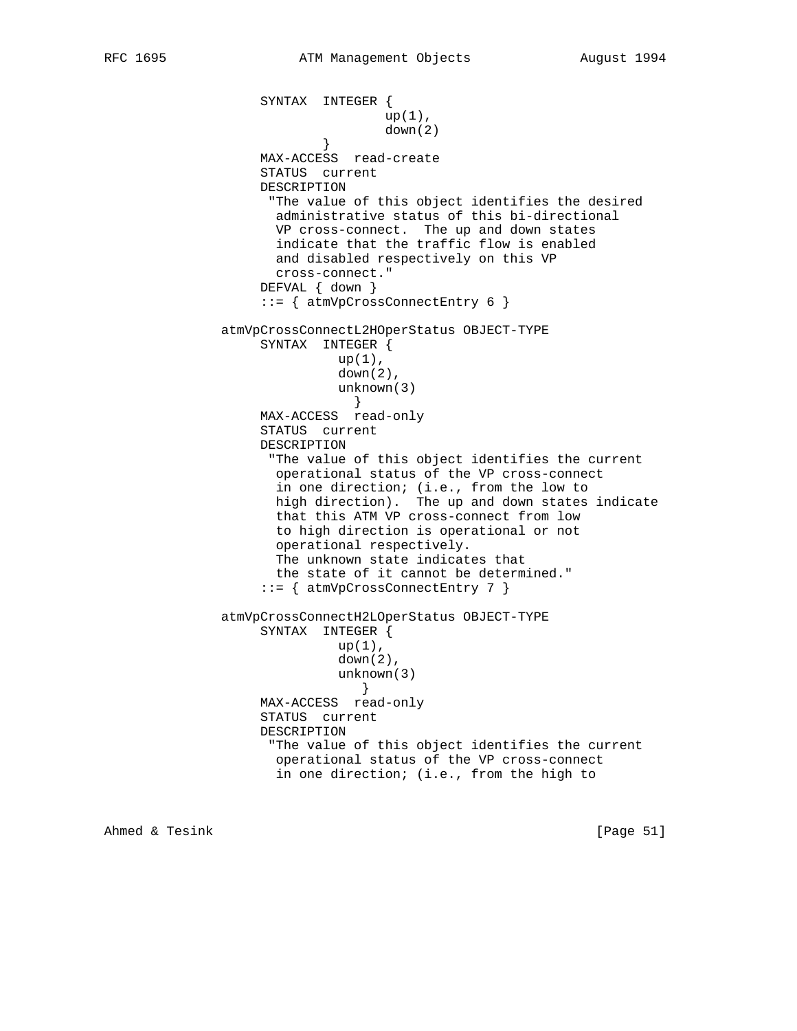```
               SYNTAX  INTEGER {
                              up(1),
                              down(2)
                       }
               MAX-ACCESS  read-create
               STATUS  current
               DESCRIPTION
                "The value of this object identifies the desired
                 administrative status of this bi-directional
                 VP cross-connect.  The up and down states
                 indicate that the traffic flow is enabled
                 and disabled respectively on this VP
                 cross-connect."
               DEFVAL { down }
               ::= { atmVpCrossConnectEntry 6 }

          atmVpCrossConnectL2HOperStatus OBJECT-TYPE
               SYNTAX  INTEGER {
                         up(1),
                         down(2),
                         unknown(3)
                            }
               MAX-ACCESS  read-only
               STATUS  current
               DESCRIPTION
                "The value of this object identifies the current
                 operational status of the VP cross-connect
                 in one direction; (i.e., from the low to
                 high direction).  The up and down states indicate
                 that this ATM VP cross-connect from low
                 to high direction is operational or not
                 operational respectively.
                 The unknown state indicates that
                 the state of it cannot be determined."
               ::= { atmVpCrossConnectEntry 7 }

          atmVpCrossConnectH2LOperStatus OBJECT-TYPE
               SYNTAX  INTEGER {
                         up(1),
                         down(2),
                         unknown(3)
                             }
               MAX-ACCESS  read-only
               STATUS  current
               DESCRIPTION
                "The value of this object identifies the current
                 operational status of the VP cross-connect
                 in one direction; (i.e., from the high to
```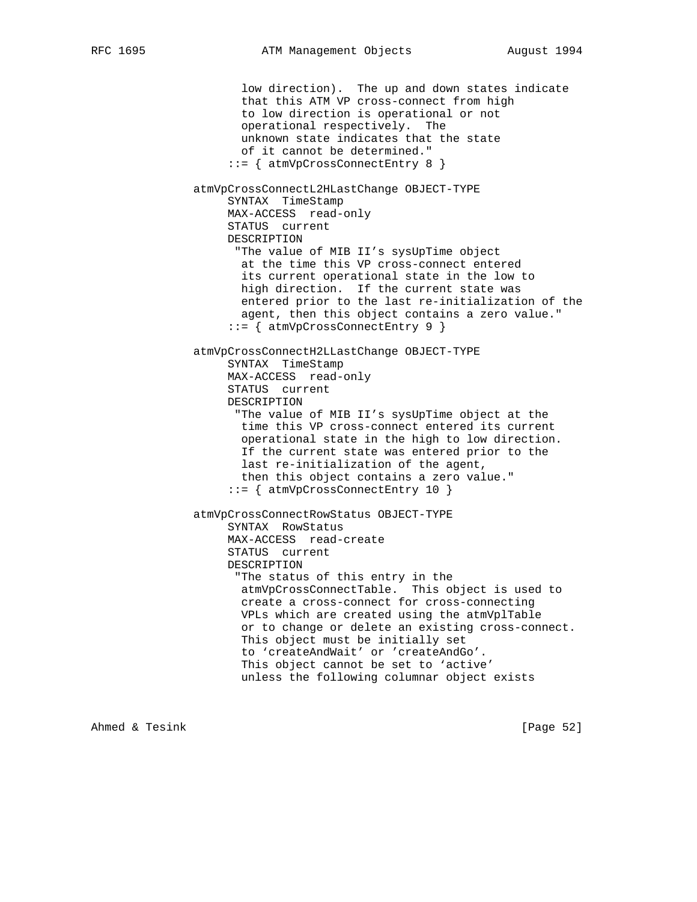```
          low direction).  The up and down states indicate
          that this ATM VP cross-connect from high
          to low direction is operational or not
          operational respectively.  The
          unknown state indicates that the state
          of it cannot be determined."
        ::= { atmVpCrossConnectEntry 8 }

   atmVpCrossConnectL2HLastChange OBJECT-TYPE
        SYNTAX  TimeStamp
        MAX-ACCESS  read-only
        STATUS  current
        DESCRIPTION
         "The value of MIB II's sysUpTime object
          at the time this VP cross-connect entered
          its current operational state in the low to
          high direction.  If the current state was
          entered prior to the last re-initialization of the
          agent, then this object contains a zero value."
        ::= { atmVpCrossConnectEntry 9 }

   atmVpCrossConnectH2LLastChange OBJECT-TYPE
        SYNTAX  TimeStamp
        MAX-ACCESS  read-only
        STATUS  current
        DESCRIPTION
         "The value of MIB II's sysUpTime object at the
          time this VP cross-connect entered its current
          operational state in the high to low direction.
          If the current state was entered prior to the
          last re-initialization of the agent,
          then this object contains a zero value."
        ::= { atmVpCrossConnectEntry 10 }

   atmVpCrossConnectRowStatus OBJECT-TYPE
        SYNTAX  RowStatus
        MAX-ACCESS  read-create
        STATUS  current
        DESCRIPTION
         "The status of this entry in the
          atmVpCrossConnectTable.  This object is used to
          create a cross-connect for cross-connecting
          VPLs which are created using the atmVplTable
          or to change or delete an existing cross-connect.
          This object must be initially set
          to `createAndWait' or 'createAndGo'.
          This object cannot be set to `active'
          unless the following columnar object exists
```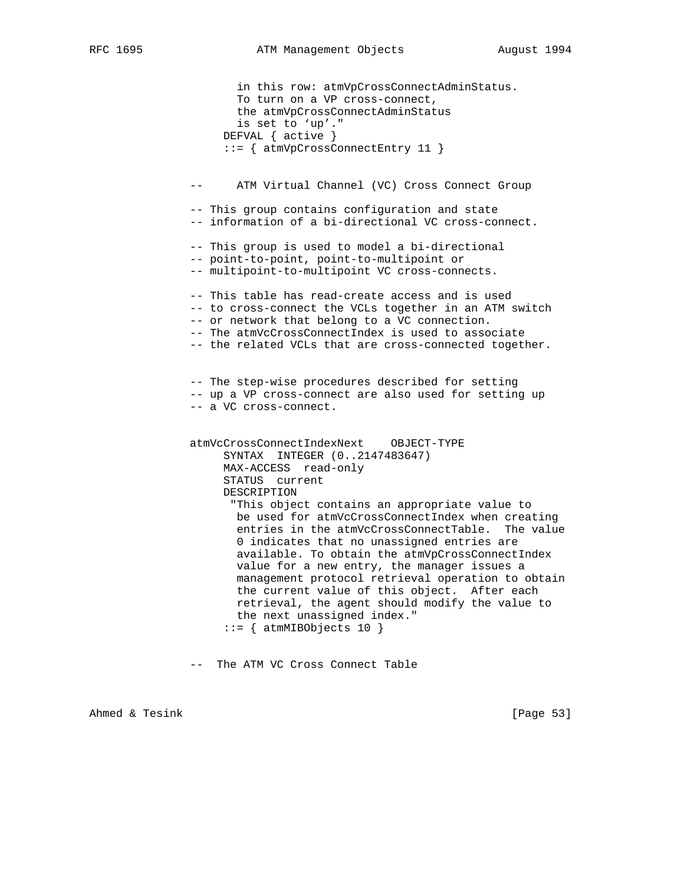```
                  in this row: atmVpCrossConnectAdminStatus.
                  To turn on a VP cross-connect,
                  the atmVpCrossConnectAdminStatus
                  is set to 'up'."
                DEFVAL { active }
                ::= { atmVpCrossConnectEntry 11 }


          --      ATM Virtual Channel (VC) Cross Connect Group

          -- This group contains configuration and state
          -- information of a bi-directional VC cross-connect.

          -- This group is used to model a bi-directional
          -- point-to-point, point-to-multipoint or
          -- multipoint-to-multipoint VC cross-connects.

          -- This table has read-create access and is used
          -- to cross-connect the VCLs together in an ATM switch
          -- or network that belong to a VC connection.
          -- The atmVcCrossConnectIndex is used to associate
          -- the related VCLs that are cross-connected together.


          -- The step-wise procedures described for setting
          -- up a VP cross-connect are also used for setting up
          -- a VC cross-connect.


          atmVcCrossConnectIndexNext    OBJECT-TYPE
                SYNTAX  INTEGER (0..2147483647)
                MAX-ACCESS  read-only
                STATUS  current
                DESCRIPTION
                 "This object contains an appropriate value to
                  be used for atmVcCrossConnectIndex when creating
                  entries in the atmVcCrossConnectTable.  The value
                  0 indicates that no unassigned entries are
                  available. To obtain the atmVpCrossConnectIndex
                  value for a new entry, the manager issues a
                  management protocol retrieval operation to obtain
                  the current value of this object.  After each
                  retrieval, the agent should modify the value to
                  the next unassigned index."
                ::= { atmMIBObjects 10 }


          --  The ATM VC Cross Connect Table
```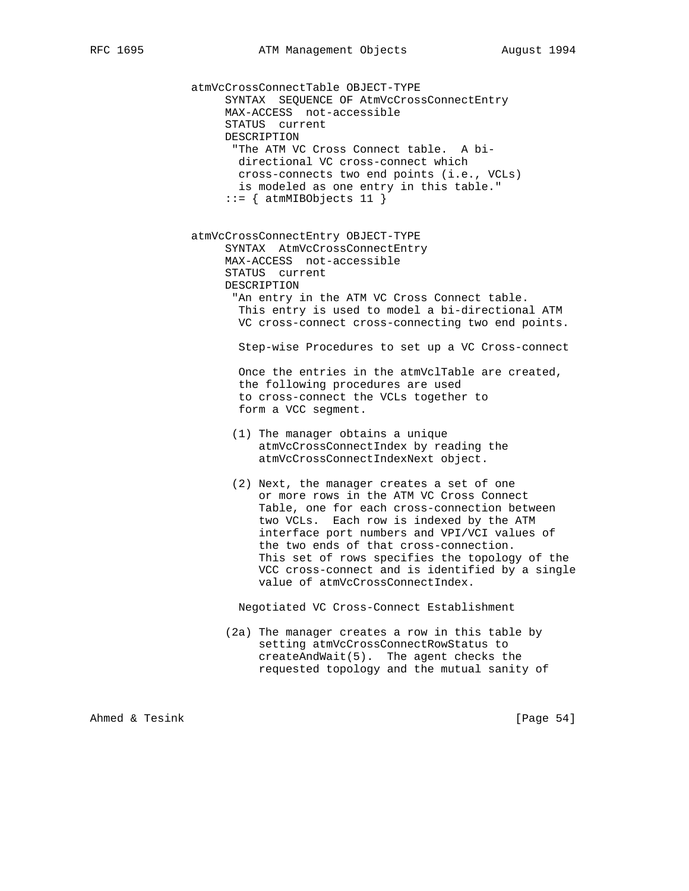```
atmVcCrossConnectTable OBJECT-TYPE
     SYNTAX  SEQUENCE OF AtmVcCrossConnectEntry
     MAX-ACCESS  not-accessible
     STATUS  current
     DESCRIPTION
      "The ATM VC Cross Connect table.  A bi-
       directional VC cross-connect which
       cross-connects two end points (i.e., VCLs)
       is modeled as one entry in this table."
     ::= { atmMIBObjects 11 }


atmVcCrossConnectEntry OBJECT-TYPE
     SYNTAX  AtmVcCrossConnectEntry
     MAX-ACCESS  not-accessible
     STATUS  current
     DESCRIPTION
      "An entry in the ATM VC Cross Connect table.
       This entry is used to model a bi-directional ATM
       VC cross-connect cross-connecting two end points.

       Step-wise Procedures to set up a VC Cross-connect

       Once the entries in the atmVclTable are created,
       the following procedures are used
       to cross-connect the VCLs together to
       form a VCC segment.

      (1) The manager obtains a unique
          atmVcCrossConnectIndex by reading the
          atmVcCrossConnectIndexNext object.

      (2) Next, the manager creates a set of one
          or more rows in the ATM VC Cross Connect
          Table, one for each cross-connection between
          two VCLs.  Each row is indexed by the ATM
          interface port numbers and VPI/VCI values of
          the two ends of that cross-connection.
          This set of rows specifies the topology of the
          VCC cross-connect and is identified by a single
          value of atmVcCrossConnectIndex.

       Negotiated VC Cross-Connect Establishment

     (2a) The manager creates a row in this table by
          setting atmVcCrossConnectRowStatus to
          createAndWait(5).  The agent checks the
          requested topology and the mutual sanity of
```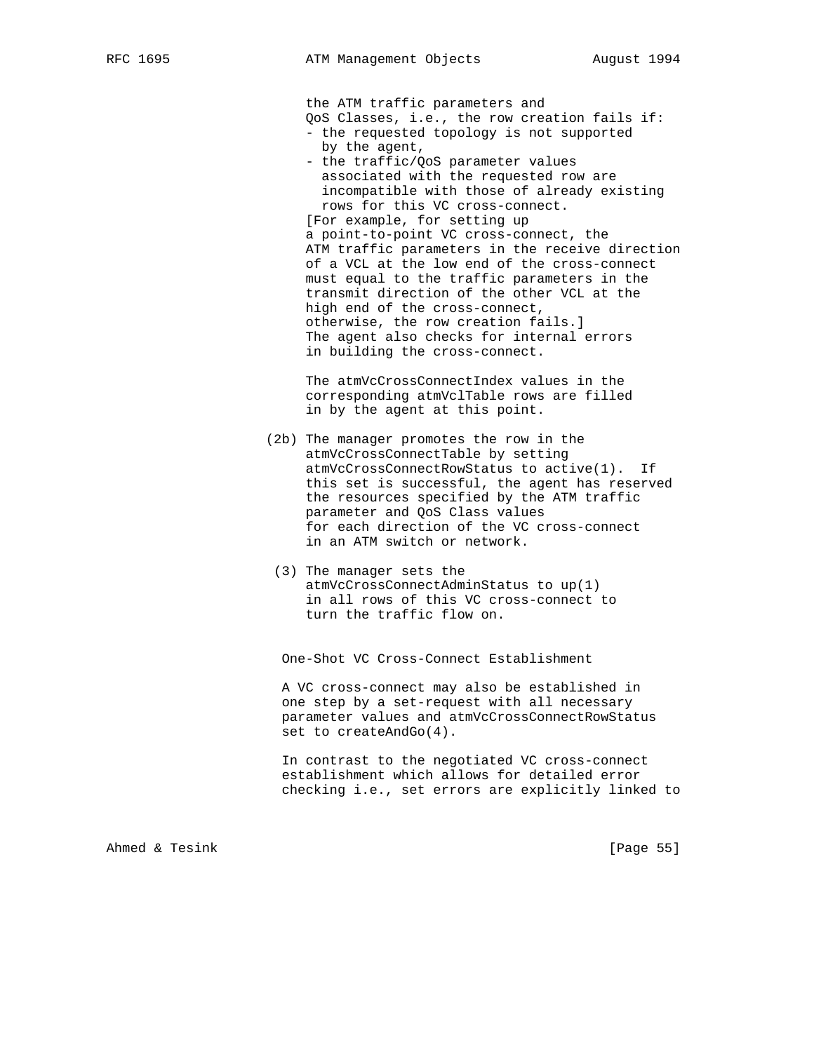the ATM traffic parameters and
QoS Classes, i.e., the row creation fails if:

- the requested topology is not supported by the agent,
- the traffic/QoS parameter values associated with the requested row are incompatible with those of already existing rows for this VC cross-connect.

[For example, for setting up a point-to-point VC cross-connect, the ATM traffic parameters in the receive direction of a VCL at the low end of the cross-connect must equal to the traffic parameters in the transmit direction of the other VCL at the high end of the cross-connect, otherwise, the row creation fails.]
The agent also checks for internal errors in building the cross-connect.

The atmVcCrossConnectIndex values in the corresponding atmVclTable rows are filled in by the agent at this point.

(2b) The manager promotes the row in the atmVcCrossConnectTable by setting atmVcCrossConnectRowStatus to active(1). If this set is successful, the agent has reserved the resources specified by the ATM traffic parameter and QoS Class values for each direction of the VC cross-connect in an ATM switch or network.

(3) The manager sets the atmVcCrossConnectAdminStatus to up(1) in all rows of this VC cross-connect to turn the traffic flow on.

One-Shot VC Cross-Connect Establishment

A VC cross-connect may also be established in one step by a set-request with all necessary parameter values and atmVcCrossConnectRowStatus set to createAndGo(4).

In contrast to the negotiated VC cross-connect establishment which allows for detailed error checking i.e., set errors are explicitly linked to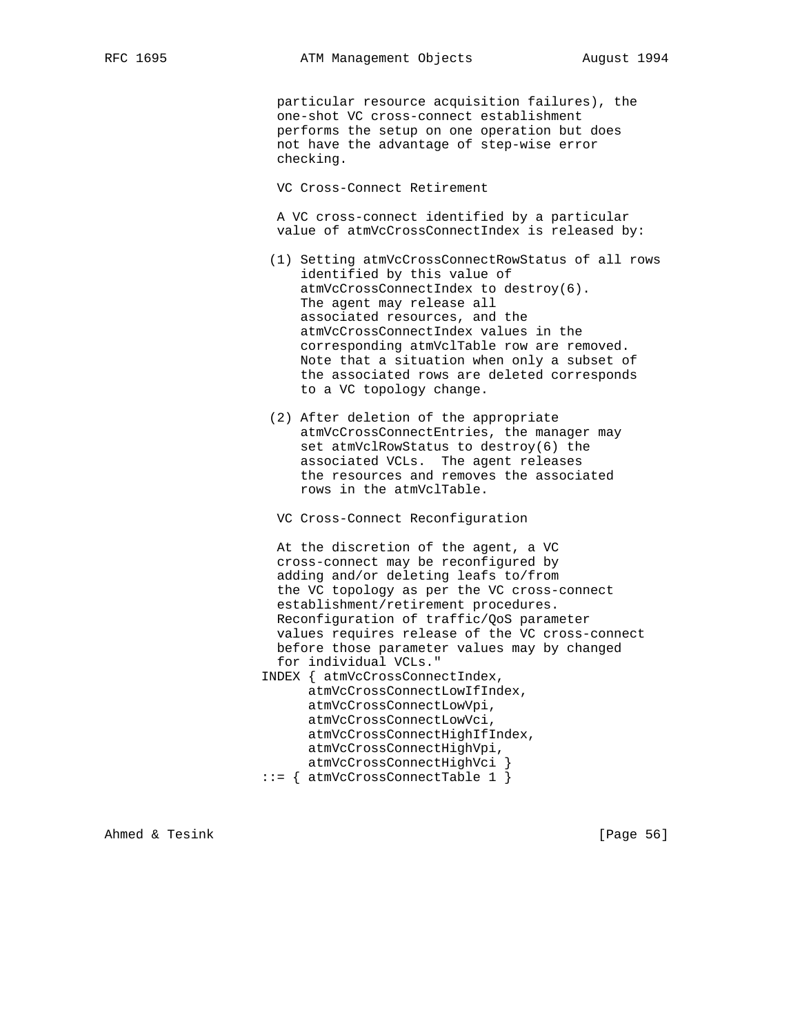```
                  particular resource acquisition failures), the
                  one-shot VC cross-connect establishment
                  performs the setup on one operation but does
                  not have the advantage of step-wise error
                  checking.

                  VC Cross-Connect Retirement

                  A VC cross-connect identified by a particular
                  value of atmVcCrossConnectIndex is released by:

                 (1) Setting atmVcCrossConnectRowStatus of all rows
                     identified by this value of
                     atmVcCrossConnectIndex to destroy(6).
                     The agent may release all
                     associated resources, and the
                     atmVcCrossConnectIndex values in the
                     corresponding atmVclTable row are removed.
                     Note that a situation when only a subset of
                     the associated rows are deleted corresponds
                     to a VC topology change.

                 (2) After deletion of the appropriate
                     atmVcCrossConnectEntries, the manager may
                     set atmVclRowStatus to destroy(6) the
                     associated VCLs.  The agent releases
                     the resources and removes the associated
                     rows in the atmVclTable.

                  VC Cross-Connect Reconfiguration

                  At the discretion of the agent, a VC
                  cross-connect may be reconfigured by
                  adding and/or deleting leafs to/from
                  the VC topology as per the VC cross-connect
                  establishment/retirement procedures.
                  Reconfiguration of traffic/QoS parameter
                  values requires release of the VC cross-connect
                  before those parameter values may by changed
                  for individual VCLs."
                INDEX { atmVcCrossConnectIndex,
                        atmVcCrossConnectLowIfIndex,
                        atmVcCrossConnectLowVpi,
                        atmVcCrossConnectLowVci,
                        atmVcCrossConnectHighIfIndex,
                        atmVcCrossConnectHighVpi,
                        atmVcCrossConnectHighVci }
                ::= { atmVcCrossConnectTable 1 }
```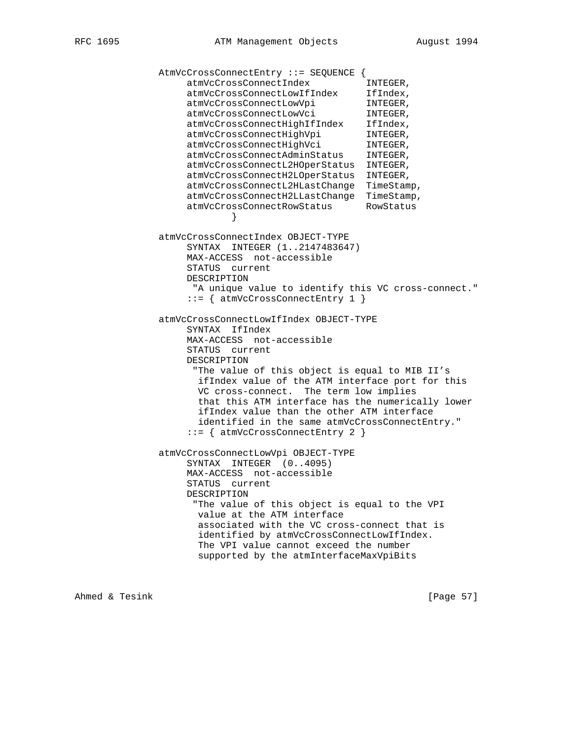```
AtmVcCrossConnectEntry ::= SEQUENCE {
     atmVcCrossConnectIndex          INTEGER,
     atmVcCrossConnectLowIfIndex     IfIndex,
     atmVcCrossConnectLowVpi         INTEGER,
     atmVcCrossConnectLowVci         INTEGER,
     atmVcCrossConnectHighIfIndex    IfIndex,
     atmVcCrossConnectHighVpi        INTEGER,
     atmVcCrossConnectHighVci        INTEGER,
     atmVcCrossConnectAdminStatus    INTEGER,
     atmVcCrossConnectL2HOperStatus  INTEGER,
     atmVcCrossConnectH2LOperStatus  INTEGER,
     atmVcCrossConnectL2HLastChange  TimeStamp,
     atmVcCrossConnectH2LLastChange  TimeStamp,
     atmVcCrossConnectRowStatus      RowStatus
             }

atmVcCrossConnectIndex OBJECT-TYPE
     SYNTAX  INTEGER (1..2147483647)
     MAX-ACCESS  not-accessible
     STATUS  current
     DESCRIPTION
      "A unique value to identify this VC cross-connect."
     ::= { atmVcCrossConnectEntry 1 }

atmVcCrossConnectLowIfIndex OBJECT-TYPE
     SYNTAX  IfIndex
     MAX-ACCESS  not-accessible
     STATUS  current
     DESCRIPTION
      "The value of this object is equal to MIB II's
       ifIndex value of the ATM interface port for this
       VC cross-connect.  The term low implies
       that this ATM interface has the numerically lower
       ifIndex value than the other ATM interface
       identified in the same atmVcCrossConnectEntry."
     ::= { atmVcCrossConnectEntry 2 }

atmVcCrossConnectLowVpi OBJECT-TYPE
     SYNTAX  INTEGER  (0..4095)
     MAX-ACCESS  not-accessible
     STATUS  current
     DESCRIPTION
      "The value of this object is equal to the VPI
       value at the ATM interface
       associated with the VC cross-connect that is
       identified by atmVcCrossConnectLowIfIndex.
       The VPI value cannot exceed the number
       supported by the atmInterfaceMaxVpiBits
```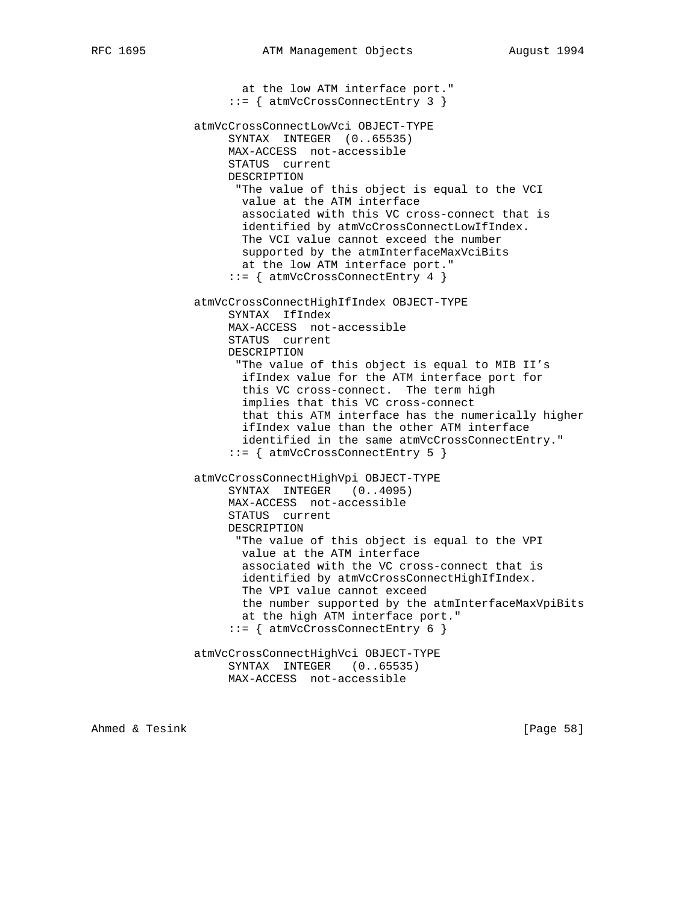```
                 at the low ATM interface port."
               ::= { atmVcCrossConnectEntry 3 }

          atmVcCrossConnectLowVci OBJECT-TYPE
               SYNTAX  INTEGER  (0..65535)
               MAX-ACCESS  not-accessible
               STATUS  current
               DESCRIPTION
                "The value of this object is equal to the VCI
                 value at the ATM interface
                 associated with this VC cross-connect that is
                 identified by atmVcCrossConnectLowIfIndex.
                 The VCI value cannot exceed the number
                 supported by the atmInterfaceMaxVciBits
                 at the low ATM interface port."
               ::= { atmVcCrossConnectEntry 4 }

          atmVcCrossConnectHighIfIndex OBJECT-TYPE
               SYNTAX  IfIndex
               MAX-ACCESS  not-accessible
               STATUS  current
               DESCRIPTION
                "The value of this object is equal to MIB II's
                 ifIndex value for the ATM interface port for
                 this VC cross-connect.  The term high
                 implies that this VC cross-connect
                 that this ATM interface has the numerically higher
                 ifIndex value than the other ATM interface
                 identified in the same atmVcCrossConnectEntry."
               ::= { atmVcCrossConnectEntry 5 }

          atmVcCrossConnectHighVpi OBJECT-TYPE
               SYNTAX  INTEGER   (0..4095)
               MAX-ACCESS  not-accessible
               STATUS  current
               DESCRIPTION
                "The value of this object is equal to the VPI
                 value at the ATM interface
                 associated with the VC cross-connect that is
                 identified by atmVcCrossConnectHighIfIndex.
                 The VPI value cannot exceed
                 the number supported by the atmInterfaceMaxVpiBits
                 at the high ATM interface port."
               ::= { atmVcCrossConnectEntry 6 }

          atmVcCrossConnectHighVci OBJECT-TYPE
               SYNTAX  INTEGER   (0..65535)
               MAX-ACCESS  not-accessible
```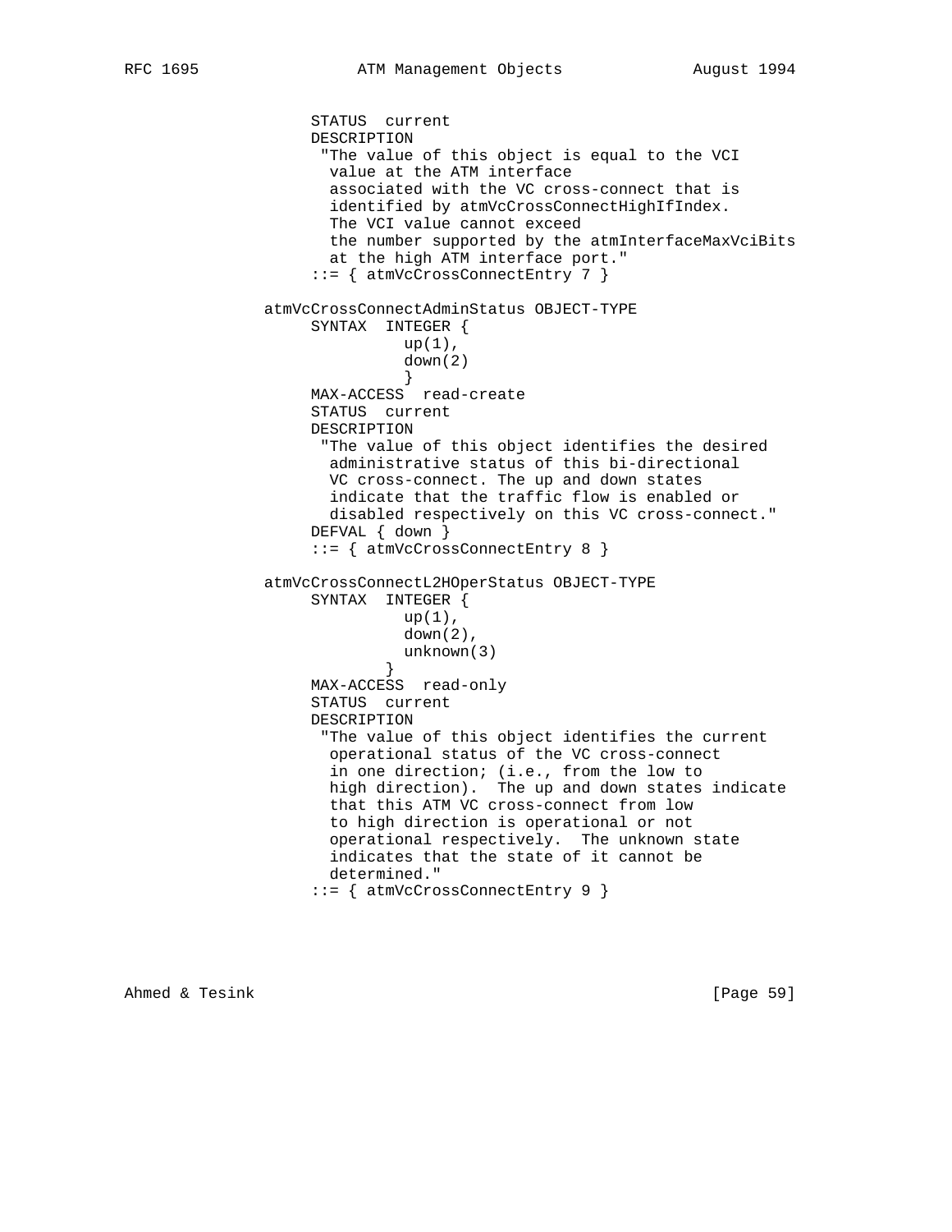```
                 STATUS  current
                 DESCRIPTION
                  "The value of this object is equal to the VCI
                   value at the ATM interface
                   associated with the VC cross-connect that is
                   identified by atmVcCrossConnectHighIfIndex.
                   The VCI value cannot exceed
                   the number supported by the atmInterfaceMaxVciBits
                   at the high ATM interface port."
                 ::= { atmVcCrossConnectEntry 7 }

            atmVcCrossConnectAdminStatus OBJECT-TYPE
                 SYNTAX  INTEGER {
                           up(1),
                           down(2)
                           }
                 MAX-ACCESS  read-create
                 STATUS  current
                 DESCRIPTION
                  "The value of this object identifies the desired
                   administrative status of this bi-directional
                   VC cross-connect. The up and down states
                   indicate that the traffic flow is enabled or
                   disabled respectively on this VC cross-connect."
                 DEFVAL { down }
                 ::= { atmVcCrossConnectEntry 8 }

            atmVcCrossConnectL2HOperStatus OBJECT-TYPE
                 SYNTAX  INTEGER {
                           up(1),
                           down(2),
                           unknown(3)
                         }
                 MAX-ACCESS  read-only
                 STATUS  current
                 DESCRIPTION
                  "The value of this object identifies the current
                   operational status of the VC cross-connect
                   in one direction; (i.e., from the low to
                   high direction).  The up and down states indicate
                   that this ATM VC cross-connect from low
                   to high direction is operational or not
                   operational respectively.  The unknown state
                   indicates that the state of it cannot be
                   determined."
                 ::= { atmVcCrossConnectEntry 9 }
```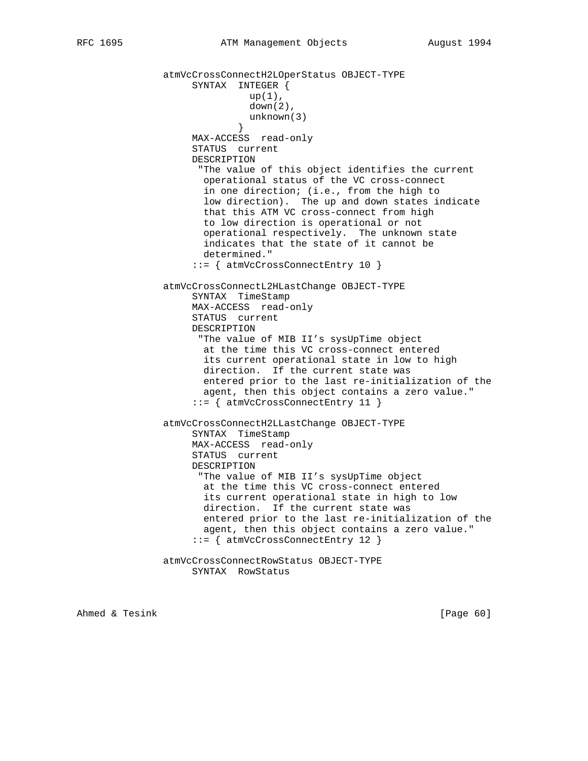```
          atmVcCrossConnectH2LOperStatus OBJECT-TYPE
               SYNTAX  INTEGER {
                         up(1),
                         down(2),
                         unknown(3)
                       }
               MAX-ACCESS  read-only
               STATUS  current
               DESCRIPTION
                "The value of this object identifies the current
                 operational status of the VC cross-connect
                 in one direction; (i.e., from the high to
                 low direction).  The up and down states indicate
                 that this ATM VC cross-connect from high
                 to low direction is operational or not
                 operational respectively.  The unknown state
                 indicates that the state of it cannot be
                 determined."
               ::= { atmVcCrossConnectEntry 10 }

          atmVcCrossConnectL2HLastChange OBJECT-TYPE
               SYNTAX  TimeStamp
               MAX-ACCESS  read-only
               STATUS  current
               DESCRIPTION
                "The value of MIB II's sysUpTime object
                 at the time this VC cross-connect entered
                 its current operational state in low to high
                 direction.  If the current state was
                 entered prior to the last re-initialization of the
                 agent, then this object contains a zero value."
               ::= { atmVcCrossConnectEntry 11 }

          atmVcCrossConnectH2LLastChange OBJECT-TYPE
               SYNTAX  TimeStamp
               MAX-ACCESS  read-only
               STATUS  current
               DESCRIPTION
                "The value of MIB II's sysUpTime object
                 at the time this VC cross-connect entered
                 its current operational state in high to low
                 direction.  If the current state was
                 entered prior to the last re-initialization of the
                 agent, then this object contains a zero value."
               ::= { atmVcCrossConnectEntry 12 }

          atmVcCrossConnectRowStatus OBJECT-TYPE
               SYNTAX  RowStatus
```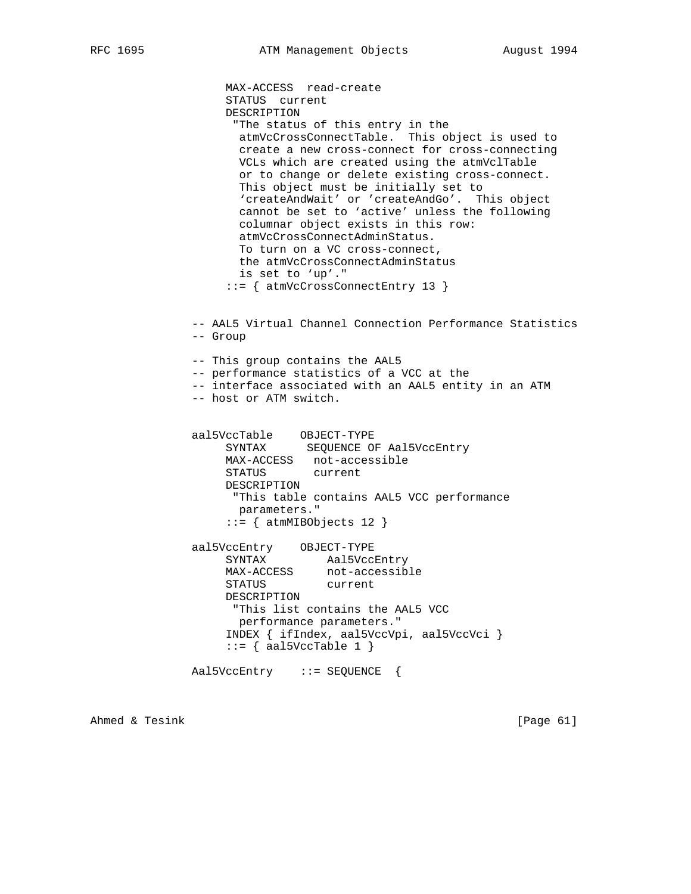```
     MAX-ACCESS  read-create
     STATUS  current
     DESCRIPTION
      "The status of this entry in the
       atmVcCrossConnectTable.  This object is used to
       create a new cross-connect for cross-connecting
       VCLs which are created using the atmVclTable
       or to change or delete existing cross-connect.
       This object must be initially set to
       'createAndWait' or 'createAndGo'.  This object
       cannot be set to 'active' unless the following
       columnar object exists in this row:
       atmVcCrossConnectAdminStatus.
       To turn on a VC cross-connect,
       the atmVcCrossConnectAdminStatus
       is set to 'up'."
     ::= { atmVcCrossConnectEntry 13 }


-- AAL5 Virtual Channel Connection Performance Statistics
-- Group

-- This group contains the AAL5
-- performance statistics of a VCC at the
-- interface associated with an AAL5 entity in an ATM
-- host or ATM switch.


aal5VccTable    OBJECT-TYPE
     SYNTAX      SEQUENCE OF Aal5VccEntry
     MAX-ACCESS   not-accessible
     STATUS       current
     DESCRIPTION
      "This table contains AAL5 VCC performance
       parameters."
     ::= { atmMIBObjects 12 }

aal5VccEntry    OBJECT-TYPE
     SYNTAX         Aal5VccEntry
     MAX-ACCESS     not-accessible
     STATUS         current
     DESCRIPTION
      "This list contains the AAL5 VCC
       performance parameters."
     INDEX { ifIndex, aal5VccVpi, aal5VccVci }
     ::= { aal5VccTable 1 }

Aal5VccEntry    ::= SEQUENCE  {
```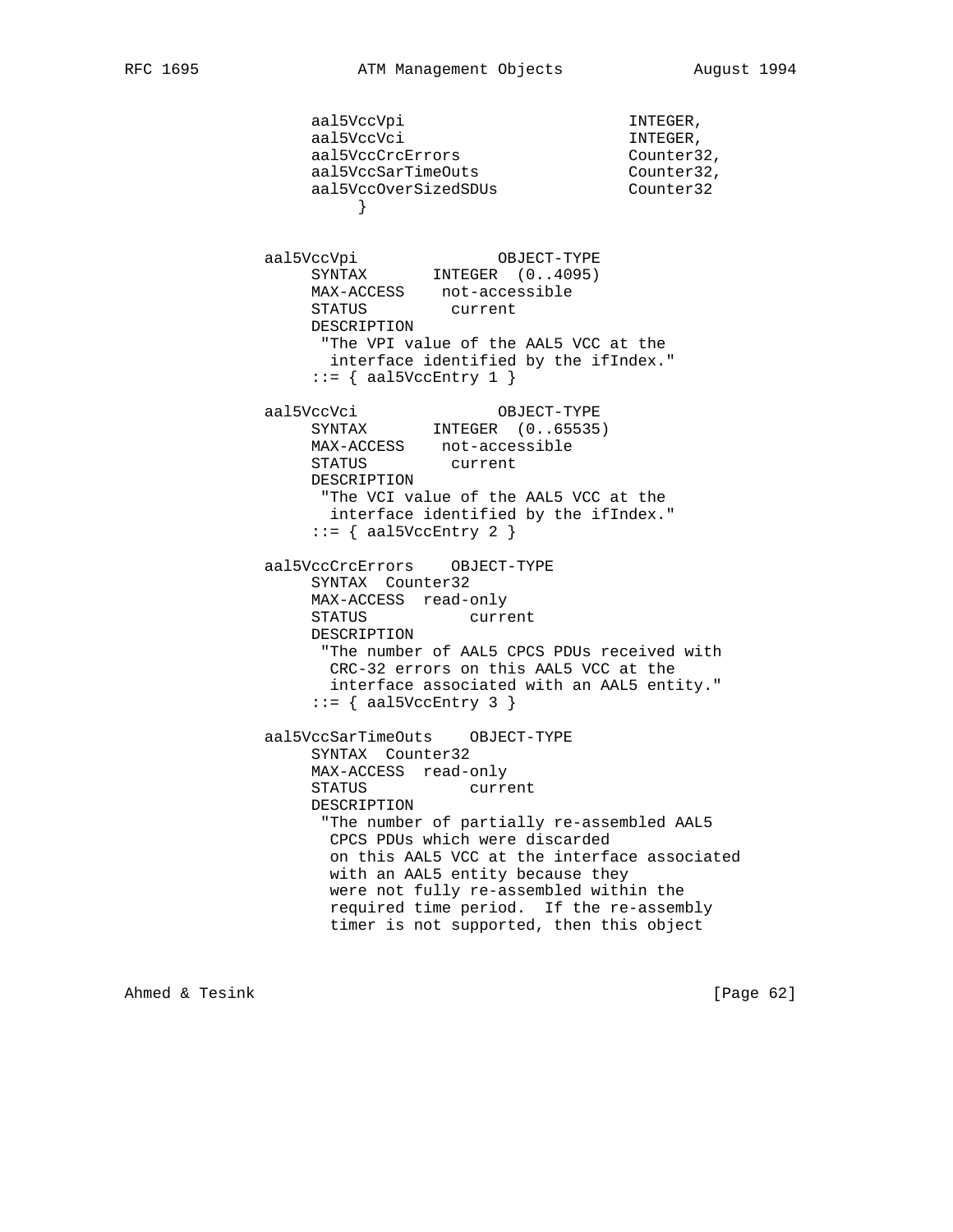```
        aal5VccVpi                        INTEGER,
        aal5VccVci                        INTEGER,
        aal5VccCrcErrors                  Counter32,
        aal5VccSarTimeOuts                Counter32,
        aal5VccOverSizedSDUs              Counter32
             }


   aal5VccVpi               OBJECT-TYPE
        SYNTAX       INTEGER  (0..4095)
        MAX-ACCESS    not-accessible
        STATUS         current
        DESCRIPTION
         "The VPI value of the AAL5 VCC at the
          interface identified by the ifIndex."
        ::= { aal5VccEntry 1 }

   aal5VccVci               OBJECT-TYPE
        SYNTAX       INTEGER  (0..65535)
        MAX-ACCESS    not-accessible
        STATUS         current
        DESCRIPTION
         "The VCI value of the AAL5 VCC at the
          interface identified by the ifIndex."
        ::= { aal5VccEntry 2 }

   aal5VccCrcErrors    OBJECT-TYPE
        SYNTAX  Counter32
        MAX-ACCESS  read-only
        STATUS           current
        DESCRIPTION
         "The number of AAL5 CPCS PDUs received with
          CRC-32 errors on this AAL5 VCC at the
          interface associated with an AAL5 entity."
        ::= { aal5VccEntry 3 }

   aal5VccSarTimeOuts    OBJECT-TYPE
        SYNTAX  Counter32
        MAX-ACCESS  read-only
        STATUS           current
        DESCRIPTION
         "The number of partially re-assembled AAL5
          CPCS PDUs which were discarded
          on this AAL5 VCC at the interface associated
          with an AAL5 entity because they
          were not fully re-assembled within the
          required time period.  If the re-assembly
          timer is not supported, then this object
```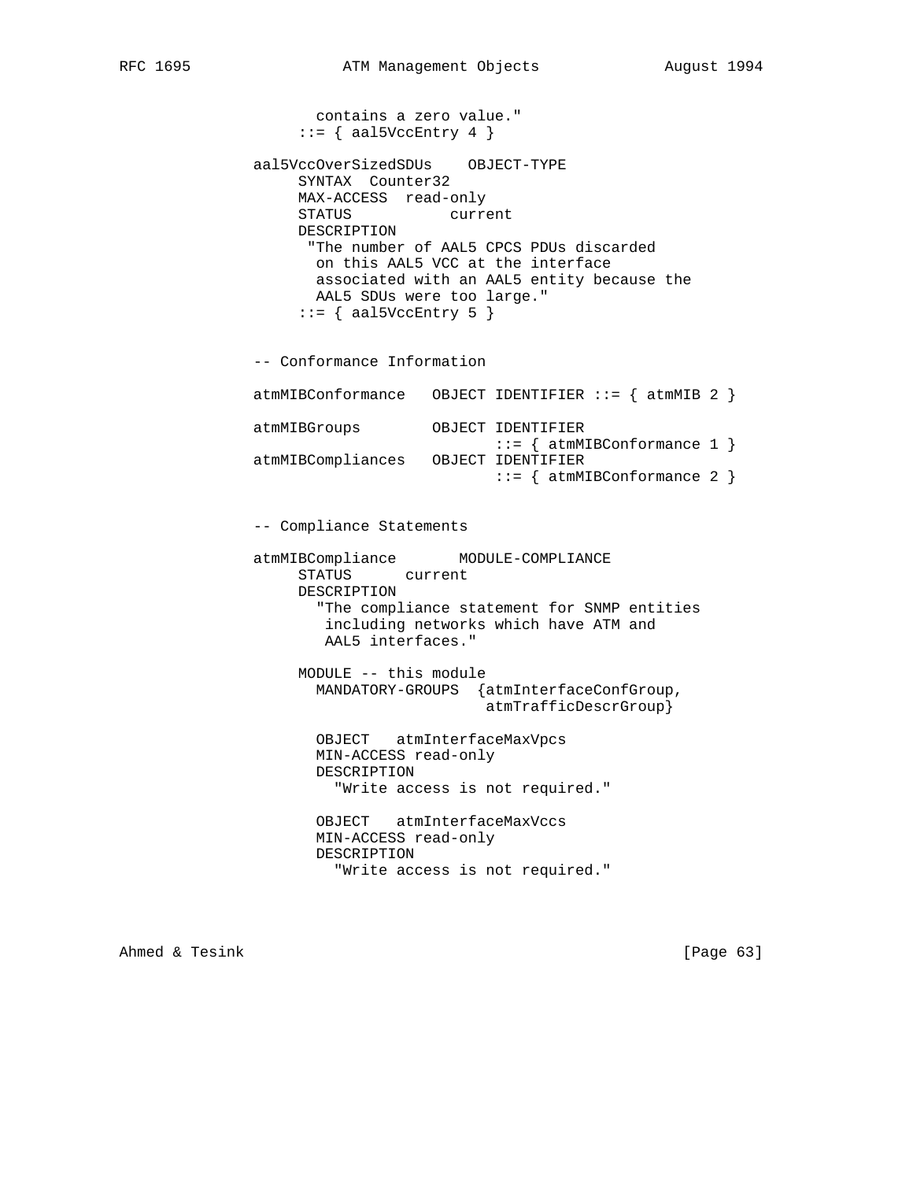```
            contains a zero value."
          ::= { aal5VccEntry 4 }

     aal5VccOverSizedSDUs    OBJECT-TYPE
          SYNTAX  Counter32
          MAX-ACCESS  read-only
          STATUS           current
          DESCRIPTION
           "The number of AAL5 CPCS PDUs discarded
            on this AAL5 VCC at the interface
            associated with an AAL5 entity because the
            AAL5 SDUs were too large."
          ::= { aal5VccEntry 5 }


     -- Conformance Information

     atmMIBConformance   OBJECT IDENTIFIER ::= { atmMIB 2 }

     atmMIBGroups        OBJECT IDENTIFIER
                                ::= { atmMIBConformance 1 }
     atmMIBCompliances   OBJECT IDENTIFIER
                                ::= { atmMIBConformance 2 }


     -- Compliance Statements

     atmMIBCompliance       MODULE-COMPLIANCE
          STATUS      current
          DESCRIPTION
            "The compliance statement for SNMP entities
             including networks which have ATM and
             AAL5 interfaces."

          MODULE -- this module
            MANDATORY-GROUPS  {atmInterfaceConfGroup,
                                  atmTrafficDescrGroup}

            OBJECT   atmInterfaceMaxVpcs
            MIN-ACCESS read-only
            DESCRIPTION
              "Write access is not required."

            OBJECT   atmInterfaceMaxVccs
            MIN-ACCESS read-only
            DESCRIPTION
              "Write access is not required."
```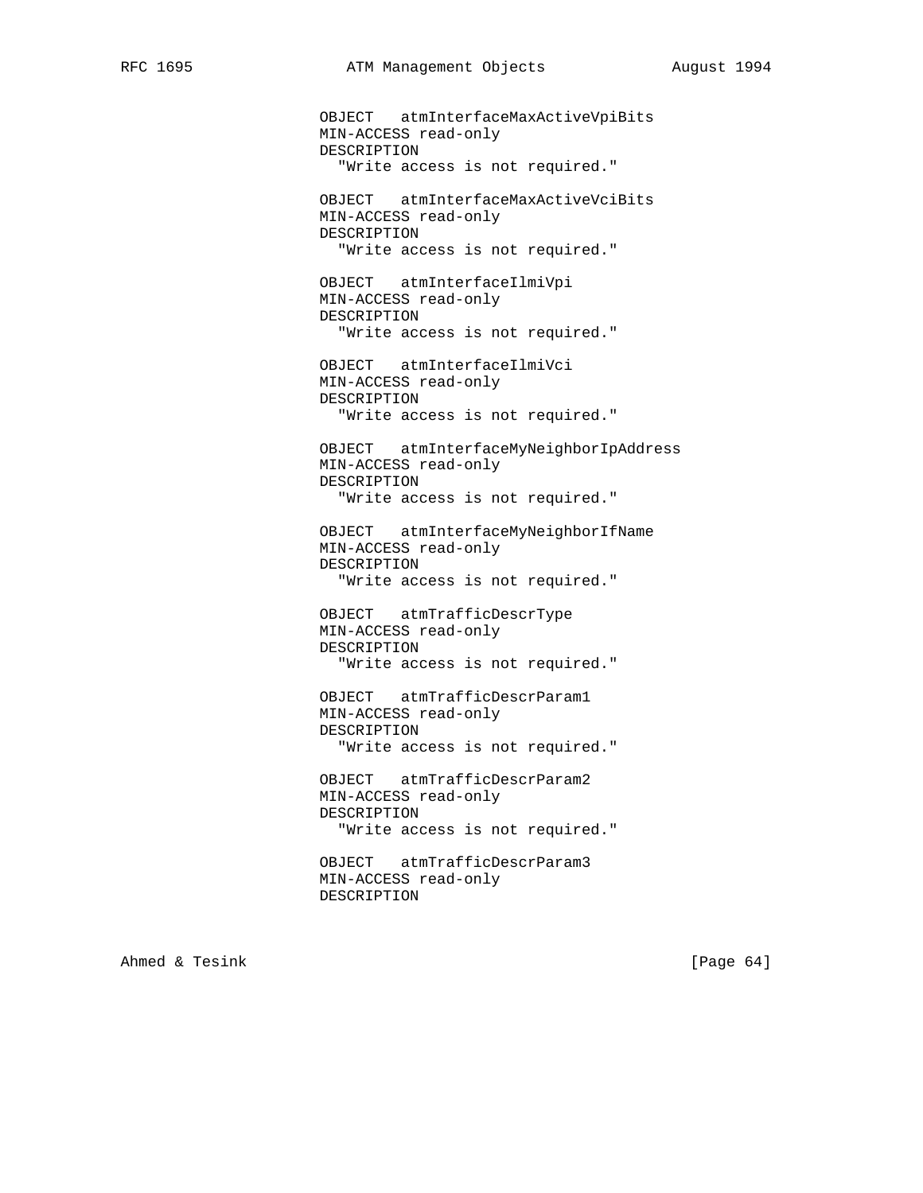```
                OBJECT   atmInterfaceMaxActiveVpiBits
                MIN-ACCESS read-only
                DESCRIPTION
                  "Write access is not required."

                OBJECT   atmInterfaceMaxActiveVciBits
                MIN-ACCESS read-only
                DESCRIPTION
                  "Write access is not required."

                OBJECT   atmInterfaceIlmiVpi
                MIN-ACCESS read-only
                DESCRIPTION
                  "Write access is not required."

                OBJECT   atmInterfaceIlmiVci
                MIN-ACCESS read-only
                DESCRIPTION
                  "Write access is not required."

                OBJECT   atmInterfaceMyNeighborIpAddress
                MIN-ACCESS read-only
                DESCRIPTION
                  "Write access is not required."

                OBJECT   atmInterfaceMyNeighborIfName
                MIN-ACCESS read-only
                DESCRIPTION
                  "Write access is not required."

                OBJECT   atmTrafficDescrType
                MIN-ACCESS read-only
                DESCRIPTION
                  "Write access is not required."

                OBJECT   atmTrafficDescrParam1
                MIN-ACCESS read-only
                DESCRIPTION
                  "Write access is not required."

                OBJECT   atmTrafficDescrParam2
                MIN-ACCESS read-only
                DESCRIPTION
                  "Write access is not required."

                OBJECT   atmTrafficDescrParam3
                MIN-ACCESS read-only
                DESCRIPTION
```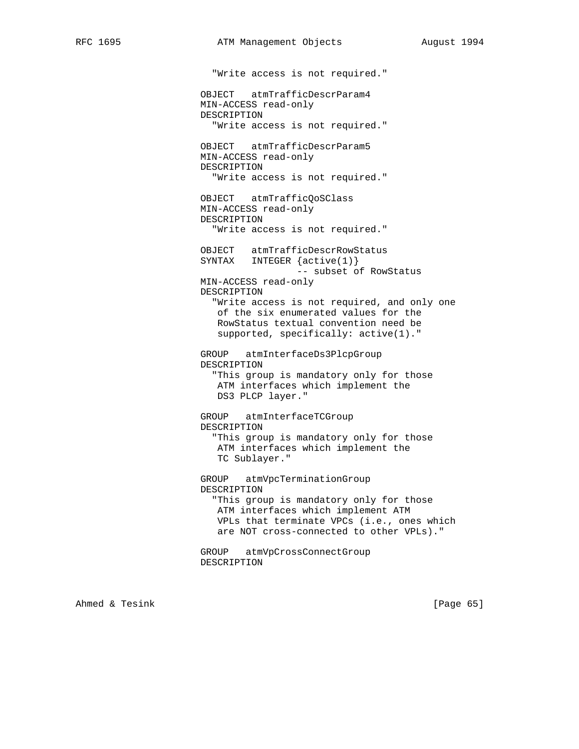```
                  "Write access is not required."

                OBJECT   atmTrafficDescrParam4
                MIN-ACCESS read-only
                DESCRIPTION
                  "Write access is not required."

                OBJECT   atmTrafficDescrParam5
                MIN-ACCESS read-only
                DESCRIPTION
                  "Write access is not required."

                OBJECT   atmTrafficQoSClass
                MIN-ACCESS read-only
                DESCRIPTION
                  "Write access is not required."

                OBJECT   atmTrafficDescrRowStatus
                SYNTAX   INTEGER {active(1)}
                                -- subset of RowStatus
                MIN-ACCESS read-only
                DESCRIPTION
                  "Write access is not required, and only one
                   of the six enumerated values for the
                   RowStatus textual convention need be
                   supported, specifically: active(1)."

                GROUP   atmInterfaceDs3PlcpGroup
                DESCRIPTION
                  "This group is mandatory only for those
                   ATM interfaces which implement the
                   DS3 PLCP layer."

                GROUP   atmInterfaceTCGroup
                DESCRIPTION
                  "This group is mandatory only for those
                   ATM interfaces which implement the
                   TC Sublayer."

                GROUP   atmVpcTerminationGroup
                DESCRIPTION
                  "This group is mandatory only for those
                   ATM interfaces which implement ATM
                   VPLs that terminate VPCs (i.e., ones which
                   are NOT cross-connected to other VPLs)."

                GROUP   atmVpCrossConnectGroup
                DESCRIPTION
```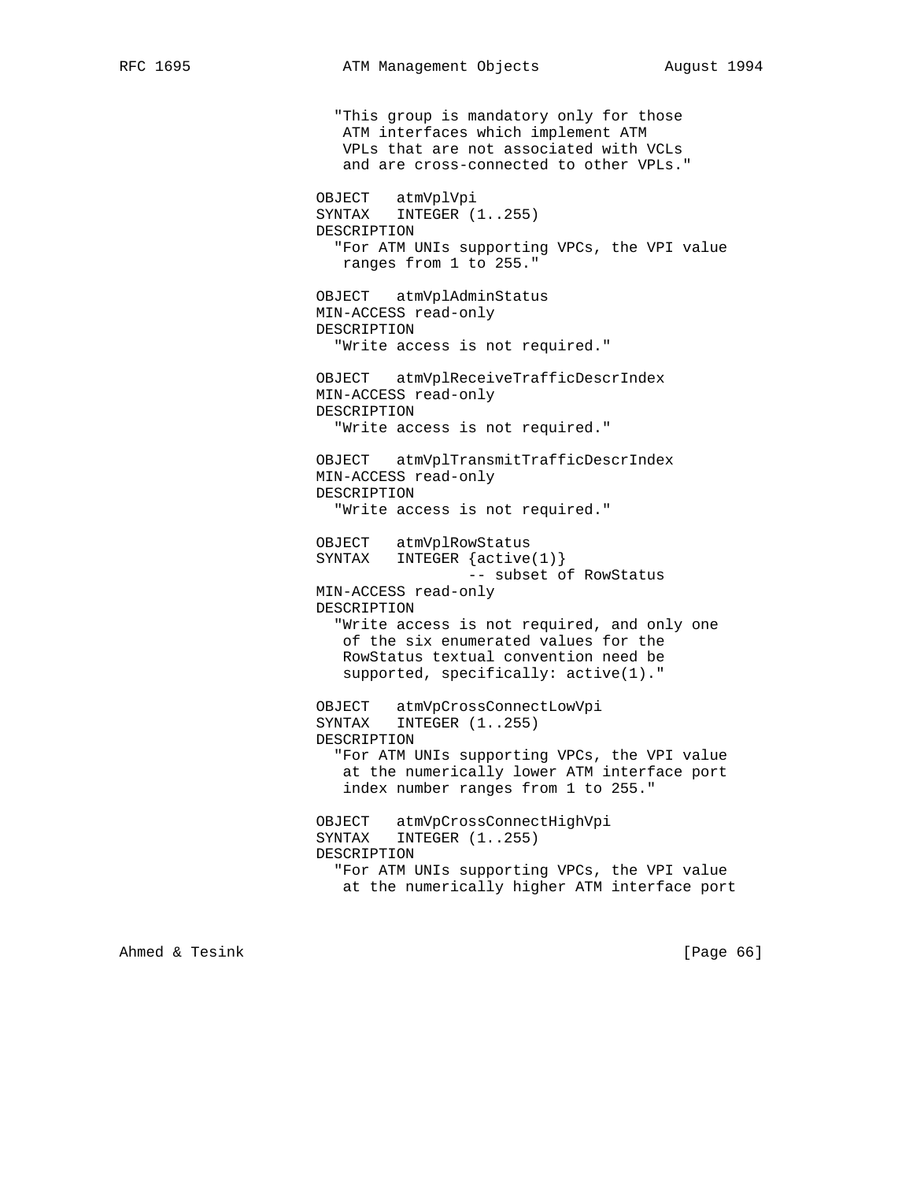```
                  "This group is mandatory only for those
                   ATM interfaces which implement ATM
                   VPLs that are not associated with VCLs
                   and are cross-connected to other VPLs."

                OBJECT   atmVplVpi
                SYNTAX   INTEGER (1..255)
                DESCRIPTION
                  "For ATM UNIs supporting VPCs, the VPI value
                   ranges from 1 to 255."

                OBJECT   atmVplAdminStatus
                MIN-ACCESS read-only
                DESCRIPTION
                  "Write access is not required."

                OBJECT   atmVplReceiveTrafficDescrIndex
                MIN-ACCESS read-only
                DESCRIPTION
                  "Write access is not required."

                OBJECT   atmVplTransmitTrafficDescrIndex
                MIN-ACCESS read-only
                DESCRIPTION
                  "Write access is not required."

                OBJECT   atmVplRowStatus
                SYNTAX   INTEGER {active(1)}
                                -- subset of RowStatus
                MIN-ACCESS read-only
                DESCRIPTION
                  "Write access is not required, and only one
                   of the six enumerated values for the
                   RowStatus textual convention need be
                   supported, specifically: active(1)."

                OBJECT   atmVpCrossConnectLowVpi
                SYNTAX   INTEGER (1..255)
                DESCRIPTION
                  "For ATM UNIs supporting VPCs, the VPI value
                   at the numerically lower ATM interface port
                   index number ranges from 1 to 255."

                OBJECT   atmVpCrossConnectHighVpi
                SYNTAX   INTEGER (1..255)
                DESCRIPTION
                  "For ATM UNIs supporting VPCs, the VPI value
                   at the numerically higher ATM interface port
```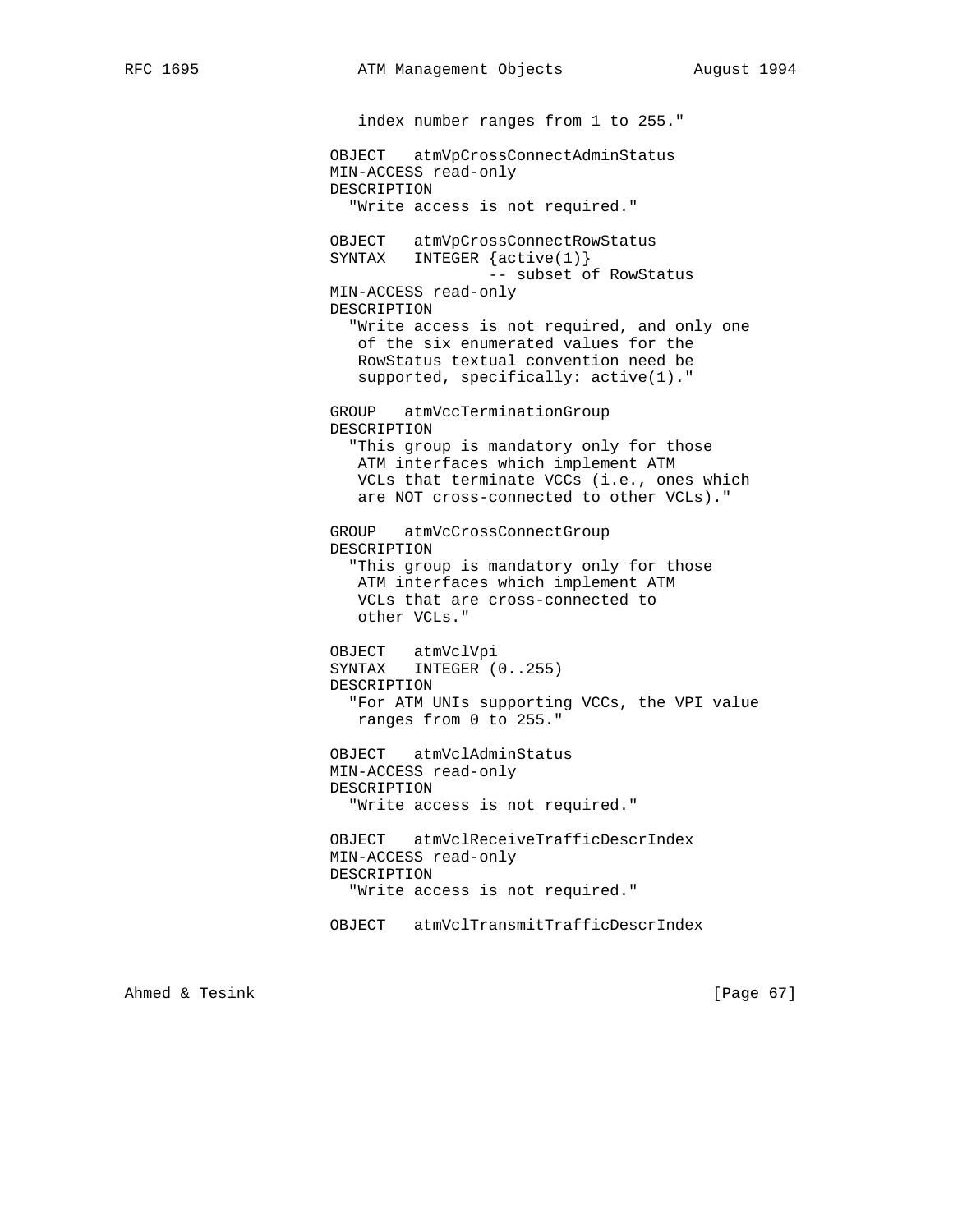```
                    index number ranges from 1 to 255."

                 OBJECT   atmVpCrossConnectAdminStatus
                 MIN-ACCESS read-only
                 DESCRIPTION
                   "Write access is not required."

                 OBJECT   atmVpCrossConnectRowStatus
                 SYNTAX   INTEGER {active(1)}
                                -- subset of RowStatus
                 MIN-ACCESS read-only
                 DESCRIPTION
                   "Write access is not required, and only one
                    of the six enumerated values for the
                    RowStatus textual convention need be
                    supported, specifically: active(1)."

                 GROUP   atmVccTerminationGroup
                 DESCRIPTION
                   "This group is mandatory only for those
                    ATM interfaces which implement ATM
                    VCLs that terminate VCCs (i.e., ones which
                    are NOT cross-connected to other VCLs)."

                 GROUP   atmVcCrossConnectGroup
                 DESCRIPTION
                   "This group is mandatory only for those
                    ATM interfaces which implement ATM
                    VCLs that are cross-connected to
                    other VCLs."

                 OBJECT   atmVclVpi
                 SYNTAX   INTEGER (0..255)
                 DESCRIPTION
                   "For ATM UNIs supporting VCCs, the VPI value
                    ranges from 0 to 255."

                 OBJECT   atmVclAdminStatus
                 MIN-ACCESS read-only
                 DESCRIPTION
                   "Write access is not required."

                 OBJECT   atmVclReceiveTrafficDescrIndex
                 MIN-ACCESS read-only
                 DESCRIPTION
                   "Write access is not required."

                 OBJECT   atmVclTransmitTrafficDescrIndex
```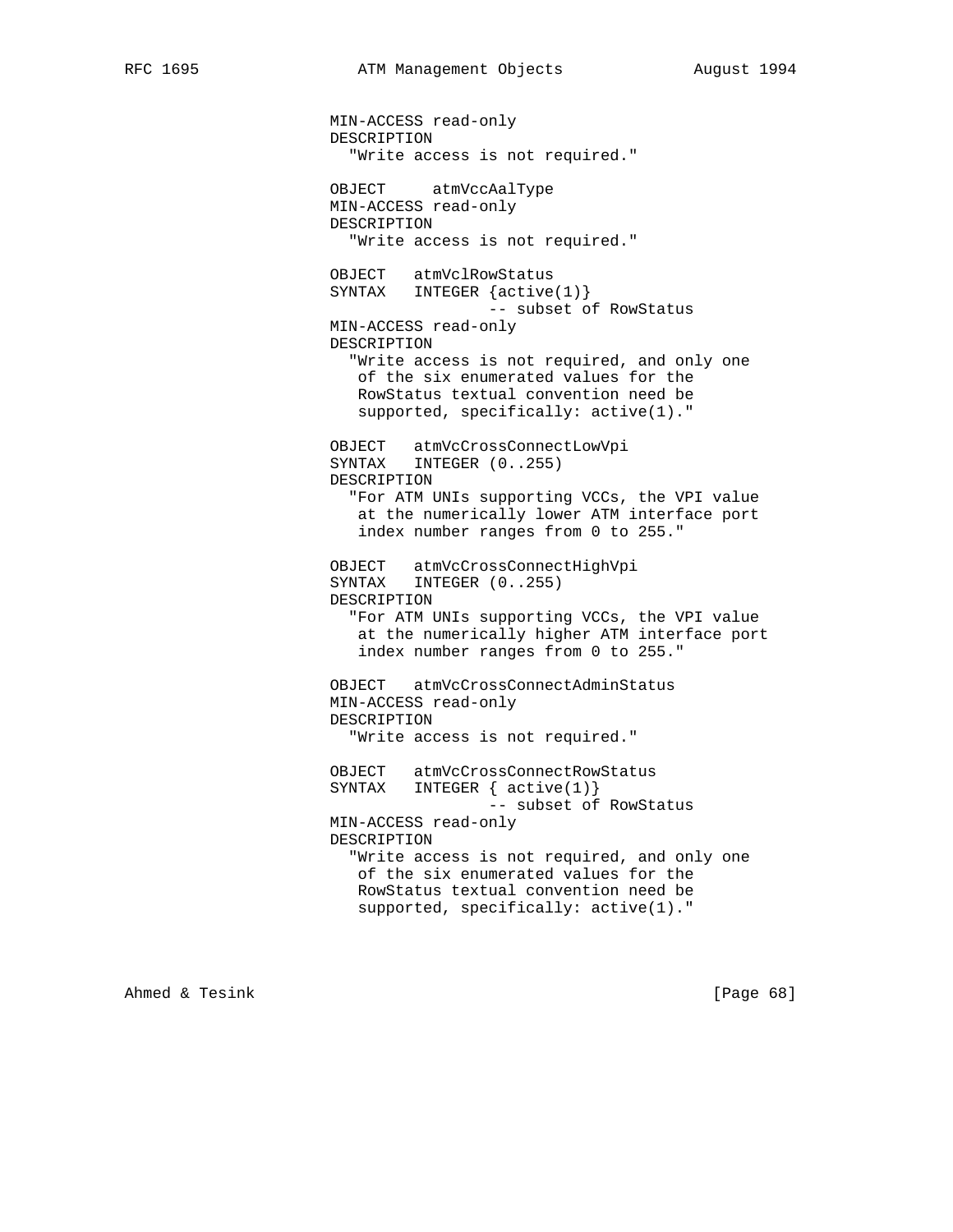```
                 MIN-ACCESS read-only
                 DESCRIPTION
                   "Write access is not required."

                 OBJECT     atmVccAalType
                 MIN-ACCESS read-only
                 DESCRIPTION
                   "Write access is not required."

                 OBJECT   atmVclRowStatus
                 SYNTAX   INTEGER {active(1)}
                                -- subset of RowStatus
                 MIN-ACCESS read-only
                 DESCRIPTION
                   "Write access is not required, and only one
                    of the six enumerated values for the
                    RowStatus textual convention need be
                    supported, specifically: active(1)."

                 OBJECT   atmVcCrossConnectLowVpi
                 SYNTAX   INTEGER (0..255)
                 DESCRIPTION
                   "For ATM UNIs supporting VCCs, the VPI value
                    at the numerically lower ATM interface port
                    index number ranges from 0 to 255."

                 OBJECT   atmVcCrossConnectHighVpi
                 SYNTAX   INTEGER (0..255)
                 DESCRIPTION
                   "For ATM UNIs supporting VCCs, the VPI value
                    at the numerically higher ATM interface port
                    index number ranges from 0 to 255."

                 OBJECT   atmVcCrossConnectAdminStatus
                 MIN-ACCESS read-only
                 DESCRIPTION
                   "Write access is not required."

                 OBJECT   atmVcCrossConnectRowStatus
                 SYNTAX   INTEGER { active(1)}
                                -- subset of RowStatus
                 MIN-ACCESS read-only
                 DESCRIPTION
                   "Write access is not required, and only one
                    of the six enumerated values for the
                    RowStatus textual convention need be
                    supported, specifically: active(1)."
```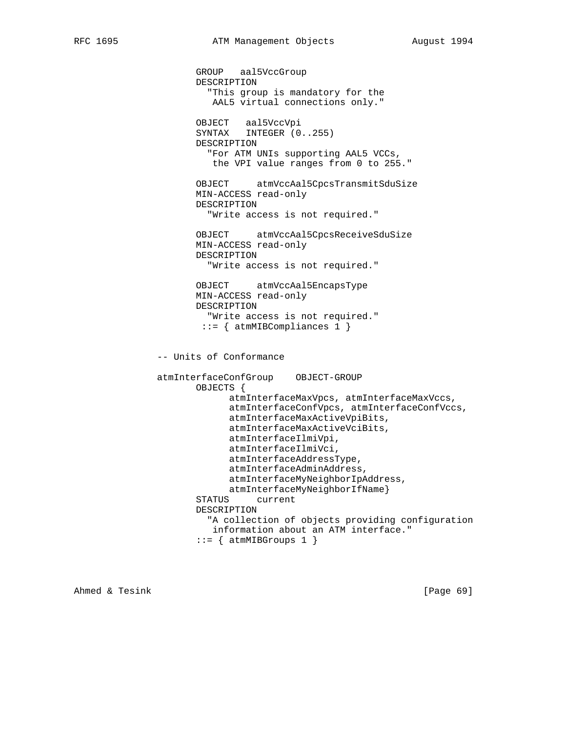```
          GROUP   aal5VccGroup
          DESCRIPTION
            "This group is mandatory for the
             AAL5 virtual connections only."

          OBJECT   aal5VccVpi
          SYNTAX   INTEGER (0..255)
          DESCRIPTION
            "For ATM UNIs supporting AAL5 VCCs,
             the VPI value ranges from 0 to 255."

          OBJECT     atmVccAal5CpcsTransmitSduSize
          MIN-ACCESS read-only
          DESCRIPTION
            "Write access is not required."

          OBJECT     atmVccAal5CpcsReceiveSduSize
          MIN-ACCESS read-only
          DESCRIPTION
            "Write access is not required."

          OBJECT     atmVccAal5EncapsType
          MIN-ACCESS read-only
          DESCRIPTION
            "Write access is not required."
           ::= { atmMIBCompliances 1 }


   -- Units of Conformance

   atmInterfaceConfGroup    OBJECT-GROUP
          OBJECTS {
                atmInterfaceMaxVpcs, atmInterfaceMaxVccs,
                atmInterfaceConfVpcs, atmInterfaceConfVccs,
                atmInterfaceMaxActiveVpiBits,
                atmInterfaceMaxActiveVciBits,
                atmInterfaceIlmiVpi,
                atmInterfaceIlmiVci,
                atmInterfaceAddressType,
                atmInterfaceAdminAddress,
                atmInterfaceMyNeighborIpAddress,
                atmInterfaceMyNeighborIfName}
          STATUS     current
          DESCRIPTION
            "A collection of objects providing configuration
             information about an ATM interface."
          ::= { atmMIBGroups 1 }
```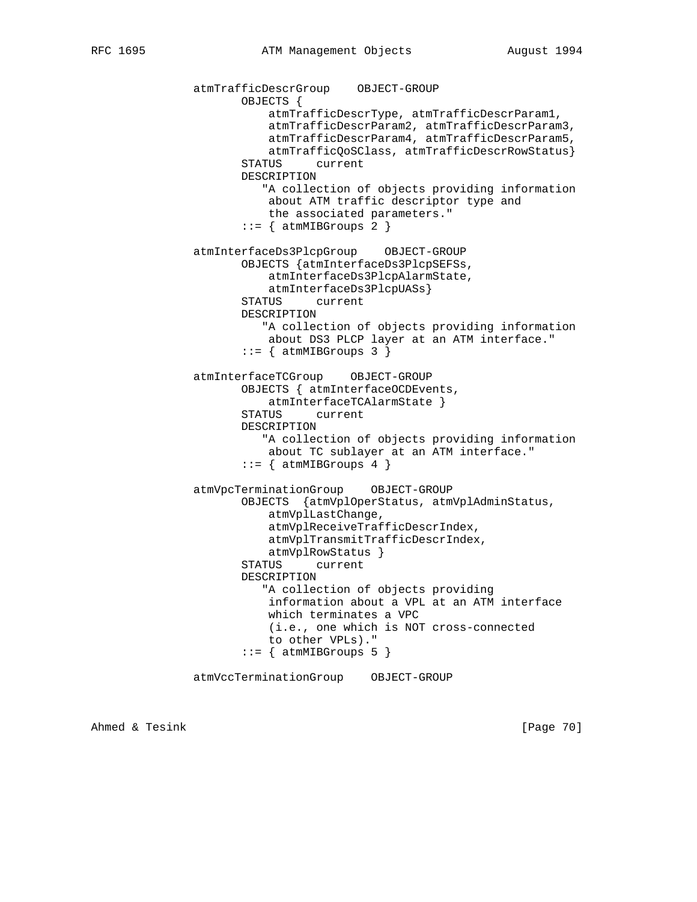```
          atmTrafficDescrGroup    OBJECT-GROUP
                 OBJECTS {
                     atmTrafficDescrType, atmTrafficDescrParam1,
                     atmTrafficDescrParam2, atmTrafficDescrParam3,
                     atmTrafficDescrParam4, atmTrafficDescrParam5,
                     atmTrafficQoSClass, atmTrafficDescrRowStatus}
                 STATUS     current
                 DESCRIPTION
                    "A collection of objects providing information
                     about ATM traffic descriptor type and
                     the associated parameters."
                 ::= { atmMIBGroups 2 }

          atmInterfaceDs3PlcpGroup    OBJECT-GROUP
                 OBJECTS {atmInterfaceDs3PlcpSEFSs,
                     atmInterfaceDs3PlcpAlarmState,
                     atmInterfaceDs3PlcpUASs}
                 STATUS     current
                 DESCRIPTION
                    "A collection of objects providing information
                     about DS3 PLCP layer at an ATM interface."
                 ::= { atmMIBGroups 3 }

          atmInterfaceTCGroup    OBJECT-GROUP
                 OBJECTS { atmInterfaceOCDEvents,
                     atmInterfaceTCAlarmState }
                 STATUS     current
                 DESCRIPTION
                    "A collection of objects providing information
                     about TC sublayer at an ATM interface."
                 ::= { atmMIBGroups 4 }

          atmVpcTerminationGroup    OBJECT-GROUP
                 OBJECTS  {atmVplOperStatus, atmVplAdminStatus,
                     atmVplLastChange,
                     atmVplReceiveTrafficDescrIndex,
                     atmVplTransmitTrafficDescrIndex,
                     atmVplRowStatus }
                 STATUS     current
                 DESCRIPTION
                    "A collection of objects providing
                     information about a VPL at an ATM interface
                     which terminates a VPC
                     (i.e., one which is NOT cross-connected
                     to other VPLs)."
                 ::= { atmMIBGroups 5 }

          atmVccTerminationGroup    OBJECT-GROUP
```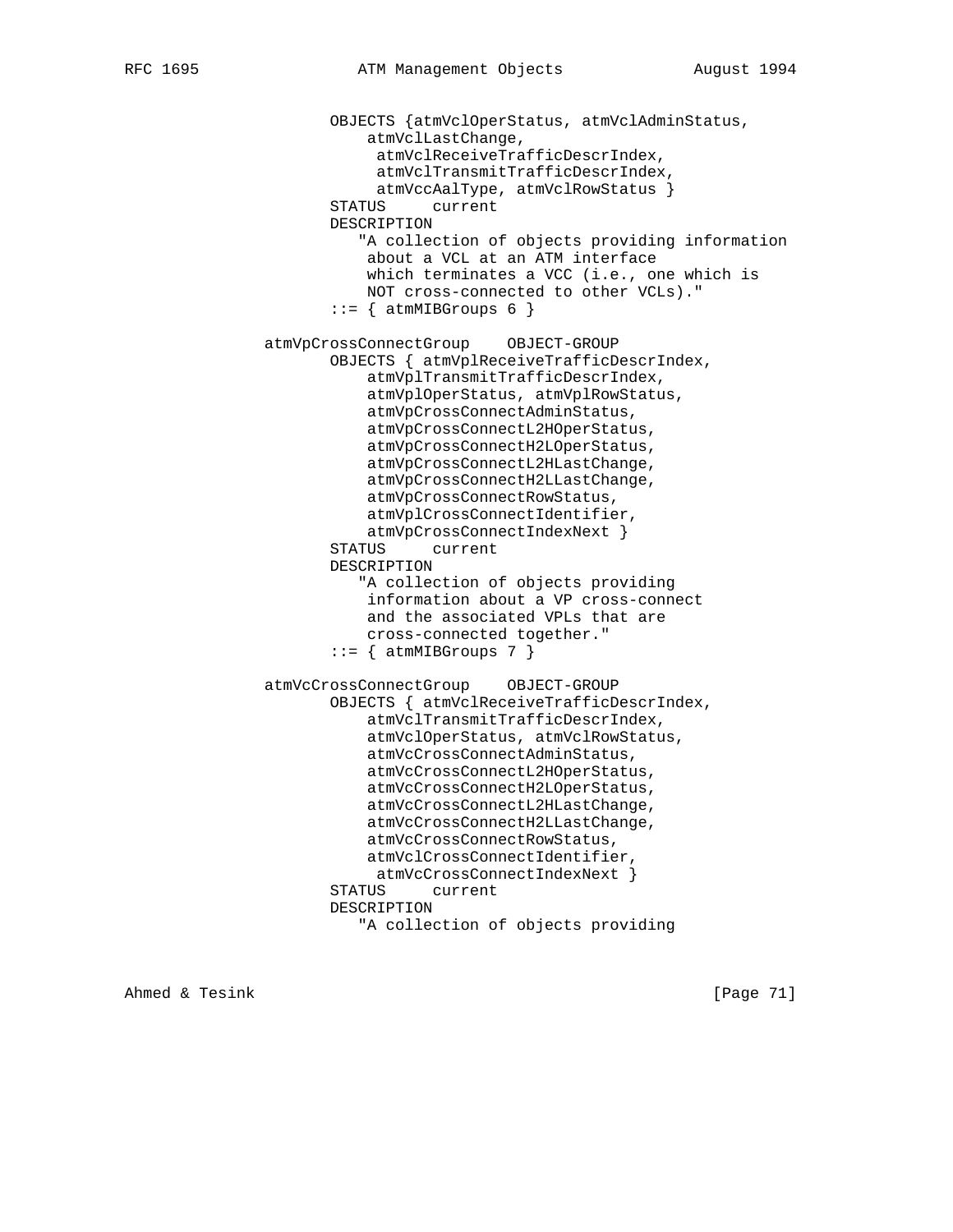```
          OBJECTS {atmVclOperStatus, atmVclAdminStatus,
              atmVclLastChange,
               atmVclReceiveTrafficDescrIndex,
               atmVclTransmitTrafficDescrIndex,
               atmVccAalType, atmVclRowStatus }
          STATUS     current
          DESCRIPTION
             "A collection of objects providing information
              about a VCL at an ATM interface
              which terminates a VCC (i.e., one which is
              NOT cross-connected to other VCLs)."
          ::= { atmMIBGroups 6 }

   atmVpCrossConnectGroup    OBJECT-GROUP
          OBJECTS { atmVplReceiveTrafficDescrIndex,
              atmVplTransmitTrafficDescrIndex,
              atmVplOperStatus, atmVplRowStatus,
              atmVpCrossConnectAdminStatus,
              atmVpCrossConnectL2HOperStatus,
              atmVpCrossConnectH2LOperStatus,
              atmVpCrossConnectL2HLastChange,
              atmVpCrossConnectH2LLastChange,
              atmVpCrossConnectRowStatus,
              atmVplCrossConnectIdentifier,
              atmVpCrossConnectIndexNext }
          STATUS     current
          DESCRIPTION
             "A collection of objects providing
              information about a VP cross-connect
              and the associated VPLs that are
              cross-connected together."
          ::= { atmMIBGroups 7 }

   atmVcCrossConnectGroup    OBJECT-GROUP
          OBJECTS { atmVclReceiveTrafficDescrIndex,
              atmVclTransmitTrafficDescrIndex,
              atmVclOperStatus, atmVclRowStatus,
              atmVcCrossConnectAdminStatus,
              atmVcCrossConnectL2HOperStatus,
              atmVcCrossConnectH2LOperStatus,
              atmVcCrossConnectL2HLastChange,
              atmVcCrossConnectH2LLastChange,
              atmVcCrossConnectRowStatus,
              atmVclCrossConnectIdentifier,
               atmVcCrossConnectIndexNext }
          STATUS     current
          DESCRIPTION
             "A collection of objects providing
```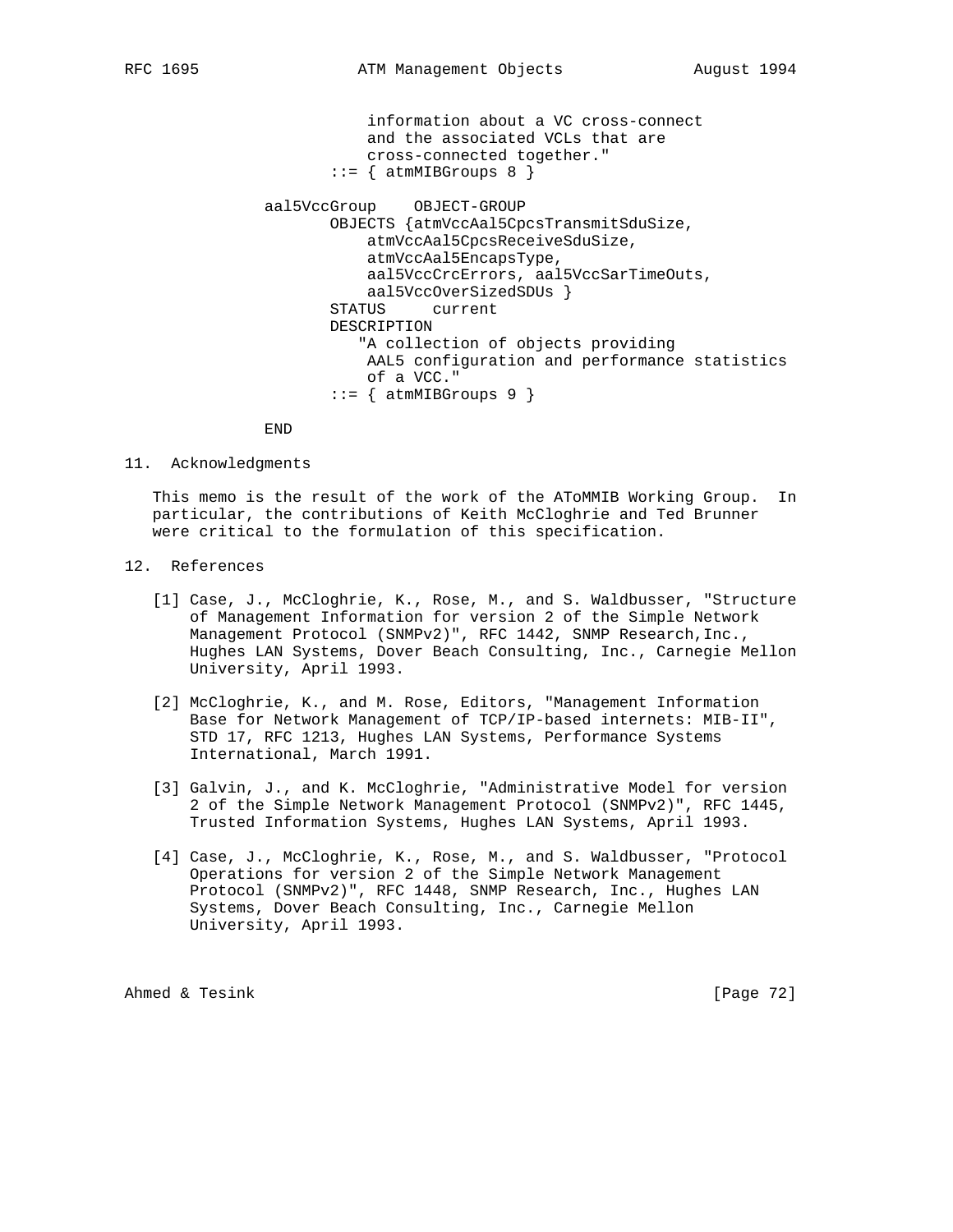```
                      information about a VC cross-connect
                      and the associated VCLs that are
                      cross-connected together."
                ::= { atmMIBGroups 8 }

        aal5VccGroup    OBJECT-GROUP
                OBJECTS {atmVccAal5CpcsTransmitSduSize,
                      atmVccAal5CpcsReceiveSduSize,
                      atmVccAal5EncapsType,
                      aal5VccCrcErrors, aal5VccSarTimeOuts,
                      aal5VccOverSizedSDUs }
                STATUS     current
                DESCRIPTION
                   "A collection of objects providing
                      AAL5 configuration and performance statistics
                      of a VCC."
                ::= { atmMIBGroups 9 }

        END
```

## 11. Acknowledgments

This memo is the result of the work of the AToMMIB Working Group. In particular, the contributions of Keith McCloghrie and Ted Brunner were critical to the formulation of this specification.

## 12. References

[1] Case, J., McCloghrie, K., Rose, M., and S. Waldbusser, "Structure of Management Information for version 2 of the Simple Network Management Protocol (SNMPv2)", RFC 1442, SNMP Research,Inc., Hughes LAN Systems, Dover Beach Consulting, Inc., Carnegie Mellon University, April 1993.

[2] McCloghrie, K., and M. Rose, Editors, "Management Information Base for Network Management of TCP/IP-based internets: MIB-II", STD 17, RFC 1213, Hughes LAN Systems, Performance Systems International, March 1991.

[3] Galvin, J., and K. McCloghrie, "Administrative Model for version 2 of the Simple Network Management Protocol (SNMPv2)", RFC 1445, Trusted Information Systems, Hughes LAN Systems, April 1993.

[4] Case, J., McCloghrie, K., Rose, M., and S. Waldbusser, "Protocol Operations for version 2 of the Simple Network Management Protocol (SNMPv2)", RFC 1448, SNMP Research, Inc., Hughes LAN Systems, Dover Beach Consulting, Inc., Carnegie Mellon University, April 1993.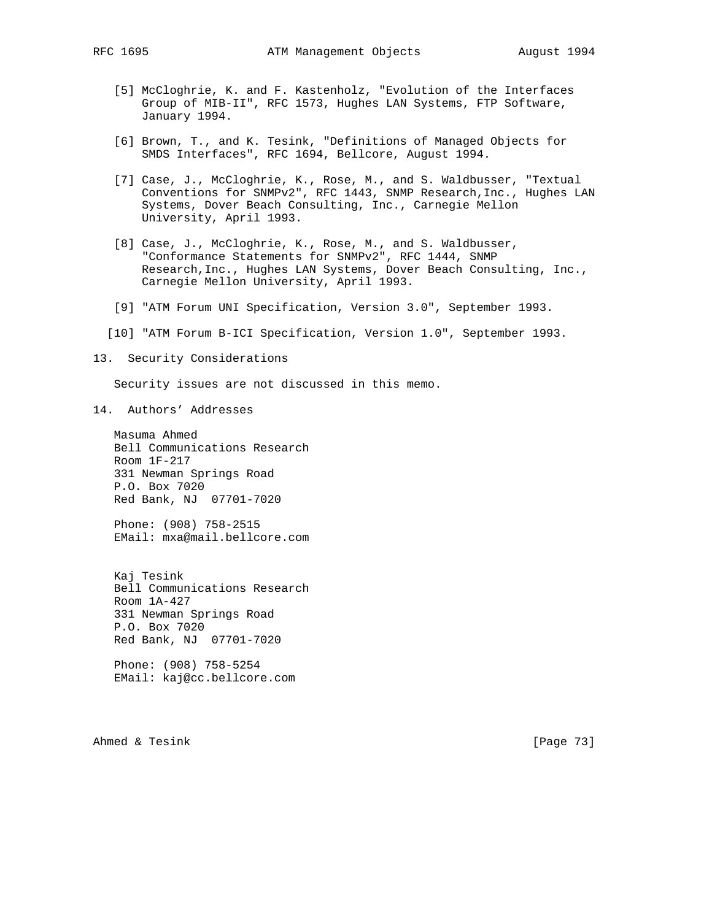[5] McCloghrie, K. and F. Kastenholz, "Evolution of the Interfaces Group of MIB-II", RFC 1573, Hughes LAN Systems, FTP Software, January 1994.

[6] Brown, T., and K. Tesink, "Definitions of Managed Objects for SMDS Interfaces", RFC 1694, Bellcore, August 1994.

[7] Case, J., McCloghrie, K., Rose, M., and S. Waldbusser, "Textual Conventions for SNMPv2", RFC 1443, SNMP Research,Inc., Hughes LAN Systems, Dover Beach Consulting, Inc., Carnegie Mellon University, April 1993.

[8] Case, J., McCloghrie, K., Rose, M., and S. Waldbusser, "Conformance Statements for SNMPv2", RFC 1444, SNMP Research,Inc., Hughes LAN Systems, Dover Beach Consulting, Inc., Carnegie Mellon University, April 1993.

[9] "ATM Forum UNI Specification, Version 3.0", September 1993.

[10] "ATM Forum B-ICI Specification, Version 1.0", September 1993.

## 13. Security Considerations

Security issues are not discussed in this memo.

## 14. Authors' Addresses

Masuma Ahmed
Bell Communications Research
Room 1F-217
331 Newman Springs Road
P.O. Box 7020
Red Bank, NJ  07701-7020

Phone: (908) 758-2515
EMail: mxa@mail.bellcore.com

Kaj Tesink
Bell Communications Research
Room 1A-427
331 Newman Springs Road
P.O. Box 7020
Red Bank, NJ  07701-7020

Phone: (908) 758-5254
EMail: kaj@cc.bellcore.com